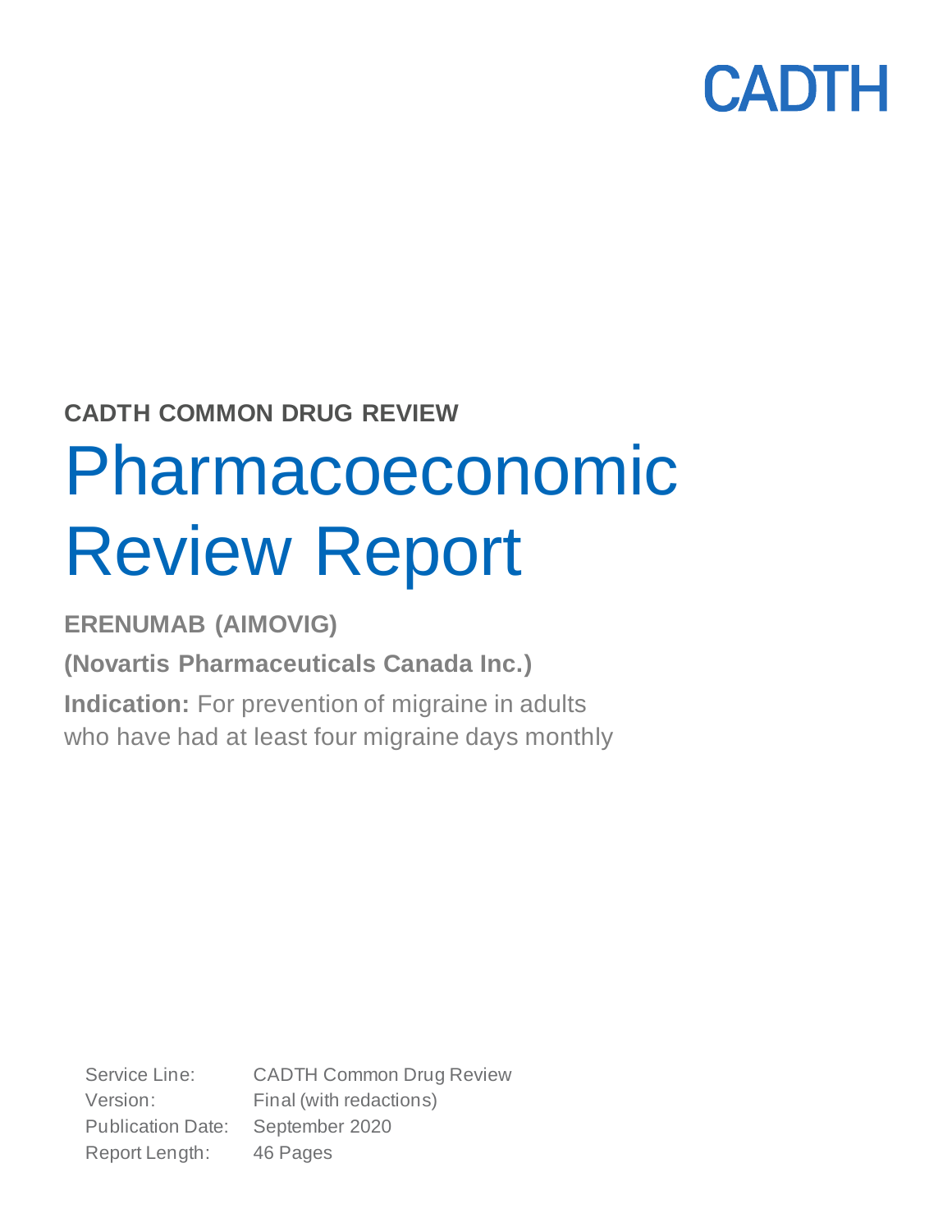CADTH

**CADTH COMMON DRUG REVIEW**

# Pharmacoeconomic Review Report

**ERENUMAB (AIMOVIG)**

**(Novartis Pharmaceuticals Canada Inc.)**

**Indication:** For prevention of migraine in adults who have had at least four migraine days monthly

| | |
|---|---|
| Service Line: | CADTH Common Drug Review |
| Version: | Final (with redactions) |
| Publication Date: | September 2020 |
| Report Length: | 46 Pages |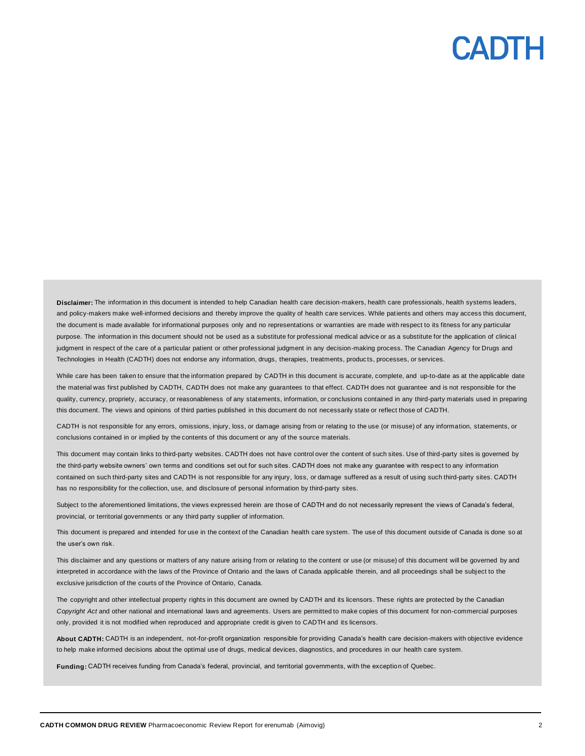**Disclaimer:** The information in this document is intended to help Canadian health care decision-makers, health care professionals, health systems leaders, and policy-makers make well-informed decisions and thereby improve the quality of health care services. While patients and others may access this document, the document is made available for informational purposes only and no representations or warranties are made with respect to its fitness for any particular purpose. The information in this document should not be used as a substitute for professional medical advice or as a substitute for the application of clinical judgment in respect of the care of a particular patient or other professional judgment in any decision-making process. The Canadian Agency for Drugs and Technologies in Health (CADTH) does not endorse any information, drugs, therapies, treatments, products, processes, or services.

While care has been taken to ensure that the information prepared by CADTH in this document is accurate, complete, and up-to-date as at the applicable date the material was first published by CADTH, CADTH does not make any guarantees to that effect. CADTH does not guarantee and is not responsible for the quality, currency, propriety, accuracy, or reasonableness of any statements, information, or conclusions contained in any third-party materials used in preparing this document. The views and opinions of third parties published in this document do not necessarily state or reflect those of CADTH.

CADTH is not responsible for any errors, omissions, injury, loss, or damage arising from or relating to the use (or misuse) of any information, statements, or conclusions contained in or implied by the contents of this document or any of the source materials.

This document may contain links to third-party websites. CADTH does not have control over the content of such sites. Use of third-party sites is governed by the third-party website owners' own terms and conditions set out for such sites. CADTH does not make any guarantee with respect to any information contained on such third-party sites and CADTH is not responsible for any injury, loss, or damage suffered as a result of using such third-party sites. CADTH has no responsibility for the collection, use, and disclosure of personal information by third-party sites.

Subject to the aforementioned limitations, the views expressed herein are those of CADTH and do not necessarily represent the views of Canada's federal, provincial, or territorial governments or any third party supplier of information.

This document is prepared and intended for use in the context of the Canadian health care system. The use of this document outside of Canada is done so at the user's own risk.

This disclaimer and any questions or matters of any nature arising from or relating to the content or use (or misuse) of this document will be governed by and interpreted in accordance with the laws of the Province of Ontario and the laws of Canada applicable therein, and all proceedings shall be subject to the exclusive jurisdiction of the courts of the Province of Ontario, Canada.

The copyright and other intellectual property rights in this document are owned by CADTH and its licensors. These rights are protected by the Canadian *Copyright Act* and other national and international laws and agreements. Users are permitted to make copies of this document for non-commercial purposes only, provided it is not modified when reproduced and appropriate credit is given to CADTH and its licensors.

**About CADTH:** CADTH is an independent, not-for-profit organization responsible for providing Canada's health care decision-makers with objective evidence to help make informed decisions about the optimal use of drugs, medical devices, diagnostics, and procedures in our health care system.

**Funding:** CADTH receives funding from Canada's federal, provincial, and territorial governments, with the exception of Quebec.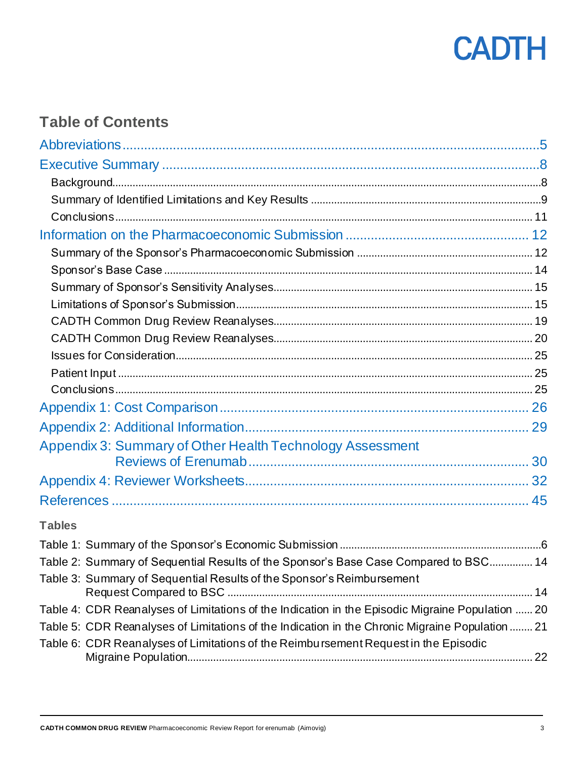## Table of Contents

Abbreviations ..... 5

Executive Summary ..... 8

- Background ..... 8
- Summary of Identified Limitations and Key Results ..... 9
- Conclusions ..... 11

Information on the Pharmacoeconomic Submission ..... 12

- Summary of the Sponsor's Pharmacoeconomic Submission ..... 12
- Sponsor's Base Case ..... 14
- Summary of Sponsor's Sensitivity Analyses ..... 15
- Limitations of Sponsor's Submission ..... 15
- CADTH Common Drug Review Reanalyses ..... 19
- CADTH Common Drug Review Reanalyses ..... 20
- Issues for Consideration ..... 25
- Patient Input ..... 25
- Conclusions ..... 25

Appendix 1: Cost Comparison ..... 26

Appendix 2: Additional Information ..... 29

Appendix 3: Summary of Other Health Technology Assessment Reviews of Erenumab ..... 30

Appendix 4: Reviewer Worksheets ..... 32

References ..... 45

### Tables

Table 1: Summary of the Sponsor's Economic Submission ..... 6

Table 2: Summary of Sequential Results of the Sponsor's Base Case Compared to BSC ..... 14

Table 3: Summary of Sequential Results of the Sponsor's Reimbursement Request Compared to BSC ..... 14

Table 4: CDR Reanalyses of Limitations of the Indication in the Episodic Migraine Population ..... 20

Table 5: CDR Reanalyses of Limitations of the Indication in the Chronic Migraine Population ..... 21

Table 6: CDR Reanalyses of Limitations of the Reimbursement Request in the Episodic Migraine Population ..... 22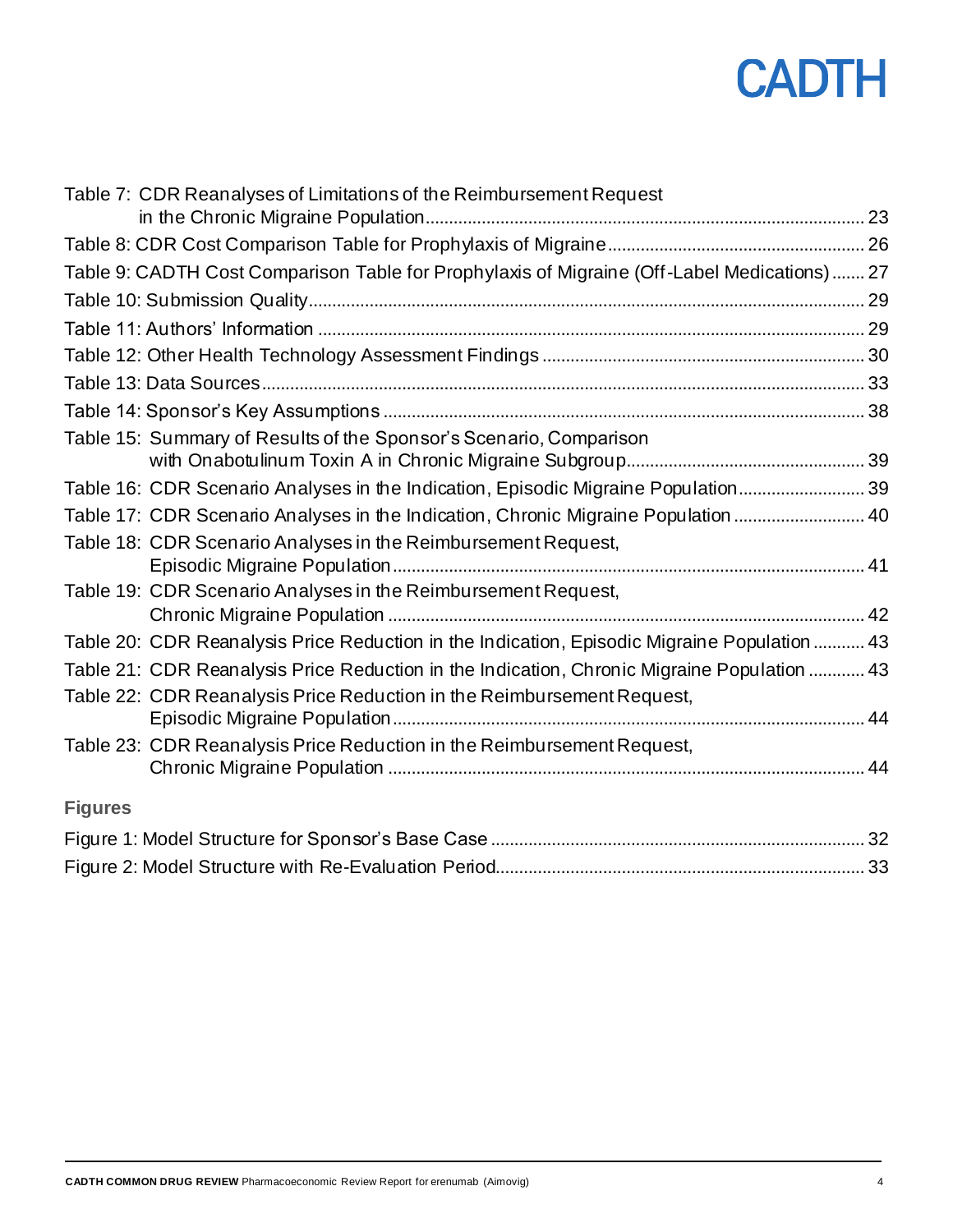Table 7: CDR Reanalyses of Limitations of the Reimbursement Request in the Chronic Migraine Population ........ 23

Table 8: CDR Cost Comparison Table for Prophylaxis of Migraine ........ 26

Table 9: CADTH Cost Comparison Table for Prophylaxis of Migraine (Off-Label Medications) ........ 27

Table 10: Submission Quality ........ 29

Table 11: Authors' Information ........ 29

Table 12: Other Health Technology Assessment Findings ........ 30

Table 13: Data Sources ........ 33

Table 14: Sponsor's Key Assumptions ........ 38

Table 15: Summary of Results of the Sponsor's Scenario, Comparison with Onabotulinum Toxin A in Chronic Migraine Subgroup ........ 39

Table 16: CDR Scenario Analyses in the Indication, Episodic Migraine Population ........ 39

Table 17: CDR Scenario Analyses in the Indication, Chronic Migraine Population ........ 40

Table 18: CDR Scenario Analyses in the Reimbursement Request, Episodic Migraine Population ........ 41

Table 19: CDR Scenario Analyses in the Reimbursement Request, Chronic Migraine Population ........ 42

Table 20: CDR Reanalysis Price Reduction in the Indication, Episodic Migraine Population ........ 43

Table 21: CDR Reanalysis Price Reduction in the Indication, Chronic Migraine Population ........ 43

Table 22: CDR Reanalysis Price Reduction in the Reimbursement Request, Episodic Migraine Population ........ 44

Table 23: CDR Reanalysis Price Reduction in the Reimbursement Request, Chronic Migraine Population ........ 44

## Figures

Figure 1: Model Structure for Sponsor's Base Case ........ 32

Figure 2: Model Structure with Re-Evaluation Period ........ 33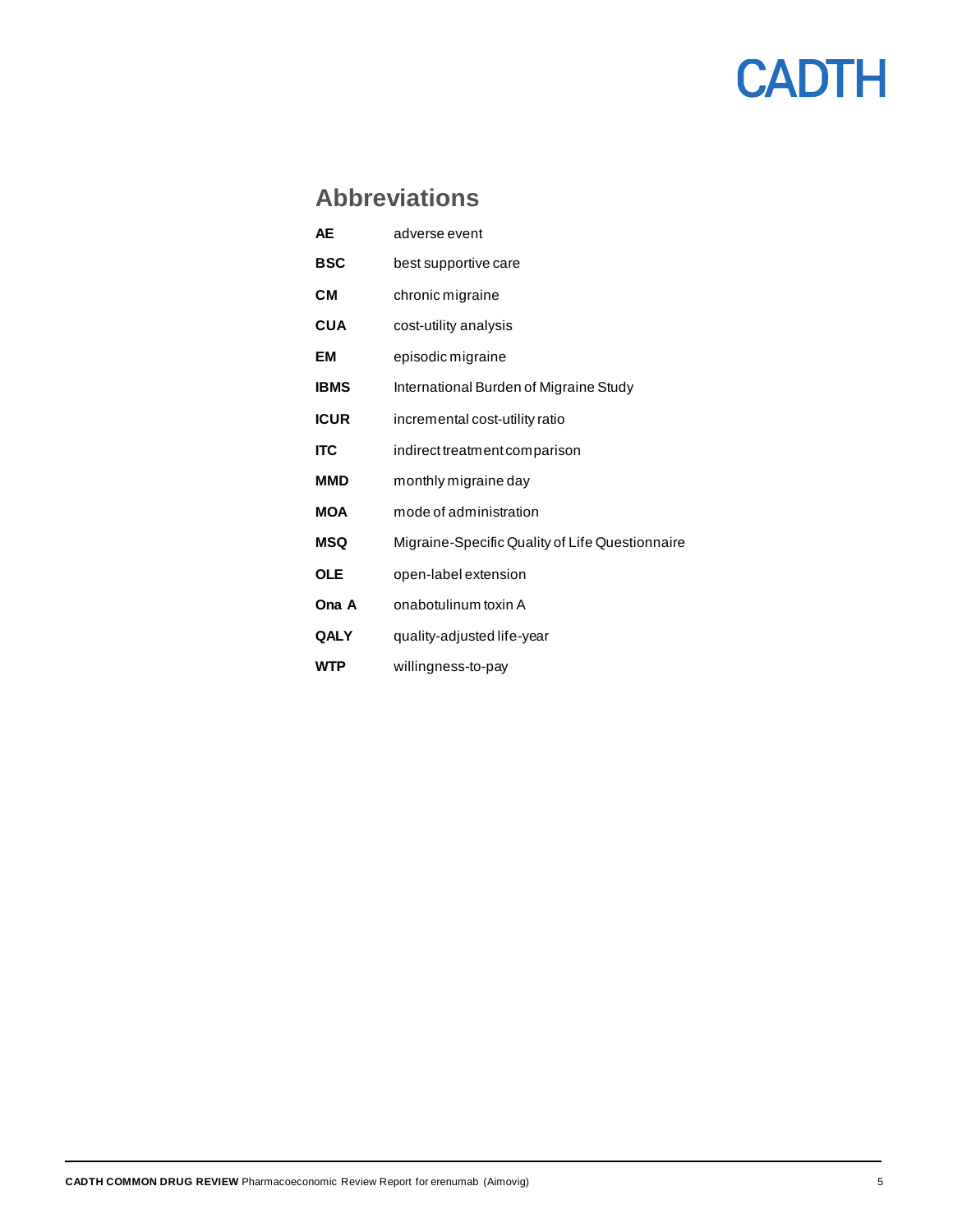## Abbreviations

| | |
|---|---|
| **AE** | adverse event |
| **BSC** | best supportive care |
| **CM** | chronic migraine |
| **CUA** | cost-utility analysis |
| **EM** | episodic migraine |
| **IBMS** | International Burden of Migraine Study |
| **ICUR** | incremental cost-utility ratio |
| **ITC** | indirect treatment comparison |
| **MMD** | monthly migraine day |
| **MOA** | mode of administration |
| **MSQ** | Migraine-Specific Quality of Life Questionnaire |
| **OLE** | open-label extension |
| **Ona A** | onabotulinum toxin A |
| **QALY** | quality-adjusted life-year |
| **WTP** | willingness-to-pay |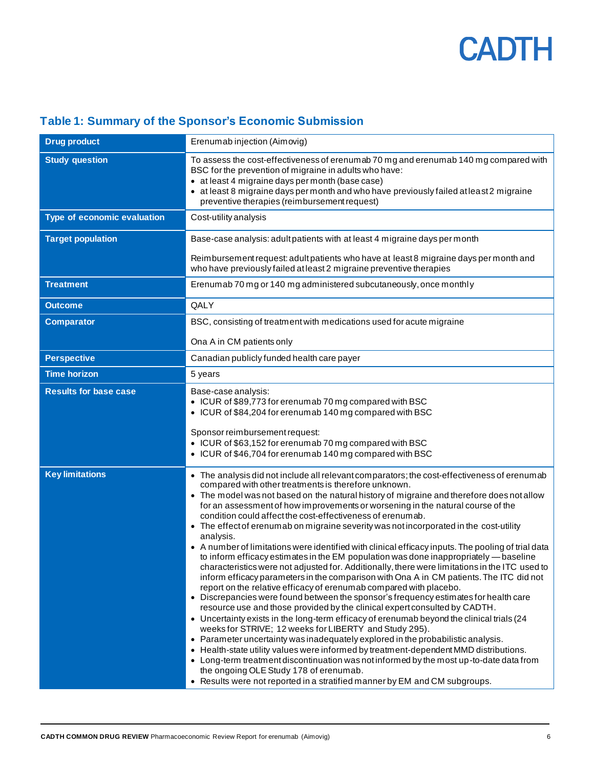### Table 1: Summary of the Sponsor's Economic Submission

| | |
|---|---|
| **Drug product** | Erenumab injection (Aimovig) |
| **Study question** | To assess the cost-effectiveness of erenumab 70 mg and erenumab 140 mg compared with BSC for the prevention of migraine in adults who have:<br>• at least 4 migraine days per month (base case)<br>• at least 8 migraine days per month and who have previously failed at least 2 migraine preventive therapies (reimbursement request) |
| **Type of economic evaluation** | Cost-utility analysis |
| **Target population** | Base-case analysis: adult patients with at least 4 migraine days per month<br><br>Reimbursement request: adult patients who have at least 8 migraine days per month and who have previously failed at least 2 migraine preventive therapies |
| **Treatment** | Erenumab 70 mg or 140 mg administered subcutaneously, once monthly |
| **Outcome** | QALY |
| **Comparator** | BSC, consisting of treatment with medications used for acute migraine<br><br>Ona A in CM patients only |
| **Perspective** | Canadian publicly funded health care payer |
| **Time horizon** | 5 years |
| **Results for base case** | Base-case analysis:<br>• ICUR of $89,773 for erenumab 70 mg compared with BSC<br>• ICUR of $84,204 for erenumab 140 mg compared with BSC<br><br>Sponsor reimbursement request:<br>• ICUR of $63,152 for erenumab 70 mg compared with BSC<br>• ICUR of $46,704 for erenumab 140 mg compared with BSC |
| **Key limitations** | • The analysis did not include all relevant comparators; the cost-effectiveness of erenumab compared with other treatments is therefore unknown.<br>• The model was not based on the natural history of migraine and therefore does not allow for an assessment of how improvements or worsening in the natural course of the condition could affect the cost-effectiveness of erenumab.<br>• The effect of erenumab on migraine severity was not incorporated in the cost-utility analysis.<br>• A number of limitations were identified with clinical efficacy inputs. The pooling of trial data to inform efficacy estimates in the EM population was done inappropriately — baseline characteristics were not adjusted for. Additionally, there were limitations in the ITC used to inform efficacy parameters in the comparison with Ona A in CM patients. The ITC did not report on the relative efficacy of erenumab compared with placebo.<br>• Discrepancies were found between the sponsor's frequency estimates for health care resource use and those provided by the clinical expert consulted by CADTH.<br>• Uncertainty exists in the long-term efficacy of erenumab beyond the clinical trials (24 weeks for STRIVE; 12 weeks for LIBERTY and Study 295).<br>• Parameter uncertainty was inadequately explored in the probabilistic analysis.<br>• Health-state utility values were informed by treatment-dependent MMD distributions.<br>• Long-term treatment discontinuation was not informed by the most up-to-date data from the ongoing OLE Study 178 of erenumab.<br>• Results were not reported in a stratified manner by EM and CM subgroups. |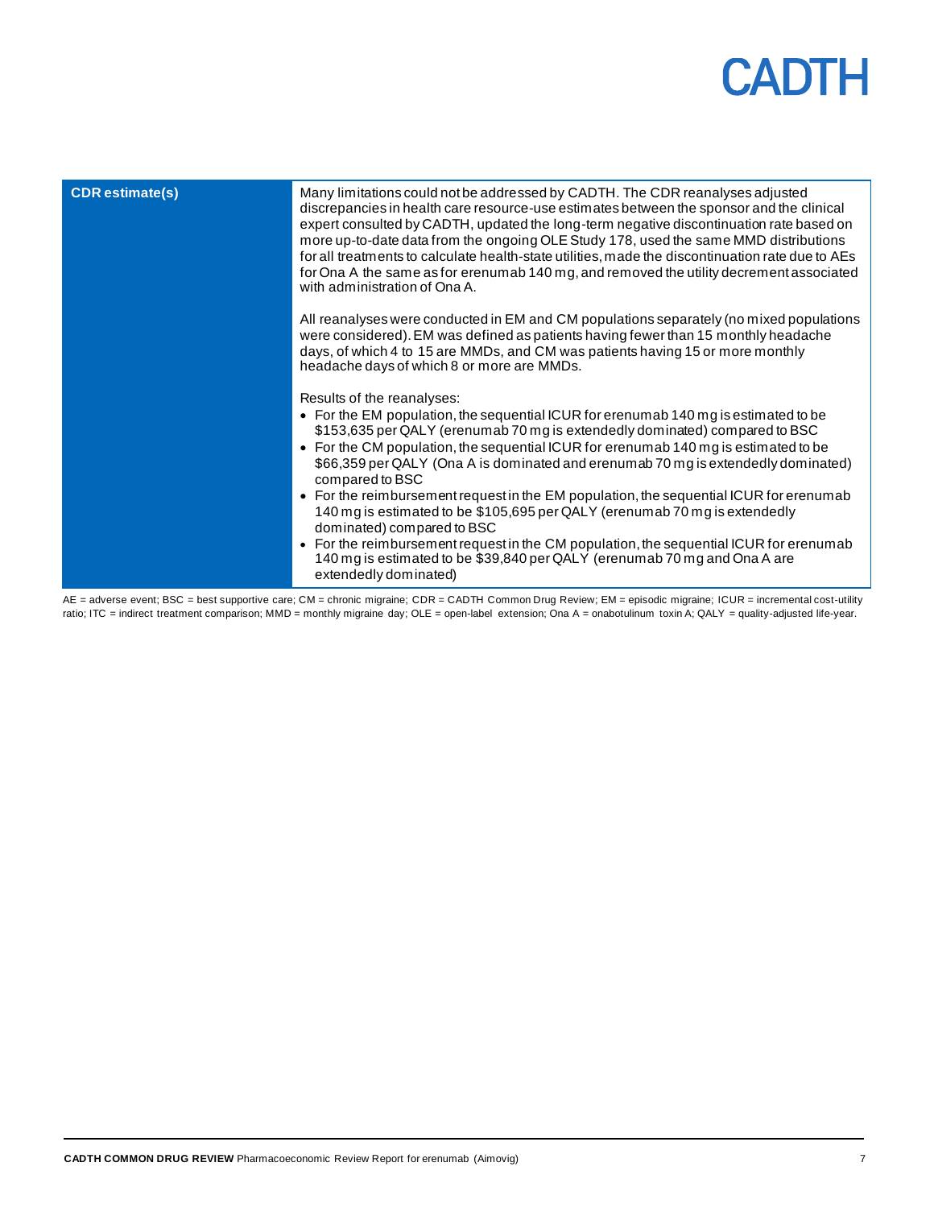| CDR estimate(s) | Many limitations could not be addressed by CADTH. The CDR reanalyses adjusted discrepancies in health care resource-use estimates between the sponsor and the clinical expert consulted by CADTH, updated the long-term negative discontinuation rate based on more up-to-date data from the ongoing OLE Study 178, used the same MMD distributions for all treatments to calculate health-state utilities, made the discontinuation rate due to AEs for Ona A the same as for erenumab 140 mg, and removed the utility decrement associated with administration of Ona A.<br><br>All reanalyses were conducted in EM and CM populations separately (no mixed populations were considered). EM was defined as patients having fewer than 15 monthly headache days, of which 4 to 15 are MMDs, and CM was patients having 15 or more monthly headache days of which 8 or more are MMDs.<br><br>Results of the reanalyses:<br>• For the EM population, the sequential ICUR for erenumab 140 mg is estimated to be $153,635 per QALY (erenumab 70 mg is extendedly dominated) compared to BSC<br>• For the CM population, the sequential ICUR for erenumab 140 mg is estimated to be $66,359 per QALY (Ona A is dominated and erenumab 70 mg is extendedly dominated) compared to BSC<br>• For the reimbursement request in the EM population, the sequential ICUR for erenumab 140 mg is estimated to be $105,695 per QALY (erenumab 70 mg is extendedly dominated) compared to BSC<br>• For the reimbursement request in the CM population, the sequential ICUR for erenumab 140 mg is estimated to be $39,840 per QALY (erenumab 70 mg and Ona A are extendedly dominated) |
|---|---|

AE = adverse event; BSC = best supportive care; CM = chronic migraine; CDR = CADTH Common Drug Review; EM = episodic migraine; ICUR = incremental cost-utility ratio; ITC = indirect treatment comparison; MMD = monthly migraine day; OLE = open-label extension; Ona A = onabotulinum toxin A; QALY = quality-adjusted life-year.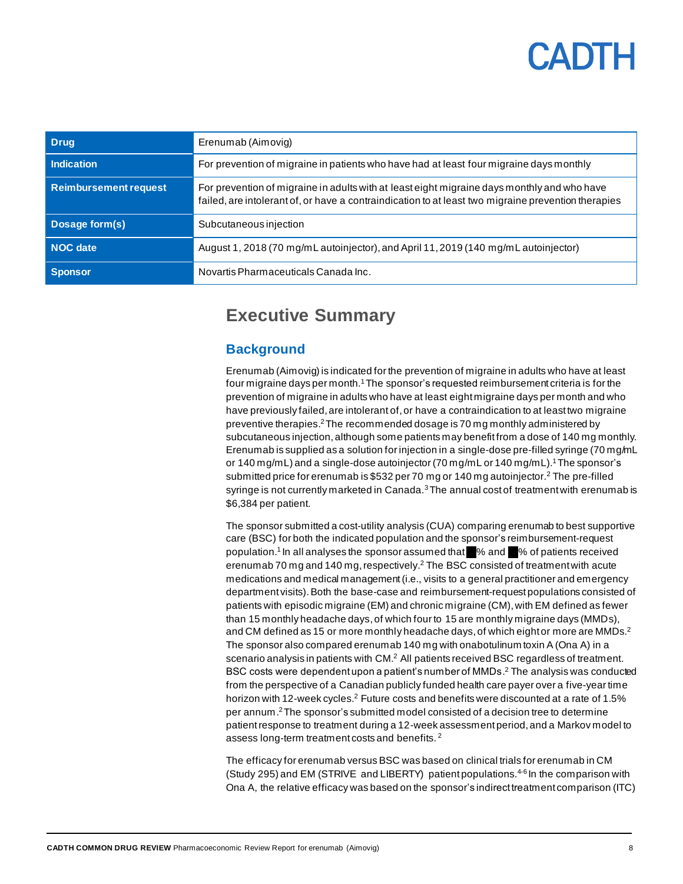| Drug | Erenumab (Aimovig) |
| --- | --- |
| Indication | For prevention of migraine in patients who have had at least four migraine days monthly |
| Reimbursement request | For prevention of migraine in adults with at least eight migraine days monthly and who have failed, are intolerant of, or have a contraindication to at least two migraine prevention therapies |
| Dosage form(s) | Subcutaneous injection |
| NOC date | August 1, 2018 (70 mg/mL autoinjector), and April 11, 2019 (140 mg/mL autoinjector) |
| Sponsor | Novartis Pharmaceuticals Canada Inc. |

# Executive Summary

## Background

Erenumab (Aimovig) is indicated for the prevention of migraine in adults who have at least four migraine days per month.[1] The sponsor's requested reimbursement criteria is for the prevention of migraine in adults who have at least eight migraine days per month and who have previously failed, are intolerant of, or have a contraindication to at least two migraine preventive therapies.[2] The recommended dosage is 70 mg monthly administered by subcutaneous injection, although some patients may benefit from a dose of 140 mg monthly. Erenumab is supplied as a solution for injection in a single-dose pre-filled syringe (70 mg/mL or 140 mg/mL) and a single-dose autoinjector (70 mg/mL or 140 mg/mL).[1] The sponsor's submitted price for erenumab is $532 per 70 mg or 140 mg autoinjector.[2] The pre-filled syringe is not currently marketed in Canada.[3] The annual cost of treatment with erenumab is $6,384 per patient.

The sponsor submitted a cost-utility analysis (CUA) comparing erenumab to best supportive care (BSC) for both the indicated population and the sponsor's reimbursement-request population.[1] In all analyses the sponsor assumed that ■% and ■% of patients received erenumab 70 mg and 140 mg, respectively.[2] The BSC consisted of treatment with acute medications and medical management (i.e., visits to a general practitioner and emergency department visits). Both the base-case and reimbursement-request populations consisted of patients with episodic migraine (EM) and chronic migraine (CM), with EM defined as fewer than 15 monthly headache days, of which four to 15 are monthly migraine days (MMDs), and CM defined as 15 or more monthly headache days, of which eight or more are MMDs.[2] The sponsor also compared erenumab 140 mg with onabotulinum toxin A (Ona A) in a scenario analysis in patients with CM.[2] All patients received BSC regardless of treatment. BSC costs were dependent upon a patient's number of MMDs.[2] The analysis was conducted from the perspective of a Canadian publicly funded health care payer over a five-year time horizon with 12-week cycles.[2] Future costs and benefits were discounted at a rate of 1.5% per annum.[2] The sponsor's submitted model consisted of a decision tree to determine patient response to treatment during a 12-week assessment period, and a Markov model to assess long-term treatment costs and benefits.[2]

The efficacy for erenumab versus BSC was based on clinical trials for erenumab in CM (Study 295) and EM (STRIVE and LIBERTY) patient populations.[4-6] In the comparison with Ona A, the relative efficacy was based on the sponsor's indirect treatment comparison (ITC)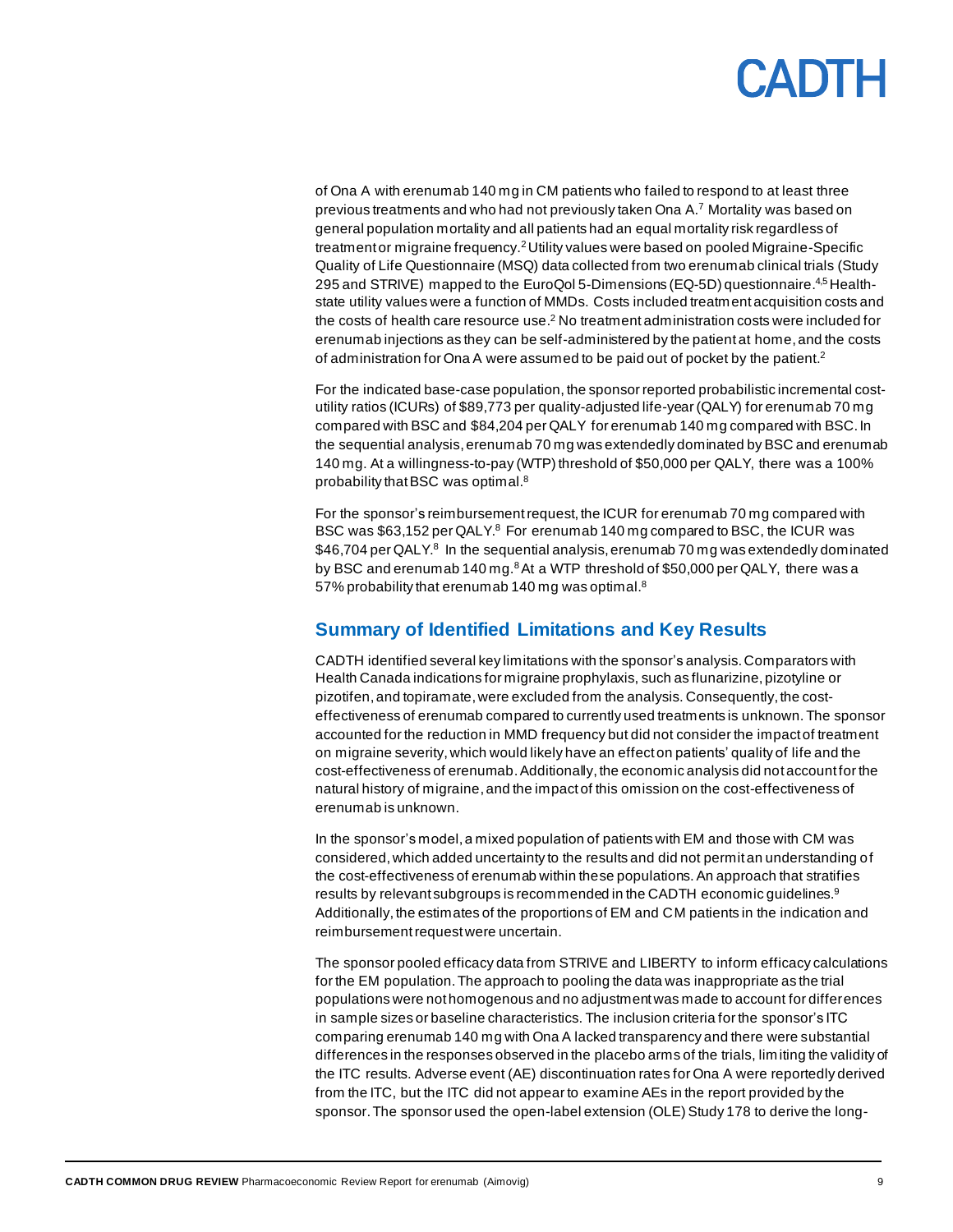of Ona A with erenumab 140 mg in CM patients who failed to respond to at least three previous treatments and who had not previously taken Ona A.[7] Mortality was based on general population mortality and all patients had an equal mortality risk regardless of treatment or migraine frequency.[2] Utility values were based on pooled Migraine-Specific Quality of Life Questionnaire (MSQ) data collected from two erenumab clinical trials (Study 295 and STRIVE) mapped to the EuroQol 5-Dimensions (EQ-5D) questionnaire.[4,5] Health-state utility values were a function of MMDs. Costs included treatment acquisition costs and the costs of health care resource use.[2] No treatment administration costs were included for erenumab injections as they can be self-administered by the patient at home, and the costs of administration for Ona A were assumed to be paid out of pocket by the patient.[2]

For the indicated base-case population, the sponsor reported probabilistic incremental cost-utility ratios (ICURs) of $89,773 per quality-adjusted life-year (QALY) for erenumab 70 mg compared with BSC and $84,204 per QALY for erenumab 140 mg compared with BSC. In the sequential analysis, erenumab 70 mg was extendedly dominated by BSC and erenumab 140 mg. At a willingness-to-pay (WTP) threshold of $50,000 per QALY, there was a 100% probability that BSC was optimal.[8]

For the sponsor's reimbursement request, the ICUR for erenumab 70 mg compared with BSC was $63,152 per QALY.[8] For erenumab 140 mg compared to BSC, the ICUR was $46,704 per QALY.[8] In the sequential analysis, erenumab 70 mg was extendedly dominated by BSC and erenumab 140 mg.[8] At a WTP threshold of $50,000 per QALY, there was a 57% probability that erenumab 140 mg was optimal.[8]

## Summary of Identified Limitations and Key Results

CADTH identified several key limitations with the sponsor's analysis. Comparators with Health Canada indications for migraine prophylaxis, such as flunarizine, pizotyline or pizotifen, and topiramate, were excluded from the analysis. Consequently, the cost-effectiveness of erenumab compared to currently used treatments is unknown. The sponsor accounted for the reduction in MMD frequency but did not consider the impact of treatment on migraine severity, which would likely have an effect on patients' quality of life and the cost-effectiveness of erenumab. Additionally, the economic analysis did not account for the natural history of migraine, and the impact of this omission on the cost-effectiveness of erenumab is unknown.

In the sponsor's model, a mixed population of patients with EM and those with CM was considered, which added uncertainty to the results and did not permit an understanding of the cost-effectiveness of erenumab within these populations. An approach that stratifies results by relevant subgroups is recommended in the CADTH economic guidelines.[9] Additionally, the estimates of the proportions of EM and CM patients in the indication and reimbursement request were uncertain.

The sponsor pooled efficacy data from STRIVE and LIBERTY to inform efficacy calculations for the EM population. The approach to pooling the data was inappropriate as the trial populations were not homogenous and no adjustment was made to account for differences in sample sizes or baseline characteristics. The inclusion criteria for the sponsor's ITC comparing erenumab 140 mg with Ona A lacked transparency and there were substantial differences in the responses observed in the placebo arms of the trials, limiting the validity of the ITC results. Adverse event (AE) discontinuation rates for Ona A were reportedly derived from the ITC, but the ITC did not appear to examine AEs in the report provided by the sponsor. The sponsor used the open-label extension (OLE) Study 178 to derive the long-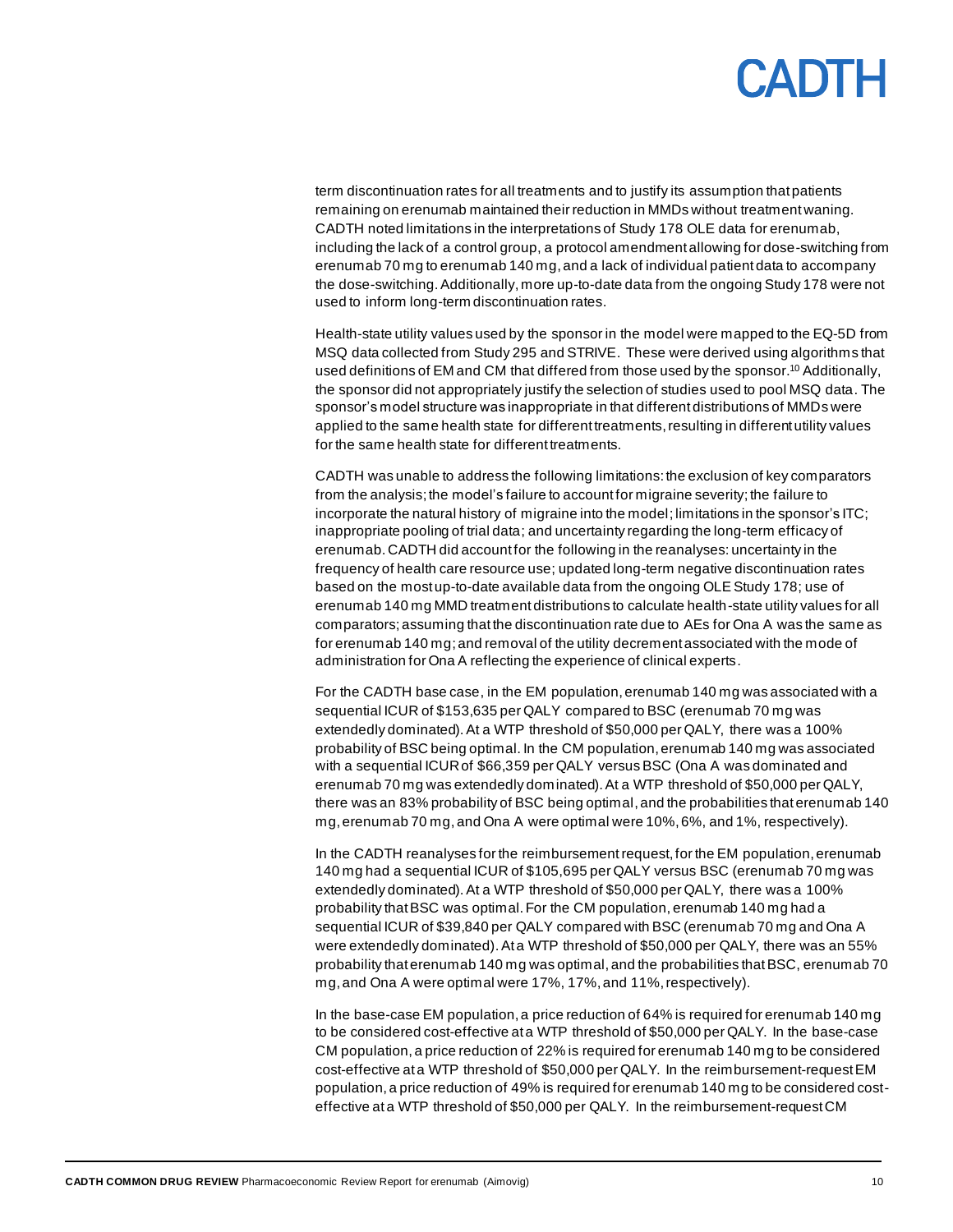term discontinuation rates for all treatments and to justify its assumption that patients remaining on erenumab maintained their reduction in MMDs without treatment waning. CADTH noted limitations in the interpretations of Study 178 OLE data for erenumab, including the lack of a control group, a protocol amendment allowing for dose-switching from erenumab 70 mg to erenumab 140 mg, and a lack of individual patient data to accompany the dose-switching. Additionally, more up-to-date data from the ongoing Study 178 were not used to inform long-term discontinuation rates.

Health-state utility values used by the sponsor in the model were mapped to the EQ-5D from MSQ data collected from Study 295 and STRIVE. These were derived using algorithms that used definitions of EM and CM that differed from those used by the sponsor.[10] Additionally, the sponsor did not appropriately justify the selection of studies used to pool MSQ data. The sponsor's model structure was inappropriate in that different distributions of MMDs were applied to the same health state for different treatments, resulting in different utility values for the same health state for different treatments.

CADTH was unable to address the following limitations: the exclusion of key comparators from the analysis; the model's failure to account for migraine severity; the failure to incorporate the natural history of migraine into the model; limitations in the sponsor's ITC; inappropriate pooling of trial data; and uncertainty regarding the long-term efficacy of erenumab. CADTH did account for the following in the reanalyses: uncertainty in the frequency of health care resource use; updated long-term negative discontinuation rates based on the most up-to-date available data from the ongoing OLE Study 178; use of erenumab 140 mg MMD treatment distributions to calculate health-state utility values for all comparators; assuming that the discontinuation rate due to AEs for Ona A was the same as for erenumab 140 mg; and removal of the utility decrement associated with the mode of administration for Ona A reflecting the experience of clinical experts.

For the CADTH base case, in the EM population, erenumab 140 mg was associated with a sequential ICUR of $153,635 per QALY compared to BSC (erenumab 70 mg was extendedly dominated). At a WTP threshold of $50,000 per QALY, there was a 100% probability of BSC being optimal. In the CM population, erenumab 140 mg was associated with a sequential ICUR of $66,359 per QALY versus BSC (Ona A was dominated and erenumab 70 mg was extendedly dominated). At a WTP threshold of $50,000 per QALY, there was an 83% probability of BSC being optimal, and the probabilities that erenumab 140 mg, erenumab 70 mg, and Ona A were optimal were 10%, 6%, and 1%, respectively).

In the CADTH reanalyses for the reimbursement request, for the EM population, erenumab 140 mg had a sequential ICUR of $105,695 per QALY versus BSC (erenumab 70 mg was extendedly dominated). At a WTP threshold of $50,000 per QALY, there was a 100% probability that BSC was optimal. For the CM population, erenumab 140 mg had a sequential ICUR of $39,840 per QALY compared with BSC (erenumab 70 mg and Ona A were extendedly dominated). At a WTP threshold of $50,000 per QALY, there was an 55% probability that erenumab 140 mg was optimal, and the probabilities that BSC, erenumab 70 mg, and Ona A were optimal were 17%, 17%, and 11%, respectively).

In the base-case EM population, a price reduction of 64% is required for erenumab 140 mg to be considered cost-effective at a WTP threshold of $50,000 per QALY. In the base-case CM population, a price reduction of 22% is required for erenumab 140 mg to be considered cost-effective at a WTP threshold of $50,000 per QALY. In the reimbursement-request EM population, a price reduction of 49% is required for erenumab 140 mg to be considered cost-effective at a WTP threshold of $50,000 per QALY. In the reimbursement-request CM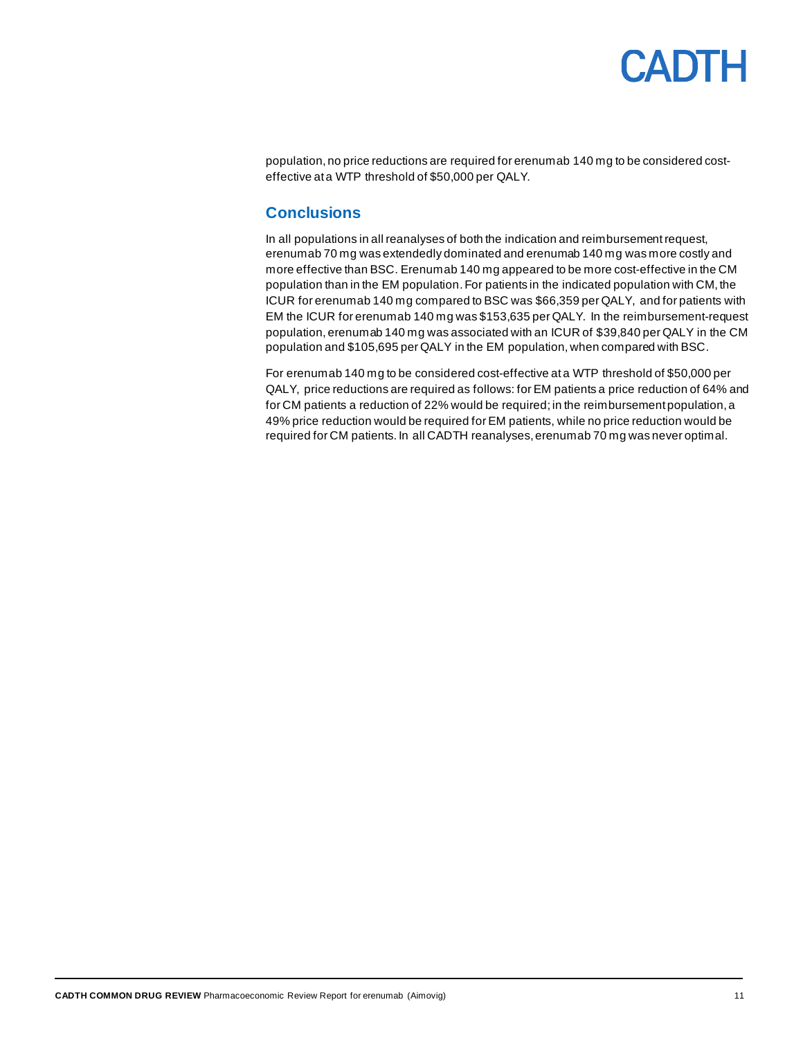population, no price reductions are required for erenumab 140 mg to be considered cost-effective at a WTP threshold of $50,000 per QALY.

## Conclusions

In all populations in all reanalyses of both the indication and reimbursement request, erenumab 70 mg was extendedly dominated and erenumab 140 mg was more costly and more effective than BSC. Erenumab 140 mg appeared to be more cost-effective in the CM population than in the EM population. For patients in the indicated population with CM, the ICUR for erenumab 140 mg compared to BSC was $66,359 per QALY, and for patients with EM the ICUR for erenumab 140 mg was $153,635 per QALY. In the reimbursement-request population, erenumab 140 mg was associated with an ICUR of $39,840 per QALY in the CM population and $105,695 per QALY in the EM population, when compared with BSC.

For erenumab 140 mg to be considered cost-effective at a WTP threshold of $50,000 per QALY, price reductions are required as follows: for EM patients a price reduction of 64% and for CM patients a reduction of 22% would be required; in the reimbursement population, a 49% price reduction would be required for EM patients, while no price reduction would be required for CM patients. In all CADTH reanalyses, erenumab 70 mg was never optimal.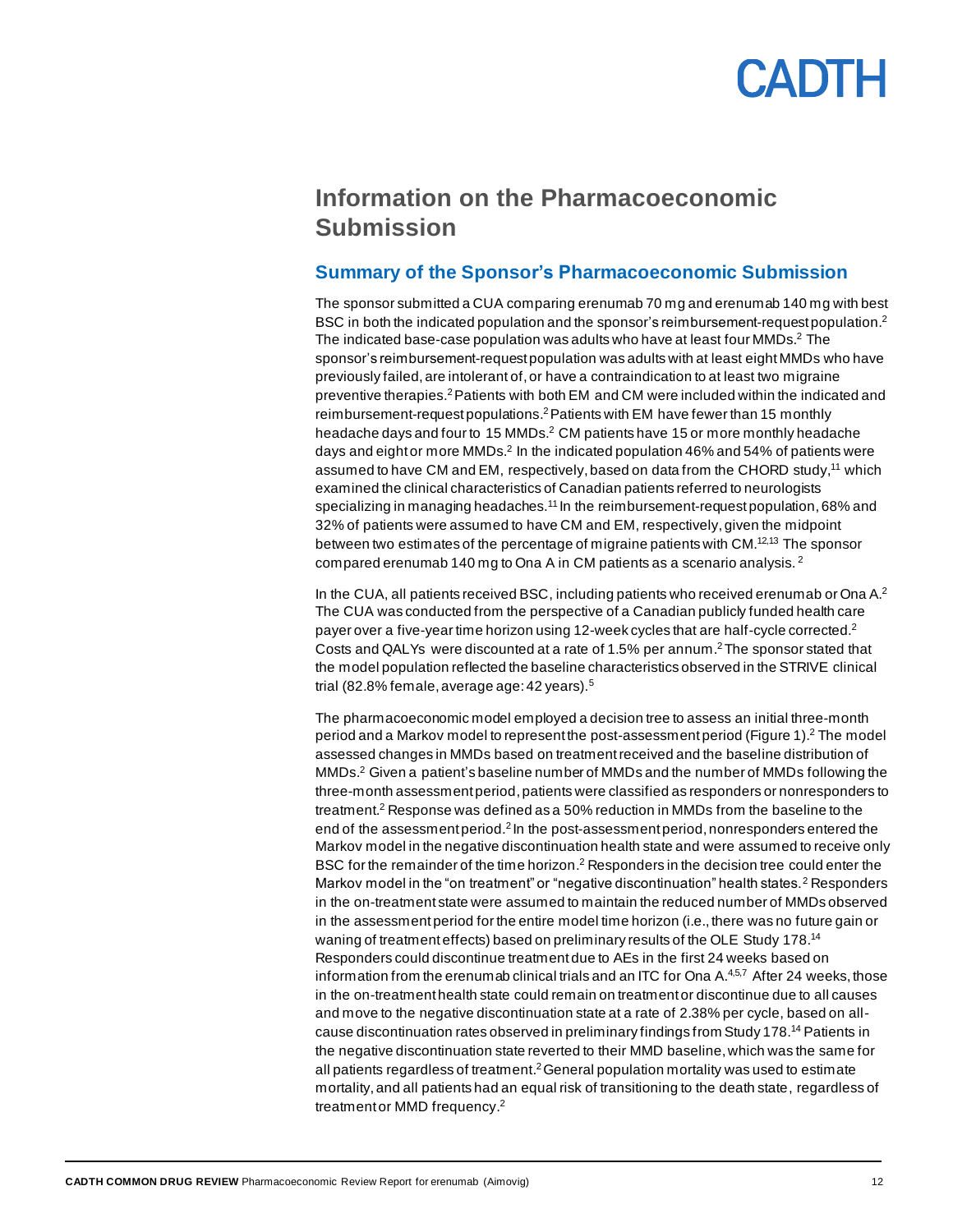# Information on the Pharmacoeconomic Submission

## Summary of the Sponsor's Pharmacoeconomic Submission

The sponsor submitted a CUA comparing erenumab 70 mg and erenumab 140 mg with best BSC in both the indicated population and the sponsor's reimbursement-request population.[2] The indicated base-case population was adults who have at least four MMDs.[2] The sponsor's reimbursement-request population was adults with at least eight MMDs who have previously failed, are intolerant of, or have a contraindication to at least two migraine preventive therapies.[2] Patients with both EM and CM were included within the indicated and reimbursement-request populations.[2] Patients with EM have fewer than 15 monthly headache days and four to 15 MMDs.[2] CM patients have 15 or more monthly headache days and eight or more MMDs.[2] In the indicated population 46% and 54% of patients were assumed to have CM and EM, respectively, based on data from the CHORD study,[11] which examined the clinical characteristics of Canadian patients referred to neurologists specializing in managing headaches.[11] In the reimbursement-request population, 68% and 32% of patients were assumed to have CM and EM, respectively, given the midpoint between two estimates of the percentage of migraine patients with CM.[12,13] The sponsor compared erenumab 140 mg to Ona A in CM patients as a scenario analysis.[2]

In the CUA, all patients received BSC, including patients who received erenumab or Ona A.[2] The CUA was conducted from the perspective of a Canadian publicly funded health care payer over a five-year time horizon using 12-week cycles that are half-cycle corrected.[2] Costs and QALYs were discounted at a rate of 1.5% per annum.[2] The sponsor stated that the model population reflected the baseline characteristics observed in the STRIVE clinical trial (82.8% female, average age: 42 years).[5]

The pharmacoeconomic model employed a decision tree to assess an initial three-month period and a Markov model to represent the post-assessment period (Figure 1).[2] The model assessed changes in MMDs based on treatment received and the baseline distribution of MMDs.[2] Given a patient's baseline number of MMDs and the number of MMDs following the three-month assessment period, patients were classified as responders or nonresponders to treatment.[2] Response was defined as a 50% reduction in MMDs from the baseline to the end of the assessment period.[2] In the post-assessment period, nonresponders entered the Markov model in the negative discontinuation health state and were assumed to receive only BSC for the remainder of the time horizon.[2] Responders in the decision tree could enter the Markov model in the "on treatment" or "negative discontinuation" health states.[2] Responders in the on-treatment state were assumed to maintain the reduced number of MMDs observed in the assessment period for the entire model time horizon (i.e., there was no future gain or waning of treatment effects) based on preliminary results of the OLE Study 178.[14] Responders could discontinue treatment due to AEs in the first 24 weeks based on information from the erenumab clinical trials and an ITC for Ona A.[4,5,7] After 24 weeks, those in the on-treatment health state could remain on treatment or discontinue due to all causes and move to the negative discontinuation state at a rate of 2.38% per cycle, based on all-cause discontinuation rates observed in preliminary findings from Study 178.[14] Patients in the negative discontinuation state reverted to their MMD baseline, which was the same for all patients regardless of treatment.[2] General population mortality was used to estimate mortality, and all patients had an equal risk of transitioning to the death state, regardless of treatment or MMD frequency.[2]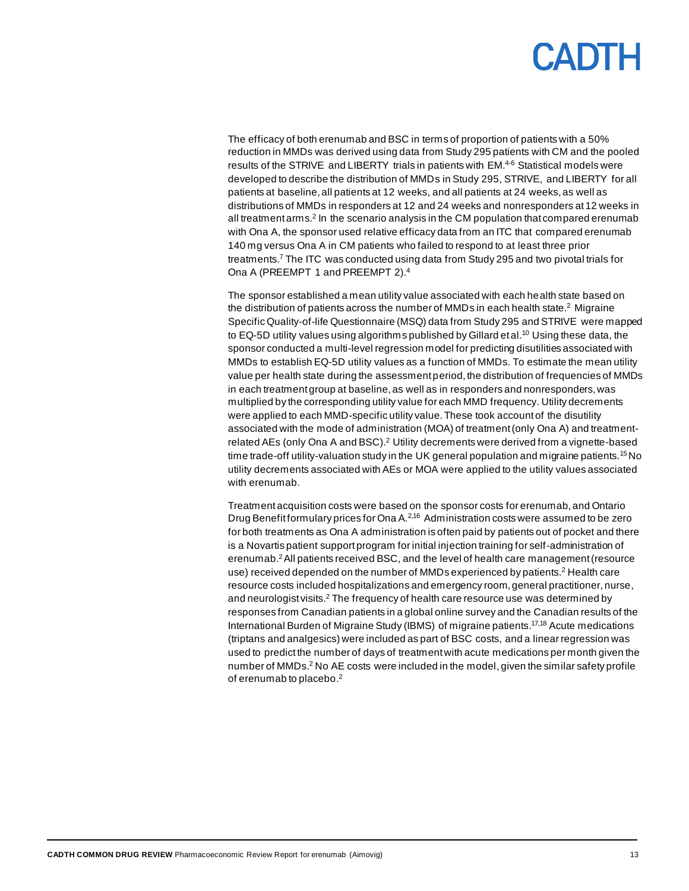The efficacy of both erenumab and BSC in terms of proportion of patients with a 50% reduction in MMDs was derived using data from Study 295 patients with CM and the pooled results of the STRIVE and LIBERTY trials in patients with EM.[4-6] Statistical models were developed to describe the distribution of MMDs in Study 295, STRIVE, and LIBERTY for all patients at baseline, all patients at 12 weeks, and all patients at 24 weeks, as well as distributions of MMDs in responders at 12 and 24 weeks and nonresponders at 12 weeks in all treatment arms.[2] In the scenario analysis in the CM population that compared erenumab with Ona A, the sponsor used relative efficacy data from an ITC that compared erenumab 140 mg versus Ona A in CM patients who failed to respond to at least three prior treatments.[7] The ITC was conducted using data from Study 295 and two pivotal trials for Ona A (PREEMPT 1 and PREEMPT 2).[4]

The sponsor established a mean utility value associated with each health state based on the distribution of patients across the number of MMDs in each health state.[2] Migraine Specific Quality-of-life Questionnaire (MSQ) data from Study 295 and STRIVE were mapped to EQ-5D utility values using algorithms published by Gillard et al.[10] Using these data, the sponsor conducted a multi-level regression model for predicting disutilities associated with MMDs to establish EQ-5D utility values as a function of MMDs. To estimate the mean utility value per health state during the assessment period, the distribution of frequencies of MMDs in each treatment group at baseline, as well as in responders and nonresponders, was multiplied by the corresponding utility value for each MMD frequency. Utility decrements were applied to each MMD-specific utility value. These took account of the disutility associated with the mode of administration (MOA) of treatment (only Ona A) and treatment-related AEs (only Ona A and BSC).[2] Utility decrements were derived from a vignette-based time trade-off utility-valuation study in the UK general population and migraine patients.[15] No utility decrements associated with AEs or MOA were applied to the utility values associated with erenumab.

Treatment acquisition costs were based on the sponsor costs for erenumab, and Ontario Drug Benefit formulary prices for Ona A.[2,16] Administration costs were assumed to be zero for both treatments as Ona A administration is often paid by patients out of pocket and there is a Novartis patient support program for initial injection training for self-administration of erenumab.[2] All patients received BSC, and the level of health care management (resource use) received depended on the number of MMDs experienced by patients.[2] Health care resource costs included hospitalizations and emergency room, general practitioner, nurse, and neurologist visits.[2] The frequency of health care resource use was determined by responses from Canadian patients in a global online survey and the Canadian results of the International Burden of Migraine Study (IBMS) of migraine patients.[17,18] Acute medications (triptans and analgesics) were included as part of BSC costs, and a linear regression was used to predict the number of days of treatment with acute medications per month given the number of MMDs.[2] No AE costs were included in the model, given the similar safety profile of erenumab to placebo.[2]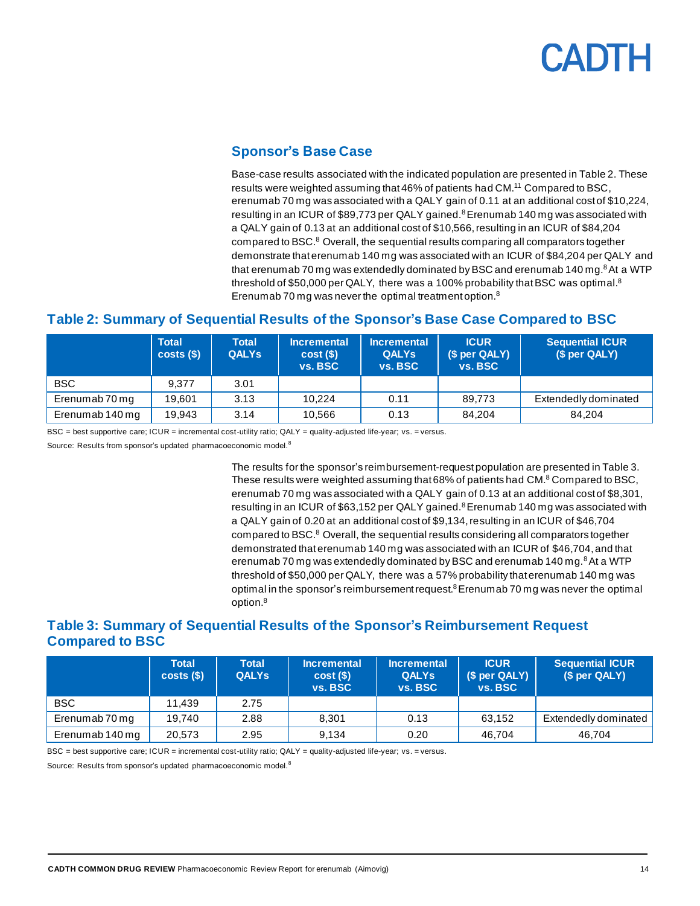## Sponsor's Base Case

Base-case results associated with the indicated population are presented in Table 2. These results were weighted assuming that 46% of patients had CM.[11] Compared to BSC, erenumab 70 mg was associated with a QALY gain of 0.11 at an additional cost of $10,224, resulting in an ICUR of $89,773 per QALY gained.[8] Erenumab 140 mg was associated with a QALY gain of 0.13 at an additional cost of $10,566, resulting in an ICUR of $84,204 compared to BSC.[8] Overall, the sequential results comparing all comparators together demonstrate that erenumab 140 mg was associated with an ICUR of $84,204 per QALY and that erenumab 70 mg was extendedly dominated by BSC and erenumab 140 mg.[8] At a WTP threshold of $50,000 per QALY, there was a 100% probability that BSC was optimal.[8] Erenumab 70 mg was never the optimal treatment option.[8]

### Table 2: Summary of Sequential Results of the Sponsor's Base Case Compared to BSC

| | Total costs ($) | Total QALYs | Incremental cost ($) vs. BSC | Incremental QALYs vs. BSC | ICUR ($ per QALY) vs. BSC | Sequential ICUR ($ per QALY) |
|---|---|---|---|---|---|---|
| BSC | 9,377 | 3.01 | | | | |
| Erenumab 70 mg | 19,601 | 3.13 | 10,224 | 0.11 | 89,773 | Extendedly dominated |
| Erenumab 140 mg | 19,943 | 3.14 | 10,566 | 0.13 | 84,204 | 84,204 |

BSC = best supportive care; ICUR = incremental cost-utility ratio; QALY = quality-adjusted life-year; vs. = versus.

Source: Results from sponsor's updated pharmacoeconomic model.[8]

The results for the sponsor's reimbursement-request population are presented in Table 3. These results were weighted assuming that 68% of patients had CM.[8] Compared to BSC, erenumab 70 mg was associated with a QALY gain of 0.13 at an additional cost of $8,301, resulting in an ICUR of $63,152 per QALY gained.[8] Erenumab 140 mg was associated with a QALY gain of 0.20 at an additional cost of $9,134, resulting in an ICUR of $46,704 compared to BSC.[8] Overall, the sequential results considering all comparators together demonstrated that erenumab 140 mg was associated with an ICUR of $46,704, and that erenumab 70 mg was extendedly dominated by BSC and erenumab 140 mg.[8] At a WTP threshold of $50,000 per QALY, there was a 57% probability that erenumab 140 mg was optimal in the sponsor's reimbursement request.[8] Erenumab 70 mg was never the optimal option.[8]

### Table 3: Summary of Sequential Results of the Sponsor's Reimbursement Request Compared to BSC

| | Total costs ($) | Total QALYs | Incremental cost ($) vs. BSC | Incremental QALYs vs. BSC | ICUR ($ per QALY) vs. BSC | Sequential ICUR ($ per QALY) |
|---|---|---|---|---|---|---|
| BSC | 11,439 | 2.75 | | | | |
| Erenumab 70 mg | 19,740 | 2.88 | 8,301 | 0.13 | 63,152 | Extendedly dominated |
| Erenumab 140 mg | 20,573 | 2.95 | 9,134 | 0.20 | 46,704 | 46,704 |

BSC = best supportive care; ICUR = incremental cost-utility ratio; QALY = quality-adjusted life-year; vs. = versus.

Source: Results from sponsor's updated pharmacoeconomic model.[8]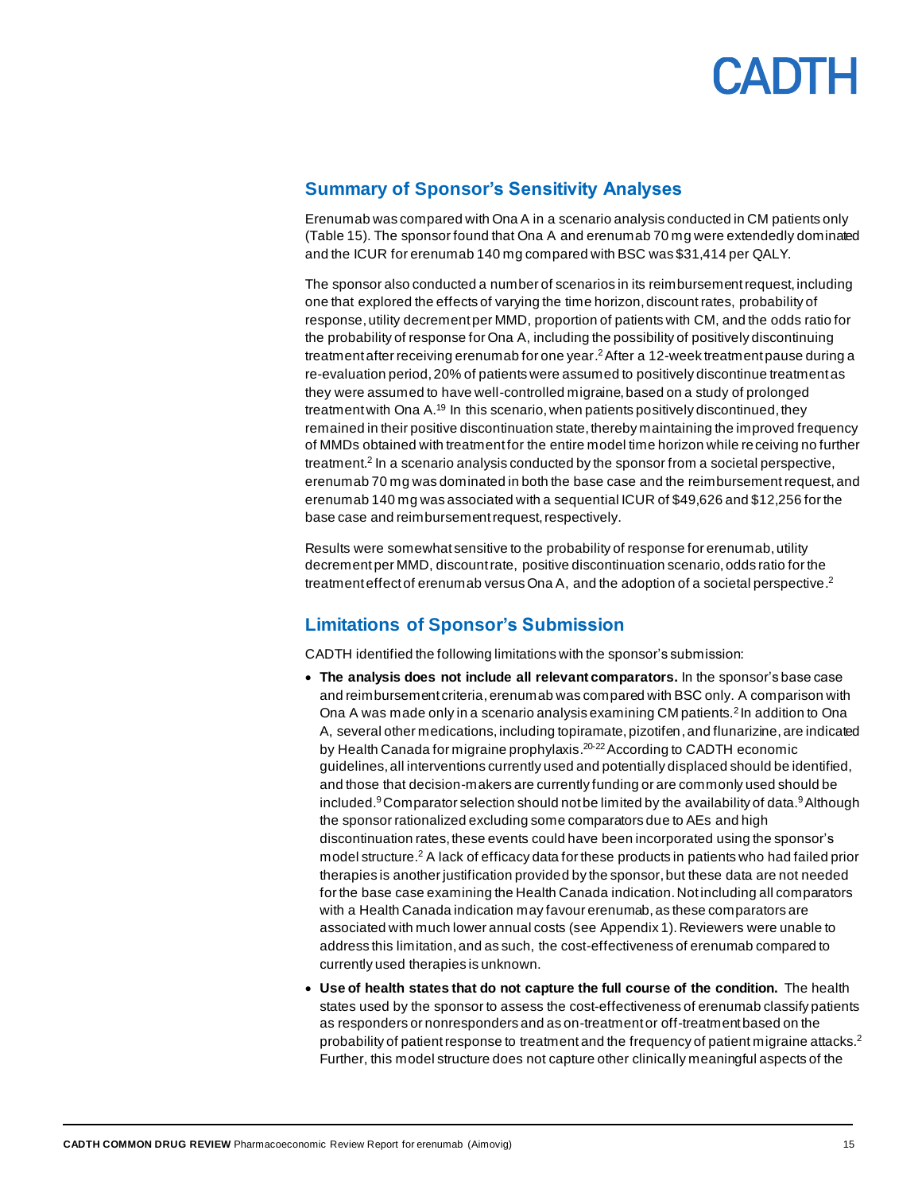## Summary of Sponsor's Sensitivity Analyses

Erenumab was compared with Ona A in a scenario analysis conducted in CM patients only (Table 15). The sponsor found that Ona A and erenumab 70 mg were extendedly dominated and the ICUR for erenumab 140 mg compared with BSC was $31,414 per QALY.

The sponsor also conducted a number of scenarios in its reimbursement request, including one that explored the effects of varying the time horizon, discount rates, probability of response, utility decrement per MMD, proportion of patients with CM, and the odds ratio for the probability of response for Ona A, including the possibility of positively discontinuing treatment after receiving erenumab for one year.[2] After a 12-week treatment pause during a re-evaluation period, 20% of patients were assumed to positively discontinue treatment as they were assumed to have well-controlled migraine, based on a study of prolonged treatment with Ona A.[19] In this scenario, when patients positively discontinued, they remained in their positive discontinuation state, thereby maintaining the improved frequency of MMDs obtained with treatment for the entire model time horizon while receiving no further treatment.[2] In a scenario analysis conducted by the sponsor from a societal perspective, erenumab 70 mg was dominated in both the base case and the reimbursement request, and erenumab 140 mg was associated with a sequential ICUR of $49,626 and $12,256 for the base case and reimbursement request, respectively.

Results were somewhat sensitive to the probability of response for erenumab, utility decrement per MMD, discount rate, positive discontinuation scenario, odds ratio for the treatment effect of erenumab versus Ona A, and the adoption of a societal perspective.[2]

## Limitations of Sponsor's Submission

CADTH identified the following limitations with the sponsor's submission:

- **The analysis does not include all relevant comparators.** In the sponsor's base case and reimbursement criteria, erenumab was compared with BSC only. A comparison with Ona A was made only in a scenario analysis examining CM patients.[2] In addition to Ona A, several other medications, including topiramate, pizotifen, and flunarizine, are indicated by Health Canada for migraine prophylaxis.[20-22] According to CADTH economic guidelines, all interventions currently used and potentially displaced should be identified, and those that decision-makers are currently funding or are commonly used should be included.[9] Comparator selection should not be limited by the availability of data.[9] Although the sponsor rationalized excluding some comparators due to AEs and high discontinuation rates, these events could have been incorporated using the sponsor's model structure.[2] A lack of efficacy data for these products in patients who had failed prior therapies is another justification provided by the sponsor, but these data are not needed for the base case examining the Health Canada indication. Not including all comparators with a Health Canada indication may favour erenumab, as these comparators are associated with much lower annual costs (see Appendix 1). Reviewers were unable to address this limitation, and as such, the cost-effectiveness of erenumab compared to currently used therapies is unknown.
- **Use of health states that do not capture the full course of the condition.** The health states used by the sponsor to assess the cost-effectiveness of erenumab classify patients as responders or nonresponders and as on-treatment or off-treatment based on the probability of patient response to treatment and the frequency of patient migraine attacks.[2] Further, this model structure does not capture other clinically meaningful aspects of the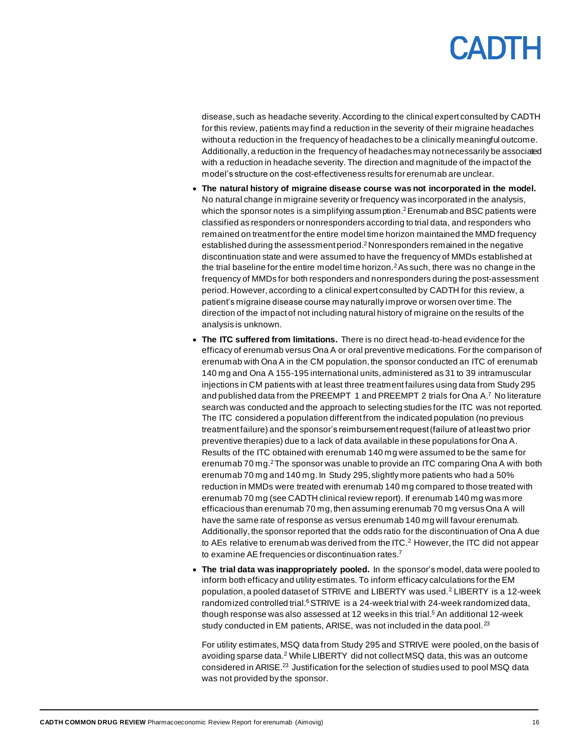disease, such as headache severity. According to the clinical expert consulted by CADTH for this review, patients may find a reduction in the severity of their migraine headaches without a reduction in the frequency of headaches to be a clinically meaningful outcome. Additionally, a reduction in the frequency of headaches may not necessarily be associated with a reduction in headache severity. The direction and magnitude of the impact of the model's structure on the cost-effectiveness results for erenumab are unclear.

- **The natural history of migraine disease course was not incorporated in the model.** No natural change in migraine severity or frequency was incorporated in the analysis, which the sponsor notes is a simplifying assumption.[2] Erenumab and BSC patients were classified as responders or nonresponders according to trial data, and responders who remained on treatment for the entire model time horizon maintained the MMD frequency established during the assessment period.[2] Nonresponders remained in the negative discontinuation state and were assumed to have the frequency of MMDs established at the trial baseline for the entire model time horizon.[2] As such, there was no change in the frequency of MMDs for both responders and nonresponders during the post-assessment period. However, according to a clinical expert consulted by CADTH for this review, a patient's migraine disease course may naturally improve or worsen over time. The direction of the impact of not including natural history of migraine on the results of the analysis is unknown.
- **The ITC suffered from limitations.** There is no direct head-to-head evidence for the efficacy of erenumab versus Ona A or oral preventive medications. For the comparison of erenumab with Ona A in the CM population, the sponsor conducted an ITC of erenumab 140 mg and Ona A 155-195 international units, administered as 31 to 39 intramuscular injections in CM patients with at least three treatment failures using data from Study 295 and published data from the PREEMPT 1 and PREEMPT 2 trials for Ona A.[7] No literature search was conducted and the approach to selecting studies for the ITC was not reported. The ITC considered a population different from the indicated population (no previous treatment failure) and the sponsor's reimbursement request (failure of at least two prior preventive therapies) due to a lack of data available in these populations for Ona A. Results of the ITC obtained with erenumab 140 mg were assumed to be the same for erenumab 70 mg.[2] The sponsor was unable to provide an ITC comparing Ona A with both erenumab 70 mg and 140 mg. In Study 295, slightly more patients who had a 50% reduction in MMDs were treated with erenumab 140 mg compared to those treated with erenumab 70 mg (see CADTH clinical review report). If erenumab 140 mg was more efficacious than erenumab 70 mg, then assuming erenumab 70 mg versus Ona A will have the same rate of response as versus erenumab 140 mg will favour erenumab. Additionally, the sponsor reported that the odds ratio for the discontinuation of Ona A due to AEs relative to erenumab was derived from the ITC.[2] However, the ITC did not appear to examine AE frequencies or discontinuation rates.[7]
- **The trial data was inappropriately pooled.** In the sponsor's model, data were pooled to inform both efficacy and utility estimates. To inform efficacy calculations for the EM population, a pooled dataset of STRIVE and LIBERTY was used.[2] LIBERTY is a 12-week randomized controlled trial.[6] STRIVE is a 24-week trial with 24-week randomized data, though response was also assessed at 12 weeks in this trial.[5] An additional 12-week study conducted in EM patients, ARISE, was not included in the data pool.[23]

  For utility estimates, MSQ data from Study 295 and STRIVE were pooled, on the basis of avoiding sparse data.[2] While LIBERTY did not collect MSQ data, this was an outcome considered in ARISE.[23] Justification for the selection of studies used to pool MSQ data was not provided by the sponsor.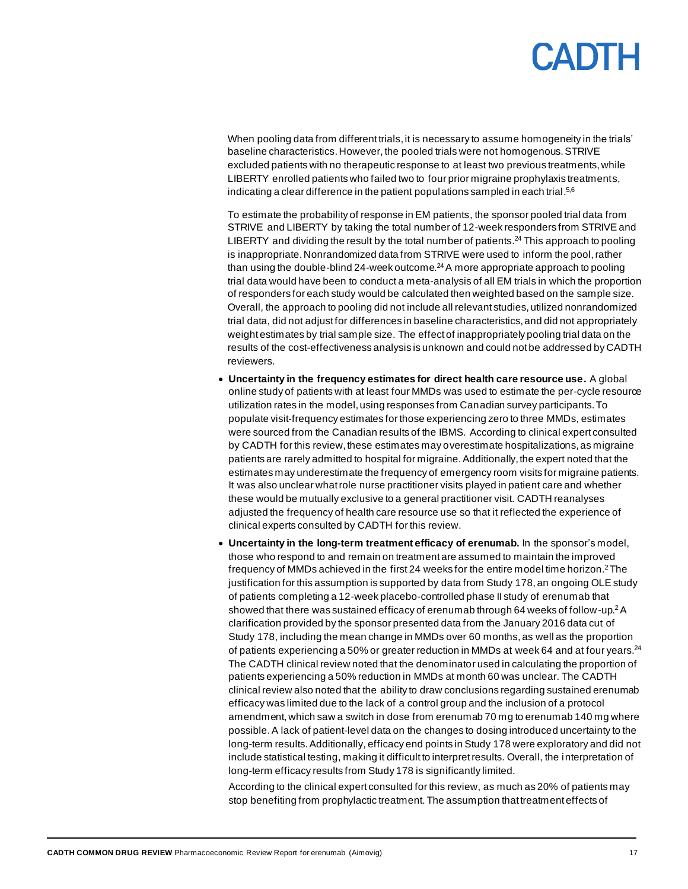When pooling data from different trials, it is necessary to assume homogeneity in the trials' baseline characteristics. However, the pooled trials were not homogenous. STRIVE excluded patients with no therapeutic response to at least two previous treatments, while LIBERTY enrolled patients who failed two to four prior migraine prophylaxis treatments, indicating a clear difference in the patient populations sampled in each trial.[5,6]

To estimate the probability of response in EM patients, the sponsor pooled trial data from STRIVE and LIBERTY by taking the total number of 12-week responders from STRIVE and LIBERTY and dividing the result by the total number of patients.[24] This approach to pooling is inappropriate. Nonrandomized data from STRIVE were used to inform the pool, rather than using the double-blind 24-week outcome.[24] A more appropriate approach to pooling trial data would have been to conduct a meta-analysis of all EM trials in which the proportion of responders for each study would be calculated then weighted based on the sample size. Overall, the approach to pooling did not include all relevant studies, utilized nonrandomized trial data, did not adjust for differences in baseline characteristics, and did not appropriately weight estimates by trial sample size. The effect of inappropriately pooling trial data on the results of the cost-effectiveness analysis is unknown and could not be addressed by CADTH reviewers.

- **Uncertainty in the frequency estimates for direct health care resource use.** A global online study of patients with at least four MMDs was used to estimate the per-cycle resource utilization rates in the model, using responses from Canadian survey participants. To populate visit-frequency estimates for those experiencing zero to three MMDs, estimates were sourced from the Canadian results of the IBMS. According to clinical expert consulted by CADTH for this review, these estimates may overestimate hospitalizations, as migraine patients are rarely admitted to hospital for migraine. Additionally, the expert noted that the estimates may underestimate the frequency of emergency room visits for migraine patients. It was also unclear what role nurse practitioner visits played in patient care and whether these would be mutually exclusive to a general practitioner visit. CADTH reanalyses adjusted the frequency of health care resource use so that it reflected the experience of clinical experts consulted by CADTH for this review.
- **Uncertainty in the long-term treatment efficacy of erenumab.** In the sponsor's model, those who respond to and remain on treatment are assumed to maintain the improved frequency of MMDs achieved in the first 24 weeks for the entire model time horizon.[2] The justification for this assumption is supported by data from Study 178, an ongoing OLE study of patients completing a 12-week placebo-controlled phase II study of erenumab that showed that there was sustained efficacy of erenumab through 64 weeks of follow-up.[2] A clarification provided by the sponsor presented data from the January 2016 data cut of Study 178, including the mean change in MMDs over 60 months, as well as the proportion of patients experiencing a 50% or greater reduction in MMDs at week 64 and at four years.[24] The CADTH clinical review noted that the denominator used in calculating the proportion of patients experiencing a 50% reduction in MMDs at month 60 was unclear. The CADTH clinical review also noted that the ability to draw conclusions regarding sustained erenumab efficacy was limited due to the lack of a control group and the inclusion of a protocol amendment, which saw a switch in dose from erenumab 70 mg to erenumab 140 mg where possible. A lack of patient-level data on the changes to dosing introduced uncertainty to the long-term results. Additionally, efficacy end points in Study 178 were exploratory and did not include statistical testing, making it difficult to interpret results. Overall, the interpretation of long-term efficacy results from Study 178 is significantly limited.

  According to the clinical expert consulted for this review, as much as 20% of patients may stop benefiting from prophylactic treatment. The assumption that treatment effects of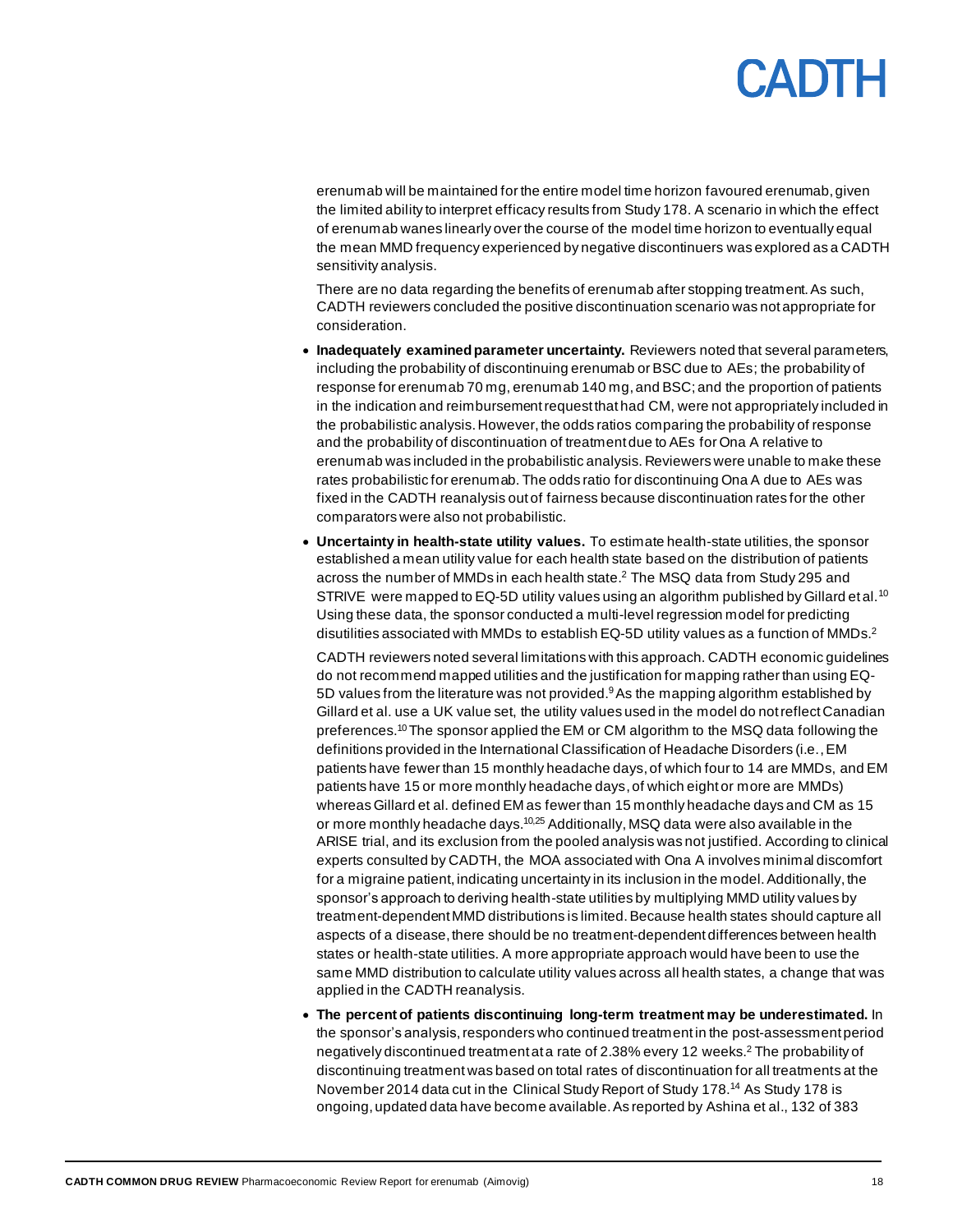erenumab will be maintained for the entire model time horizon favoured erenumab, given the limited ability to interpret efficacy results from Study 178. A scenario in which the effect of erenumab wanes linearly over the course of the model time horizon to eventually equal the mean MMD frequency experienced by negative discontinuers was explored as a CADTH sensitivity analysis.

There are no data regarding the benefits of erenumab after stopping treatment. As such, CADTH reviewers concluded the positive discontinuation scenario was not appropriate for consideration.

- **Inadequately examined parameter uncertainty.** Reviewers noted that several parameters, including the probability of discontinuing erenumab or BSC due to AEs; the probability of response for erenumab 70 mg, erenumab 140 mg, and BSC; and the proportion of patients in the indication and reimbursement request that had CM, were not appropriately included in the probabilistic analysis. However, the odds ratios comparing the probability of response and the probability of discontinuation of treatment due to AEs for Ona A relative to erenumab was included in the probabilistic analysis. Reviewers were unable to make these rates probabilistic for erenumab. The odds ratio for discontinuing Ona A due to AEs was fixed in the CADTH reanalysis out of fairness because discontinuation rates for the other comparators were also not probabilistic.
- **Uncertainty in health-state utility values.** To estimate health-state utilities, the sponsor established a mean utility value for each health state based on the distribution of patients across the number of MMDs in each health state.[2] The MSQ data from Study 295 and STRIVE were mapped to EQ-5D utility values using an algorithm published by Gillard et al.[10] Using these data, the sponsor conducted a multi-level regression model for predicting disutilities associated with MMDs to establish EQ-5D utility values as a function of MMDs.[2]

  CADTH reviewers noted several limitations with this approach. CADTH economic guidelines do not recommend mapped utilities and the justification for mapping rather than using EQ-5D values from the literature was not provided.[9] As the mapping algorithm established by Gillard et al. use a UK value set, the utility values used in the model do not reflect Canadian preferences.[10] The sponsor applied the EM or CM algorithm to the MSQ data following the definitions provided in the International Classification of Headache Disorders (i.e., EM patients have fewer than 15 monthly headache days, of which four to 14 are MMDs, and EM patients have 15 or more monthly headache days, of which eight or more are MMDs) whereas Gillard et al. defined EM as fewer than 15 monthly headache days and CM as 15 or more monthly headache days.[10,25] Additionally, MSQ data were also available in the ARISE trial, and its exclusion from the pooled analysis was not justified. According to clinical experts consulted by CADTH, the MOA associated with Ona A involves minimal discomfort for a migraine patient, indicating uncertainty in its inclusion in the model. Additionally, the sponsor's approach to deriving health-state utilities by multiplying MMD utility values by treatment-dependent MMD distributions is limited. Because health states should capture all aspects of a disease, there should be no treatment-dependent differences between health states or health-state utilities. A more appropriate approach would have been to use the same MMD distribution to calculate utility values across all health states, a change that was applied in the CADTH reanalysis.
- **The percent of patients discontinuing long-term treatment may be underestimated.** In the sponsor's analysis, responders who continued treatment in the post-assessment period negatively discontinued treatment at a rate of 2.38% every 12 weeks.[2] The probability of discontinuing treatment was based on total rates of discontinuation for all treatments at the November 2014 data cut in the Clinical Study Report of Study 178.[14] As Study 178 is ongoing, updated data have become available. As reported by Ashina et al., 132 of 383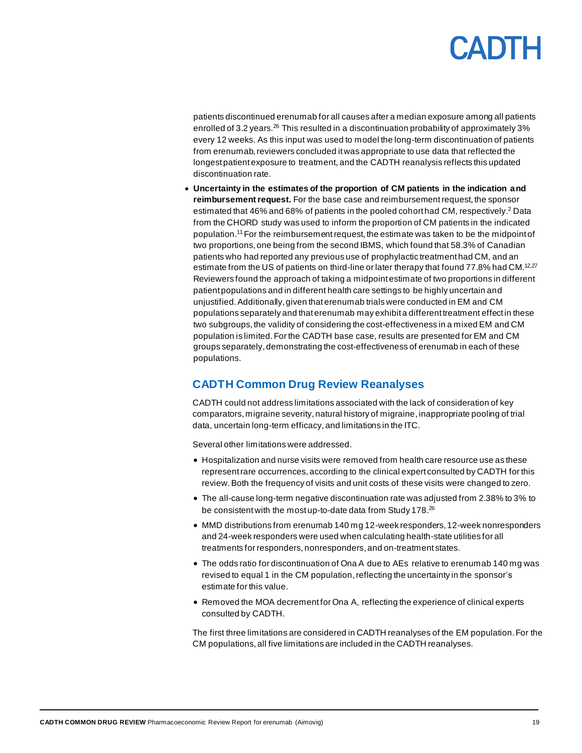patients discontinued erenumab for all causes after a median exposure among all patients enrolled of 3.2 years.[26] This resulted in a discontinuation probability of approximately 3% every 12 weeks. As this input was used to model the long-term discontinuation of patients from erenumab, reviewers concluded it was appropriate to use data that reflected the longest patient exposure to treatment, and the CADTH reanalysis reflects this updated discontinuation rate.

- **Uncertainty in the estimates of the proportion of CM patients in the indication and reimbursement request.** For the base case and reimbursement request, the sponsor estimated that 46% and 68% of patients in the pooled cohort had CM, respectively.[2] Data from the CHORD study was used to inform the proportion of CM patients in the indicated population.[11] For the reimbursement request, the estimate was taken to be the midpoint of two proportions, one being from the second IBMS, which found that 58.3% of Canadian patients who had reported any previous use of prophylactic treatment had CM, and an estimate from the US of patients on third-line or later therapy that found 77.8% had CM.[12,27] Reviewers found the approach of taking a midpoint estimate of two proportions in different patient populations and in different health care settings to be highly uncertain and unjustified. Additionally, given that erenumab trials were conducted in EM and CM populations separately and that erenumab may exhibit a different treatment effect in these two subgroups, the validity of considering the cost-effectiveness in a mixed EM and CM population is limited. For the CADTH base case, results are presented for EM and CM groups separately, demonstrating the cost-effectiveness of erenumab in each of these populations.

## CADTH Common Drug Review Reanalyses

CADTH could not address limitations associated with the lack of consideration of key comparators, migraine severity, natural history of migraine, inappropriate pooling of trial data, uncertain long-term efficacy, and limitations in the ITC.

Several other limitations were addressed.

- Hospitalization and nurse visits were removed from health care resource use as these represent rare occurrences, according to the clinical expert consulted by CADTH for this review. Both the frequency of visits and unit costs of these visits were changed to zero.
- The all-cause long-term negative discontinuation rate was adjusted from 2.38% to 3% to be consistent with the most up-to-date data from Study 178.[26]
- MMD distributions from erenumab 140 mg 12-week responders, 12-week nonresponders and 24-week responders were used when calculating health-state utilities for all treatments for responders, nonresponders, and on-treatment states.
- The odds ratio for discontinuation of Ona A due to AEs relative to erenumab 140 mg was revised to equal 1 in the CM population, reflecting the uncertainty in the sponsor's estimate for this value.
- Removed the MOA decrement for Ona A, reflecting the experience of clinical experts consulted by CADTH.

The first three limitations are considered in CADTH reanalyses of the EM population. For the CM populations, all five limitations are included in the CADTH reanalyses.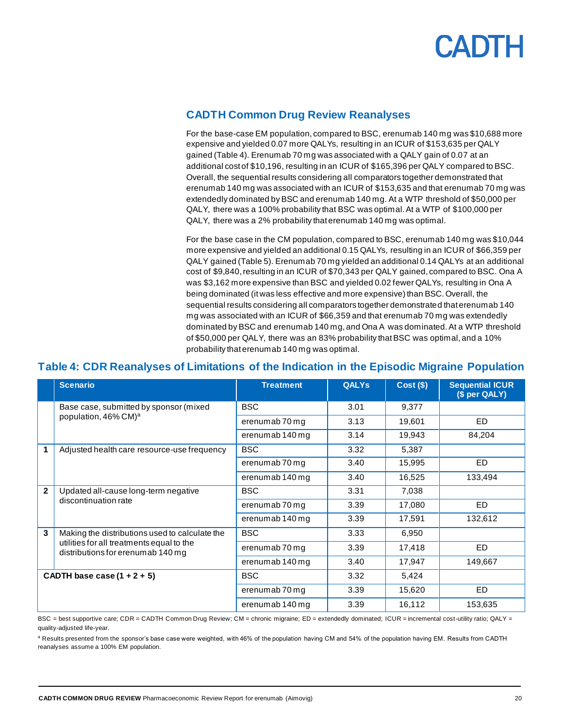## CADTH Common Drug Review Reanalyses

For the base-case EM population, compared to BSC, erenumab 140 mg was $10,688 more expensive and yielded 0.07 more QALYs, resulting in an ICUR of $153,635 per QALY gained (Table 4). Erenumab 70 mg was associated with a QALY gain of 0.07 at an additional cost of $10,196, resulting in an ICUR of $165,396 per QALY compared to BSC. Overall, the sequential results considering all comparators together demonstrated that erenumab 140 mg was associated with an ICUR of $153,635 and that erenumab 70 mg was extendedly dominated by BSC and erenumab 140 mg. At a WTP threshold of $50,000 per QALY, there was a 100% probability that BSC was optimal. At a WTP of $100,000 per QALY, there was a 2% probability that erenumab 140 mg was optimal.

For the base case in the CM population, compared to BSC, erenumab 140 mg was $10,044 more expensive and yielded an additional 0.15 QALYs, resulting in an ICUR of $66,359 per QALY gained (Table 5). Erenumab 70 mg yielded an additional 0.14 QALYs at an additional cost of $9,840, resulting in an ICUR of $70,343 per QALY gained, compared to BSC. Ona A was $3,162 more expensive than BSC and yielded 0.02 fewer QALYs, resulting in Ona A being dominated (it was less effective and more expensive) than BSC. Overall, the sequential results considering all comparators together demonstrated that erenumab 140 mg was associated with an ICUR of $66,359 and that erenumab 70 mg was extendedly dominated by BSC and erenumab 140 mg, and Ona A was dominated. At a WTP threshold of $50,000 per QALY, there was an 83% probability that BSC was optimal, and a 10% probability that erenumab 140 mg was optimal.

### Table 4: CDR Reanalyses of Limitations of the Indication in the Episodic Migraine Population

| | Scenario | Treatment | QALYs | Cost ($) | Sequential ICUR ($ per QALY) |
|---|---|---|---|---|---|
| | Base case, submitted by sponsor (mixed population, 46% CM)[a] | BSC | 3.01 | 9,377 | |
| | | erenumab 70 mg | 3.13 | 19,601 | ED |
| | | erenumab 140 mg | 3.14 | 19,943 | 84,204 |
| 1 | Adjusted health care resource-use frequency | BSC | 3.32 | 5,387 | |
| | | erenumab 70 mg | 3.40 | 15,995 | ED |
| | | erenumab 140 mg | 3.40 | 16,525 | 133,494 |
| 2 | Updated all-cause long-term negative discontinuation rate | BSC | 3.31 | 7,038 | |
| | | erenumab 70 mg | 3.39 | 17,080 | ED |
| | | erenumab 140 mg | 3.39 | 17,591 | 132,612 |
| 3 | Making the distributions used to calculate the utilities for all treatments equal to the distributions for erenumab 140 mg | BSC | 3.33 | 6,950 | |
| | | erenumab 70 mg | 3.39 | 17,418 | ED |
| | | erenumab 140 mg | 3.40 | 17,947 | 149,667 |
| **CADTH base case (1 + 2 + 5)** | | BSC | 3.32 | 5,424 | |
| | | erenumab 70 mg | 3.39 | 15,620 | ED |
| | | erenumab 140 mg | 3.39 | 16,112 | 153,635 |

BSC = best supportive care; CDR = CADTH Common Drug Review; CM = chronic migraine; ED = extendedly dominated; ICUR = incremental cost-utility ratio; QALY = quality-adjusted life-year.

[a] Results presented from the sponsor's base case were weighted, with 46% of the population having CM and 54% of the population having EM. Results from CADTH reanalyses assume a 100% EM population.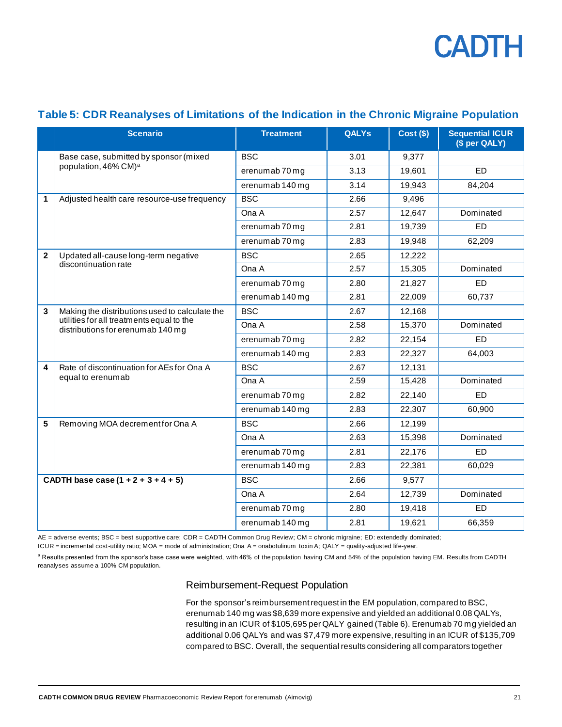## Table 5: CDR Reanalyses of Limitations of the Indication in the Chronic Migraine Population

| | Scenario | Treatment | QALYs | Cost ($) | Sequential ICUR ($ per QALY) |
|---|---|---|---|---|---|
| | Base case, submitted by sponsor (mixed population, 46% CM)[a] | BSC | 3.01 | 9,377 | |
| | | erenumab 70 mg | 3.13 | 19,601 | ED |
| | | erenumab 140 mg | 3.14 | 19,943 | 84,204 |
| **1** | Adjusted health care resource-use frequency | BSC | 2.66 | 9,496 | |
| | | Ona A | 2.57 | 12,647 | Dominated |
| | | erenumab 70 mg | 2.81 | 19,739 | ED |
| | | erenumab 70 mg | 2.83 | 19,948 | 62,209 |
| **2** | Updated all-cause long-term negative discontinuation rate | BSC | 2.65 | 12,222 | |
| | | Ona A | 2.57 | 15,305 | Dominated |
| | | erenumab 70 mg | 2.80 | 21,827 | ED |
| | | erenumab 140 mg | 2.81 | 22,009 | 60,737 |
| **3** | Making the distributions used to calculate the utilities for all treatments equal to the distributions for erenumab 140 mg | BSC | 2.67 | 12,168 | |
| | | Ona A | 2.58 | 15,370 | Dominated |
| | | erenumab 70 mg | 2.82 | 22,154 | ED |
| | | erenumab 140 mg | 2.83 | 22,327 | 64,003 |
| **4** | Rate of discontinuation for AEs for Ona A equal to erenumab | BSC | 2.67 | 12,131 | |
| | | Ona A | 2.59 | 15,428 | Dominated |
| | | erenumab 70 mg | 2.82 | 22,140 | ED |
| | | erenumab 140 mg | 2.83 | 22,307 | 60,900 |
| **5** | Removing MOA decrement for Ona A | BSC | 2.66 | 12,199 | |
| | | Ona A | 2.63 | 15,398 | Dominated |
| | | erenumab 70 mg | 2.81 | 22,176 | ED |
| | | erenumab 140 mg | 2.83 | 22,381 | 60,029 |
| **CADTH base case (1 + 2 + 3 + 4 + 5)** | | BSC | 2.66 | 9,577 | |
| | | Ona A | 2.64 | 12,739 | Dominated |
| | | erenumab 70 mg | 2.80 | 19,418 | ED |
| | | erenumab 140 mg | 2.81 | 19,621 | 66,359 |

AE = adverse events; BSC = best supportive care; CDR = CADTH Common Drug Review; CM = chronic migraine; ED: extendedly dominated; ICUR = incremental cost-utility ratio; MOA = mode of administration; Ona A = onabotulinum toxin A; QALY = quality-adjusted life-year.

[a] Results presented from the sponsor's base case were weighted, with 46% of the population having CM and 54% of the population having EM. Results from CADTH reanalyses assume a 100% CM population.

### Reimbursement-Request Population

For the sponsor's reimbursement request in the EM population, compared to BSC, erenumab 140 mg was $8,639 more expensive and yielded an additional 0.08 QALYs, resulting in an ICUR of $105,695 per QALY gained (Table 6). Erenumab 70 mg yielded an additional 0.06 QALYs and was $7,479 more expensive, resulting in an ICUR of $135,709 compared to BSC. Overall, the sequential results considering all comparators together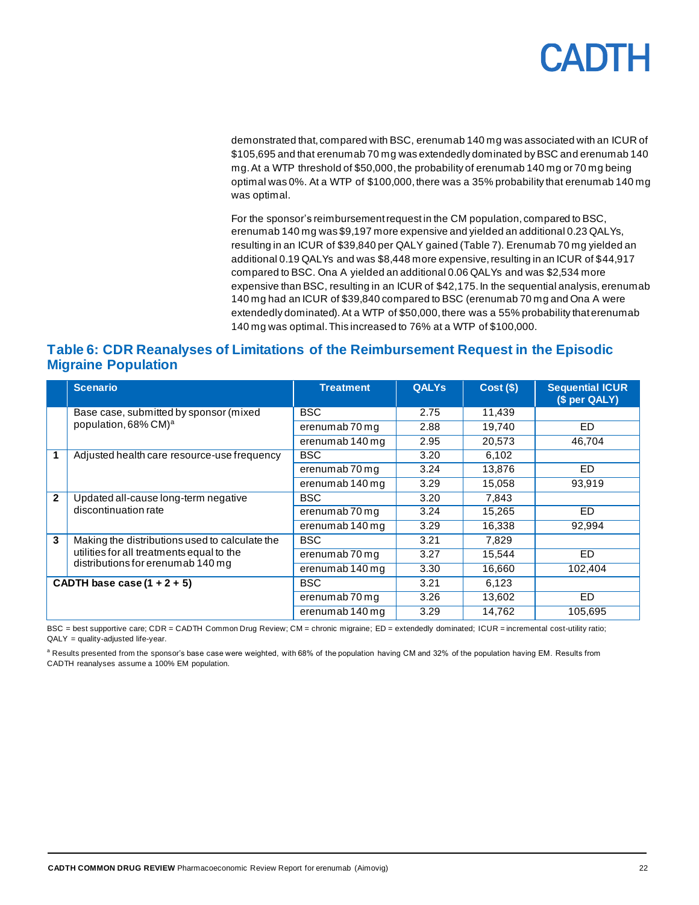demonstrated that, compared with BSC, erenumab 140 mg was associated with an ICUR of $105,695 and that erenumab 70 mg was extendedly dominated by BSC and erenumab 140 mg. At a WTP threshold of $50,000, the probability of erenumab 140 mg or 70 mg being optimal was 0%. At a WTP of $100,000, there was a 35% probability that erenumab 140 mg was optimal.

For the sponsor's reimbursement request in the CM population, compared to BSC, erenumab 140 mg was $9,197 more expensive and yielded an additional 0.23 QALYs, resulting in an ICUR of $39,840 per QALY gained (Table 7). Erenumab 70 mg yielded an additional 0.19 QALYs and was $8,448 more expensive, resulting in an ICUR of $44,917 compared to BSC. Ona A yielded an additional 0.06 QALYs and was $2,534 more expensive than BSC, resulting in an ICUR of $42,175. In the sequential analysis, erenumab 140 mg had an ICUR of $39,840 compared to BSC (erenumab 70 mg and Ona A were extendedly dominated). At a WTP of $50,000, there was a 55% probability that erenumab 140 mg was optimal. This increased to 76% at a WTP of $100,000.

## Table 6: CDR Reanalyses of Limitations of the Reimbursement Request in the Episodic Migraine Population

| | Scenario | Treatment | QALYs | Cost ($) | Sequential ICUR ($ per QALY) |
|---|---|---|---|---|---|
| | Base case, submitted by sponsor (mixed population, 68% CM)[a] | BSC | 2.75 | 11,439 | |
| | | erenumab 70 mg | 2.88 | 19,740 | ED |
| | | erenumab 140 mg | 2.95 | 20,573 | 46,704 |
| 1 | Adjusted health care resource-use frequency | BSC | 3.20 | 6,102 | |
| | | erenumab 70 mg | 3.24 | 13,876 | ED |
| | | erenumab 140 mg | 3.29 | 15,058 | 93,919 |
| 2 | Updated all-cause long-term negative discontinuation rate | BSC | 3.20 | 7,843 | |
| | | erenumab 70 mg | 3.24 | 15,265 | ED |
| | | erenumab 140 mg | 3.29 | 16,338 | 92,994 |
| 3 | Making the distributions used to calculate the utilities for all treatments equal to the distributions for erenumab 140 mg | BSC | 3.21 | 7,829 | |
| | | erenumab 70 mg | 3.27 | 15,544 | ED |
| | | erenumab 140 mg | 3.30 | 16,660 | 102,404 |
| **CADTH base case (1 + 2 + 5)** | | BSC | 3.21 | 6,123 | |
| | | erenumab 70 mg | 3.26 | 13,602 | ED |
| | | erenumab 140 mg | 3.29 | 14,762 | 105,695 |

BSC = best supportive care; CDR = CADTH Common Drug Review; CM = chronic migraine; ED = extendedly dominated; ICUR = incremental cost-utility ratio; QALY = quality-adjusted life-year.

[a] Results presented from the sponsor's base case were weighted, with 68% of the population having CM and 32% of the population having EM. Results from CADTH reanalyses assume a 100% EM population.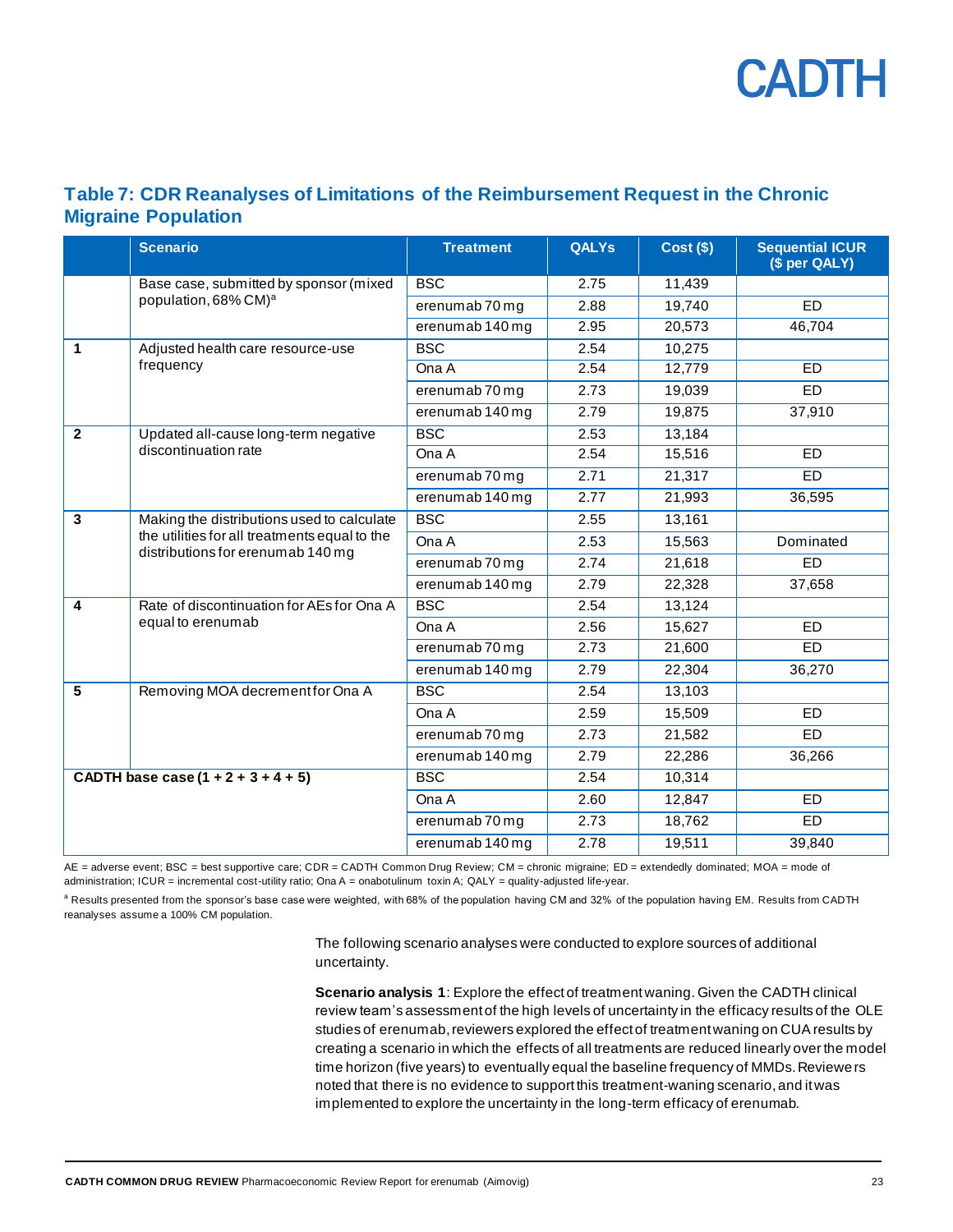## Table 7: CDR Reanalyses of Limitations of the Reimbursement Request in the Chronic Migraine Population

| | Scenario | Treatment | QALYs | Cost ($) | Sequential ICUR ($ per QALY) |
|---|---|---|---|---|---|
| | Base case, submitted by sponsor (mixed population, 68% CM)[a] | BSC | 2.75 | 11,439 | |
| | | erenumab 70 mg | 2.88 | 19,740 | ED |
| | | erenumab 140 mg | 2.95 | 20,573 | 46,704 |
| 1 | Adjusted health care resource-use frequency | BSC | 2.54 | 10,275 | |
| | | Ona A | 2.54 | 12,779 | ED |
| | | erenumab 70 mg | 2.73 | 19,039 | ED |
| | | erenumab 140 mg | 2.79 | 19,875 | 37,910 |
| 2 | Updated all-cause long-term negative discontinuation rate | BSC | 2.53 | 13,184 | |
| | | Ona A | 2.54 | 15,516 | ED |
| | | erenumab 70 mg | 2.71 | 21,317 | ED |
| | | erenumab 140 mg | 2.77 | 21,993 | 36,595 |
| 3 | Making the distributions used to calculate the utilities for all treatments equal to the distributions for erenumab 140 mg | BSC | 2.55 | 13,161 | |
| | | Ona A | 2.53 | 15,563 | Dominated |
| | | erenumab 70 mg | 2.74 | 21,618 | ED |
| | | erenumab 140 mg | 2.79 | 22,328 | 37,658 |
| 4 | Rate of discontinuation for AEs for Ona A equal to erenumab | BSC | 2.54 | 13,124 | |
| | | Ona A | 2.56 | 15,627 | ED |
| | | erenumab 70 mg | 2.73 | 21,600 | ED |
| | | erenumab 140 mg | 2.79 | 22,304 | 36,270 |
| 5 | Removing MOA decrement for Ona A | BSC | 2.54 | 13,103 | |
| | | Ona A | 2.59 | 15,509 | ED |
| | | erenumab 70 mg | 2.73 | 21,582 | ED |
| | | erenumab 140 mg | 2.79 | 22,286 | 36,266 |
| **CADTH base case (1 + 2 + 3 + 4 + 5)** | | BSC | 2.54 | 10,314 | |
| | | Ona A | 2.60 | 12,847 | ED |
| | | erenumab 70 mg | 2.73 | 18,762 | ED |
| | | erenumab 140 mg | 2.78 | 19,511 | 39,840 |

AE = adverse event; BSC = best supportive care; CDR = CADTH Common Drug Review; CM = chronic migraine; ED = extendedly dominated; MOA = mode of administration; ICUR = incremental cost-utility ratio; Ona A = onabotulinum toxin A; QALY = quality-adjusted life-year.

[a] Results presented from the sponsor's base case were weighted, with 68% of the population having CM and 32% of the population having EM. Results from CADTH reanalyses assume a 100% CM population.

The following scenario analyses were conducted to explore sources of additional uncertainty.

**Scenario analysis 1**: Explore the effect of treatment waning. Given the CADTH clinical review team's assessment of the high levels of uncertainty in the efficacy results of the OLE studies of erenumab, reviewers explored the effect of treatment waning on CUA results by creating a scenario in which the effects of all treatments are reduced linearly over the model time horizon (five years) to eventually equal the baseline frequency of MMDs. Reviewers noted that there is no evidence to support this treatment-waning scenario, and it was implemented to explore the uncertainty in the long-term efficacy of erenumab.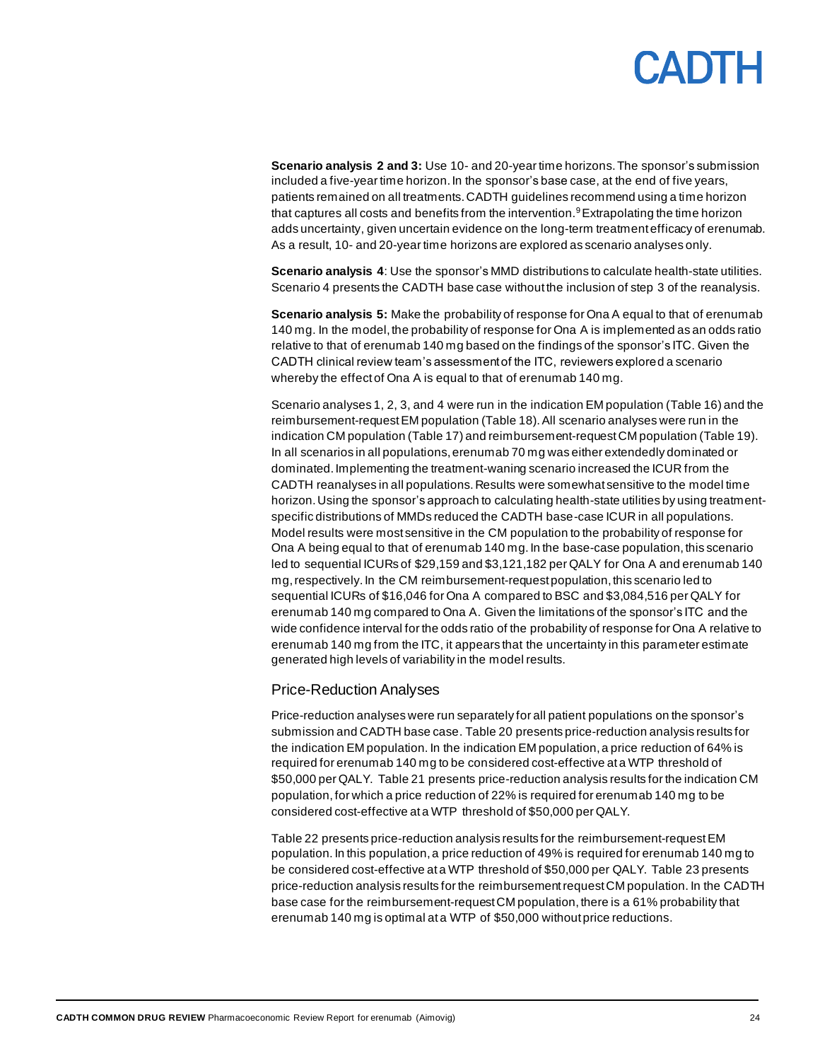**Scenario analysis 2 and 3:** Use 10- and 20-year time horizons. The sponsor's submission included a five-year time horizon. In the sponsor's base case, at the end of five years, patients remained on all treatments. CADTH guidelines recommend using a time horizon that captures all costs and benefits from the intervention.[9] Extrapolating the time horizon adds uncertainty, given uncertain evidence on the long-term treatment efficacy of erenumab. As a result, 10- and 20-year time horizons are explored as scenario analyses only.

**Scenario analysis 4**: Use the sponsor's MMD distributions to calculate health-state utilities. Scenario 4 presents the CADTH base case without the inclusion of step 3 of the reanalysis.

**Scenario analysis 5:** Make the probability of response for Ona A equal to that of erenumab 140 mg. In the model, the probability of response for Ona A is implemented as an odds ratio relative to that of erenumab 140 mg based on the findings of the sponsor's ITC. Given the CADTH clinical review team's assessment of the ITC, reviewers explored a scenario whereby the effect of Ona A is equal to that of erenumab 140 mg.

Scenario analyses 1, 2, 3, and 4 were run in the indication EM population (Table 16) and the reimbursement-request EM population (Table 18). All scenario analyses were run in the indication CM population (Table 17) and reimbursement-request CM population (Table 19). In all scenarios in all populations, erenumab 70 mg was either extendedly dominated or dominated. Implementing the treatment-waning scenario increased the ICUR from the CADTH reanalyses in all populations. Results were somewhat sensitive to the model time horizon. Using the sponsor's approach to calculating health-state utilities by using treatment-specific distributions of MMDs reduced the CADTH base-case ICUR in all populations. Model results were most sensitive in the CM population to the probability of response for Ona A being equal to that of erenumab 140 mg. In the base-case population, this scenario led to sequential ICURs of $29,159 and $3,121,182 per QALY for Ona A and erenumab 140 mg, respectively. In the CM reimbursement-request population, this scenario led to sequential ICURs of $16,046 for Ona A compared to BSC and $3,084,516 per QALY for erenumab 140 mg compared to Ona A. Given the limitations of the sponsor's ITC and the wide confidence interval for the odds ratio of the probability of response for Ona A relative to erenumab 140 mg from the ITC, it appears that the uncertainty in this parameter estimate generated high levels of variability in the model results.

## Price-Reduction Analyses

Price-reduction analyses were run separately for all patient populations on the sponsor's submission and CADTH base case. Table 20 presents price-reduction analysis results for the indication EM population. In the indication EM population, a price reduction of 64% is required for erenumab 140 mg to be considered cost-effective at a WTP threshold of $50,000 per QALY. Table 21 presents price-reduction analysis results for the indication CM population, for which a price reduction of 22% is required for erenumab 140 mg to be considered cost-effective at a WTP threshold of $50,000 per QALY.

Table 22 presents price-reduction analysis results for the reimbursement-request EM population. In this population, a price reduction of 49% is required for erenumab 140 mg to be considered cost-effective at a WTP threshold of $50,000 per QALY. Table 23 presents price-reduction analysis results for the reimbursement request CM population. In the CADTH base case for the reimbursement-request CM population, there is a 61% probability that erenumab 140 mg is optimal at a WTP of $50,000 without price reductions.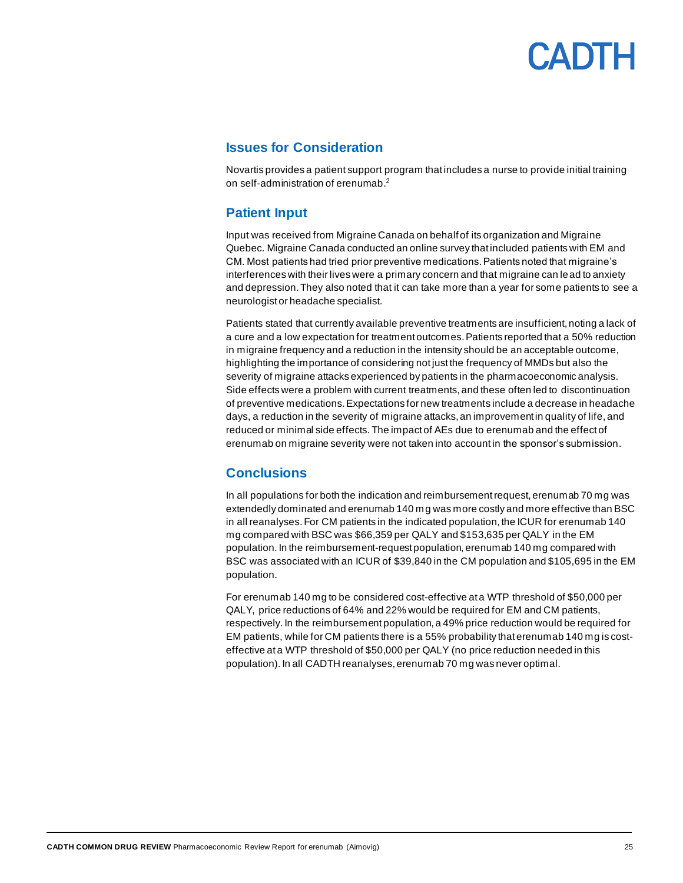## Issues for Consideration

Novartis provides a patient support program that includes a nurse to provide initial training on self-administration of erenumab.[2]

## Patient Input

Input was received from Migraine Canada on behalf of its organization and Migraine Quebec. Migraine Canada conducted an online survey that included patients with EM and CM. Most patients had tried prior preventive medications. Patients noted that migraine's interferences with their lives were a primary concern and that migraine can lead to anxiety and depression. They also noted that it can take more than a year for some patients to see a neurologist or headache specialist.

Patients stated that currently available preventive treatments are insufficient, noting a lack of a cure and a low expectation for treatment outcomes. Patients reported that a 50% reduction in migraine frequency and a reduction in the intensity should be an acceptable outcome, highlighting the importance of considering not just the frequency of MMDs but also the severity of migraine attacks experienced by patients in the pharmacoeconomic analysis. Side effects were a problem with current treatments, and these often led to discontinuation of preventive medications. Expectations for new treatments include a decrease in headache days, a reduction in the severity of migraine attacks, an improvement in quality of life, and reduced or minimal side effects. The impact of AEs due to erenumab and the effect of erenumab on migraine severity were not taken into account in the sponsor's submission.

## Conclusions

In all populations for both the indication and reimbursement request, erenumab 70 mg was extendedly dominated and erenumab 140 mg was more costly and more effective than BSC in all reanalyses. For CM patients in the indicated population, the ICUR for erenumab 140 mg compared with BSC was $66,359 per QALY and $153,635 per QALY in the EM population. In the reimbursement-request population, erenumab 140 mg compared with BSC was associated with an ICUR of $39,840 in the CM population and $105,695 in the EM population.

For erenumab 140 mg to be considered cost-effective at a WTP threshold of $50,000 per QALY, price reductions of 64% and 22% would be required for EM and CM patients, respectively. In the reimbursement population, a 49% price reduction would be required for EM patients, while for CM patients there is a 55% probability that erenumab 140 mg is cost-effective at a WTP threshold of $50,000 per QALY (no price reduction needed in this population). In all CADTH reanalyses, erenumab 70 mg was never optimal.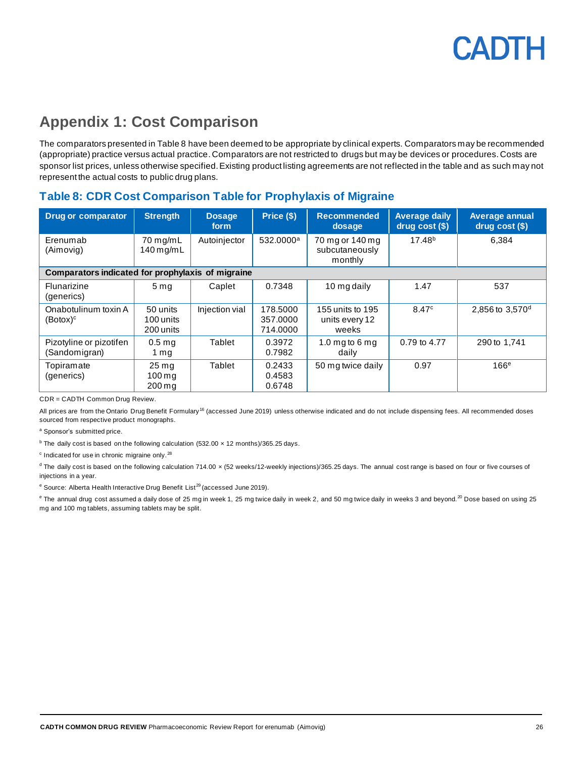## Appendix 1: Cost Comparison

The comparators presented in Table 8 have been deemed to be appropriate by clinical experts. Comparators may be recommended (appropriate) practice versus actual practice. Comparators are not restricted to drugs but may be devices or procedures. Costs are sponsor list prices, unless otherwise specified. Existing product listing agreements are not reflected in the table and as such may not represent the actual costs to public drug plans.

### Table 8: CDR Cost Comparison Table for Prophylaxis of Migraine

| Drug or comparator | Strength | Dosage form | Price ($) | Recommended dosage | Average daily drug cost ($) | Average annual drug cost ($) |
|---|---|---|---|---|---|---|
| Erenumab (Aimovig) | 70 mg/mL<br>140 mg/mL | Autoinjector | 532.0000[a] | 70 mg or 140 mg subcutaneously monthly | 17.48[b] | 6,384 |
| **Comparators indicated for prophylaxis of migraine** | | | | | | |
| Flunarizine (generics) | 5 mg | Caplet | 0.7348 | 10 mg daily | 1.47 | 537 |
| Onabotulinum toxin A (Botox)[c] | 50 units<br>100 units<br>200 units | Injection vial | 178.5000<br>357.0000<br>714.0000 | 155 units to 195 units every 12 weeks | 8.47[c] | 2,856 to 3,570[d] |
| Pizotyline or pizotifen (Sandomigran) | 0.5 mg<br>1 mg | Tablet | 0.3972<br>0.7982 | 1.0 mg to 6 mg daily | 0.79 to 4.77 | 290 to 1,741 |
| Topiramate (generics) | 25 mg<br>100 mg<br>200 mg | Tablet | 0.2433<br>0.4583<br>0.6748 | 50 mg twice daily | 0.97 | 166[e] |

CDR = CADTH Common Drug Review.

All prices are from the Ontario Drug Benefit Formulary[16] (accessed June 2019) unless otherwise indicated and do not include dispensing fees. All recommended doses sourced from respective product monographs.

[a] Sponsor's submitted price.

[b] The daily cost is based on the following calculation (532.00 × 12 months)/365.25 days.

[c] Indicated for use in chronic migraine only.[28]

[d] The daily cost is based on the following calculation 714.00 × (52 weeks/12-weekly injections)/365.25 days. The annual cost range is based on four or five courses of injections in a year.

[e] Source: Alberta Health Interactive Drug Benefit List[29] (accessed June 2019).

[e] The annual drug cost assumed a daily dose of 25 mg in week 1, 25 mg twice daily in week 2, and 50 mg twice daily in weeks 3 and beyond.[20] Dose based on using 25 mg and 100 mg tablets, assuming tablets may be split.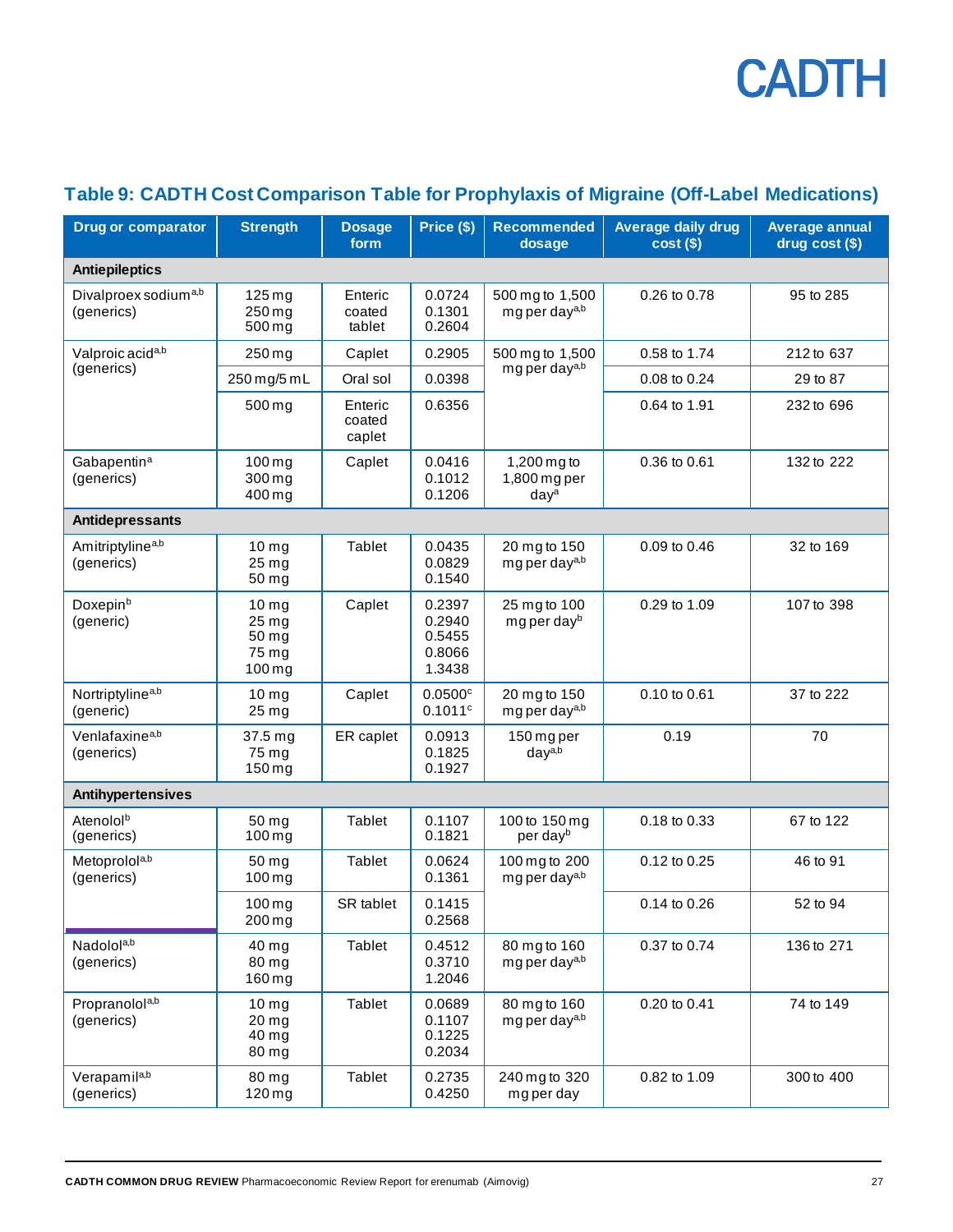## Table 9: CADTH Cost Comparison Table for Prophylaxis of Migraine (Off-Label Medications)

| Drug or comparator | Strength | Dosage form | Price ($) | Recommended dosage | Average daily drug cost ($) | Average annual drug cost ($) |
|---|---|---|---|---|---|---|
| **Antiepileptics** | | | | | | |
| Divalproex sodium[a,b] (generics) | 125 mg<br>250 mg<br>500 mg | Enteric coated tablet | 0.0724<br>0.1301<br>0.2604 | 500 mg to 1,500 mg per day[a,b] | 0.26 to 0.78 | 95 to 285 |
| Valproic acid[a,b] (generics) | 250 mg | Caplet | 0.2905 | 500 mg to 1,500 mg per day[a,b] | 0.58 to 1.74 | 212 to 637 |
| | 250 mg/5 mL | Oral sol | 0.0398 | | 0.08 to 0.24 | 29 to 87 |
| | 500 mg | Enteric coated caplet | 0.6356 | | 0.64 to 1.91 | 232 to 696 |
| Gabapentin[a] (generics) | 100 mg<br>300 mg<br>400 mg | Caplet | 0.0416<br>0.1012<br>0.1206 | 1,200 mg to 1,800 mg per day[a] | 0.36 to 0.61 | 132 to 222 |
| **Antidepressants** | | | | | | |
| Amitriptyline[a,b] (generics) | 10 mg<br>25 mg<br>50 mg | Tablet | 0.0435<br>0.0829<br>0.1540 | 20 mg to 150 mg per day[a,b] | 0.09 to 0.46 | 32 to 169 |
| Doxepin[b] (generic) | 10 mg<br>25 mg<br>50 mg<br>75 mg<br>100 mg | Caplet | 0.2397<br>0.2940<br>0.5455<br>0.8066<br>1.3438 | 25 mg to 100 mg per day[b] | 0.29 to 1.09 | 107 to 398 |
| Nortriptyline[a,b] (generic) | 10 mg<br>25 mg | Caplet | 0.0500[c]<br>0.1011[c] | 20 mg to 150 mg per day[a,b] | 0.10 to 0.61 | 37 to 222 |
| Venlafaxine[a,b] (generics) | 37.5 mg<br>75 mg<br>150 mg | ER caplet | 0.0913<br>0.1825<br>0.1927 | 150 mg per day[a,b] | 0.19 | 70 |
| **Antihypertensives** | | | | | | |
| Atenolol[b] (generics) | 50 mg<br>100 mg | Tablet | 0.1107<br>0.1821 | 100 to 150 mg per day[b] | 0.18 to 0.33 | 67 to 122 |
| Metoprolol[a,b] (generics) | 50 mg<br>100 mg | Tablet | 0.0624<br>0.1361 | 100 mg to 200 mg per day[a,b] | 0.12 to 0.25 | 46 to 91 |
| | 100 mg<br>200 mg | SR tablet | 0.1415<br>0.2568 | | 0.14 to 0.26 | 52 to 94 |
| Nadolol[a,b] (generics) | 40 mg<br>80 mg<br>160 mg | Tablet | 0.4512<br>0.3710<br>1.2046 | 80 mg to 160 mg per day[a,b] | 0.37 to 0.74 | 136 to 271 |
| Propranolol[a,b] (generics) | 10 mg<br>20 mg<br>40 mg<br>80 mg | Tablet | 0.0689<br>0.1107<br>0.1225<br>0.2034 | 80 mg to 160 mg per day[a,b] | 0.20 to 0.41 | 74 to 149 |
| Verapamil[a,b] (generics) | 80 mg<br>120 mg | Tablet | 0.2735<br>0.4250 | 240 mg to 320 mg per day | 0.82 to 1.09 | 300 to 400 |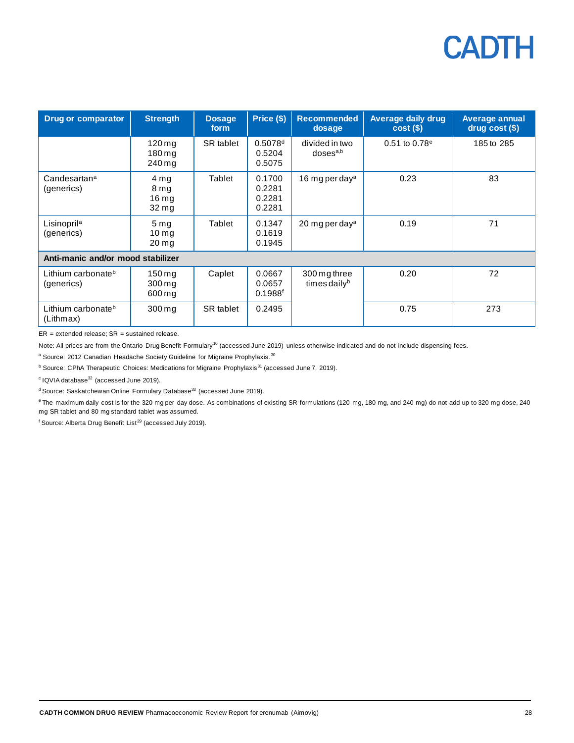| Drug or comparator | Strength | Dosage form | Price ($) | Recommended dosage | Average daily drug cost ($) | Average annual drug cost ($) |
|---|---|---|---|---|---|---|
| | 120 mg<br>180 mg<br>240 mg | SR tablet | 0.5078[d]<br>0.5204<br>0.5075 | divided in two doses[a,b] | 0.51 to 0.78[e] | 185 to 285 |
| Candesartan[a] (generics) | 4 mg<br>8 mg<br>16 mg<br>32 mg | Tablet | 0.1700<br>0.2281<br>0.2281<br>0.2281 | 16 mg per day[a] | 0.23 | 83 |
| Lisinopril[a] (generics) | 5 mg<br>10 mg<br>20 mg | Tablet | 0.1347<br>0.1619<br>0.1945 | 20 mg per day[a] | 0.19 | 71 |
| **Anti-manic and/or mood stabilizer** | | | | | | |
| Lithium carbonate[b] (generics) | 150 mg<br>300 mg<br>600 mg | Caplet | 0.0667<br>0.0657<br>0.1988[f] | 300 mg three times daily[b] | 0.20 | 72 |
| Lithium carbonate[b] (Lithmax) | 300 mg | SR tablet | 0.2495 | | 0.75 | 273 |

ER = extended release; SR = sustained release.

Note: All prices are from the Ontario Drug Benefit Formulary[16] (accessed June 2019) unless otherwise indicated and do not include dispensing fees.

[a] Source: 2012 Canadian Headache Society Guideline for Migraine Prophylaxis.[30]

[b] Source: CPhA Therapeutic Choices: Medications for Migraine Prophylaxis[31] (accessed June 7, 2019).

[c] IQVIA database[32] (accessed June 2019).

[d] Source: Saskatchewan Online Formulary Database[33] (accessed June 2019).

[e] The maximum daily cost is for the 320 mg per day dose. As combinations of existing SR formulations (120 mg, 180 mg, and 240 mg) do not add up to 320 mg dose, 240 mg SR tablet and 80 mg standard tablet was assumed.

[f] Source: Alberta Drug Benefit List[29] (accessed July 2019).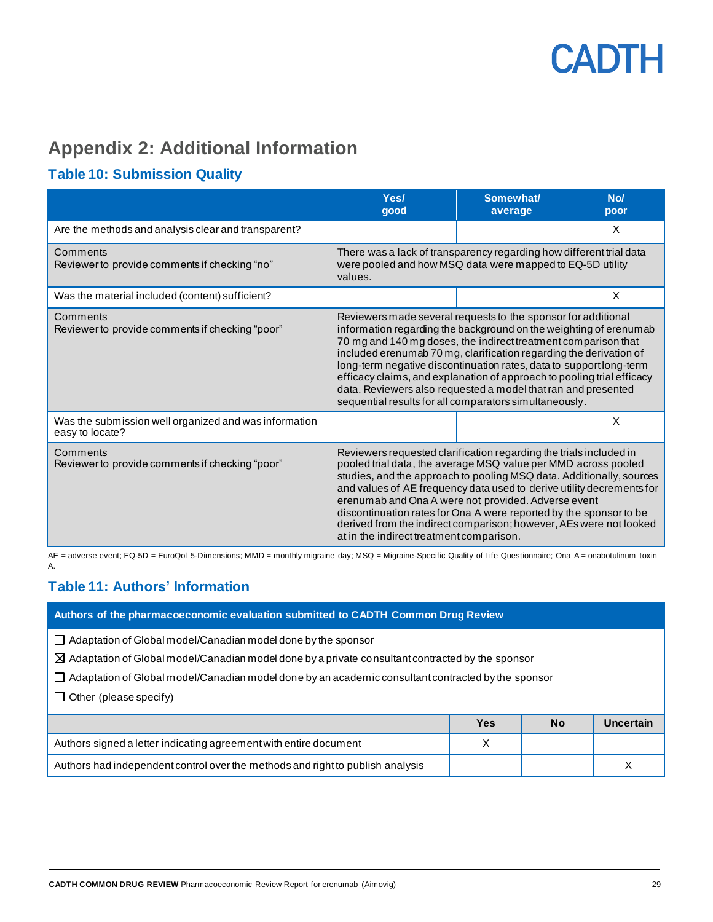## Appendix 2: Additional Information

### Table 10: Submission Quality

| | Yes/ good | Somewhat/ average | No/ poor |
|---|---|---|---|
| Are the methods and analysis clear and transparent? | | | X |
| Comments<br>Reviewer to provide comments if checking "no" | There was a lack of transparency regarding how different trial data were pooled and how MSQ data were mapped to EQ-5D utility values. | | |
| Was the material included (content) sufficient? | | | X |
| Comments<br>Reviewer to provide comments if checking "poor" | Reviewers made several requests to the sponsor for additional information regarding the background on the weighting of erenumab 70 mg and 140 mg doses, the indirect treatment comparison that included erenumab 70 mg, clarification regarding the derivation of long-term negative discontinuation rates, data to support long-term efficacy claims, and explanation of approach to pooling trial efficacy data. Reviewers also requested a model that ran and presented sequential results for all comparators simultaneously. | | |
| Was the submission well organized and was information easy to locate? | | | X |
| Comments<br>Reviewer to provide comments if checking "poor" | Reviewers requested clarification regarding the trials included in pooled trial data, the average MSQ value per MMD across pooled studies, and the approach to pooling MSQ data. Additionally, sources and values of AE frequency data used to derive utility decrements for erenumab and Ona A were not provided. Adverse event discontinuation rates for Ona A were reported by the sponsor to be derived from the indirect comparison; however, AEs were not looked at in the indirect treatment comparison. | | |

AE = adverse event; EQ-5D = EuroQol 5-Dimensions; MMD = monthly migraine day; MSQ = Migraine-Specific Quality of Life Questionnaire; Ona A = onabotulinum toxin A.

### Table 11: Authors' Information

**Authors of the pharmacoeconomic evaluation submitted to CADTH Common Drug Review**

- ☐ Adaptation of Global model/Canadian model done by the sponsor
- ☒ Adaptation of Global model/Canadian model done by a private consultant contracted by the sponsor
- ☐ Adaptation of Global model/Canadian model done by an academic consultant contracted by the sponsor
- ☐ Other (please specify)

| | Yes | No | Uncertain |
|---|---|---|---|
| Authors signed a letter indicating agreement with entire document | X | | |
| Authors had independent control over the methods and right to publish analysis | | | X |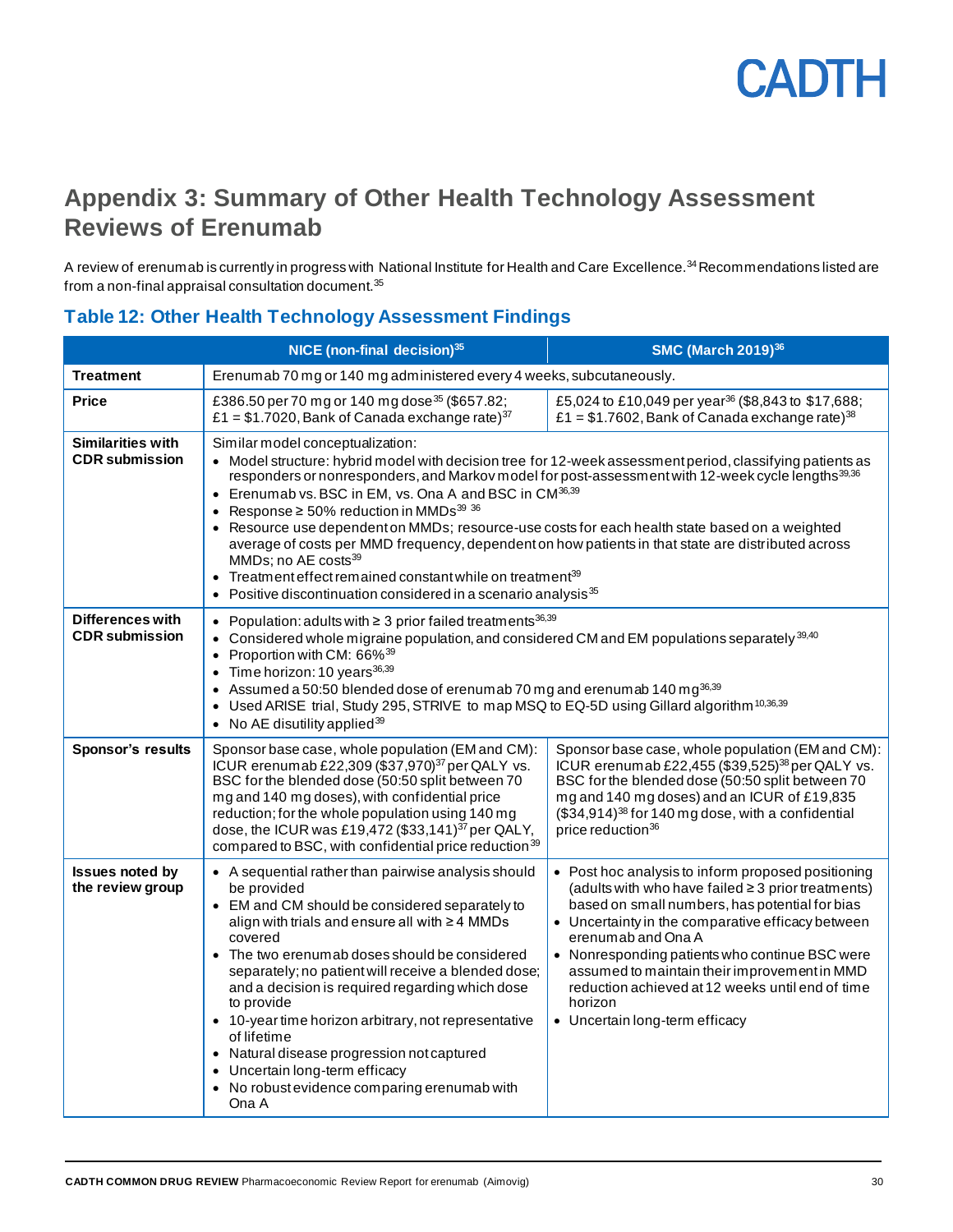## Appendix 3: Summary of Other Health Technology Assessment Reviews of Erenumab

A review of erenumab is currently in progress with National Institute for Health and Care Excellence.[34] Recommendations listed are from a non-final appraisal consultation document.[35]

### Table 12: Other Health Technology Assessment Findings

| | NICE (non-final decision)[35] | SMC (March 2019)[36] |
|---|---|---|
| **Treatment** | Erenumab 70 mg or 140 mg administered every 4 weeks, subcutaneously. | |
| **Price** | £386.50 per 70 mg or 140 mg dose[35] ($657.82; £1 = $1.7020, Bank of Canada exchange rate)[37] | £5,024 to £10,049 per year[36] ($8,843 to $17,688; £1 = $1.7602, Bank of Canada exchange rate)[38] |
| **Similarities with CDR submission** | Similar model conceptualization:<br>• Model structure: hybrid model with decision tree for 12-week assessment period, classifying patients as responders or nonresponders, and Markov model for post-assessment with 12-week cycle lengths[39,36]<br>• Erenumab vs. BSC in EM, vs. Ona A and BSC in CM[36,39]<br>• Response ≥ 50% reduction in MMDs[39 36]<br>• Resource use dependent on MMDs; resource-use costs for each health state based on a weighted average of costs per MMD frequency, dependent on how patients in that state are distributed across MMDs; no AE costs[39]<br>• Treatment effect remained constant while on treatment[39]<br>• Positive discontinuation considered in a scenario analysis[35] | |
| **Differences with CDR submission** | • Population: adults with ≥ 3 prior failed treatments[36,39]<br>• Considered whole migraine population, and considered CM and EM populations separately[39,40]<br>• Proportion with CM: 66%[39]<br>• Time horizon: 10 years[36,39]<br>• Assumed a 50:50 blended dose of erenumab 70 mg and erenumab 140 mg[36,39]<br>• Used ARISE trial, Study 295, STRIVE to map MSQ to EQ-5D using Gillard algorithm[10,36,39]<br>• No AE disutility applied[39] | |
| **Sponsor's results** | Sponsor base case, whole population (EM and CM): ICUR erenumab £22,309 ($37,970)[37] per QALY vs. BSC for the blended dose (50:50 split between 70 mg and 140 mg doses), with confidential price reduction; for the whole population using 140 mg dose, the ICUR was £19,472 ($33,141)[37] per QALY, compared to BSC, with confidential price reduction[39] | Sponsor base case, whole population (EM and CM): ICUR erenumab £22,455 ($39,525)[38] per QALY vs. BSC for the blended dose (50:50 split between 70 mg and 140 mg doses) and an ICUR of £19,835 ($34,914)[38] for 140 mg dose, with a confidential price reduction[36] |
| **Issues noted by the review group** | • A sequential rather than pairwise analysis should be provided<br>• EM and CM should be considered separately to align with trials and ensure all with ≥ 4 MMDs covered<br>• The two erenumab doses should be considered separately; no patient will receive a blended dose; and a decision is required regarding which dose to provide<br>• 10-year time horizon arbitrary, not representative of lifetime<br>• Natural disease progression not captured<br>• Uncertain long-term efficacy<br>• No robust evidence comparing erenumab with Ona A | • Post hoc analysis to inform proposed positioning (adults with who have failed ≥ 3 prior treatments) based on small numbers, has potential for bias<br>• Uncertainty in the comparative efficacy between erenumab and Ona A<br>• Nonresponding patients who continue BSC were assumed to maintain their improvement in MMD reduction achieved at 12 weeks until end of time horizon<br>• Uncertain long-term efficacy |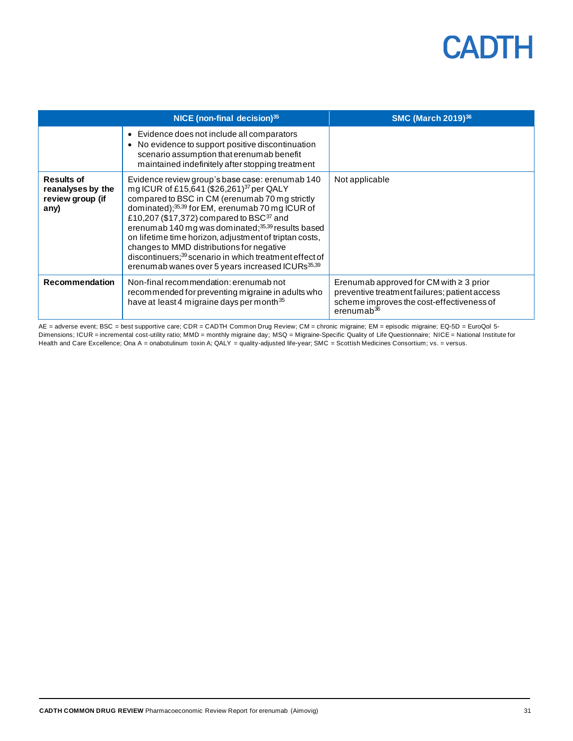| | NICE (non-final decision)[35] | SMC (March 2019)[36] |
|---|---|---|
| | • Evidence does not include all comparators<br>• No evidence to support positive discontinuation scenario assumption that erenumab benefit maintained indefinitely after stopping treatment | |
| **Results of reanalyses by the review group (if any)** | Evidence review group's base case: erenumab 140 mg ICUR of £15,641 ($26,261)[37] per QALY compared to BSC in CM (erenumab 70 mg strictly dominated);[35,39] for EM, erenumab 70 mg ICUR of £10,207 ($17,372) compared to BSC[37] and erenumab 140 mg was dominated;[35,39] results based on lifetime time horizon, adjustment of triptan costs, changes to MMD distributions for negative discontinuers;[39] scenario in which treatment effect of erenumab wanes over 5 years increased ICURs[35,39] | Not applicable |
| **Recommendation** | Non-final recommendation: erenumab not recommended for preventing migraine in adults who have at least 4 migraine days per month[35] | Erenumab approved for CM with ≥ 3 prior preventive treatment failures; patient access scheme improves the cost-effectiveness of erenumab[36] |

AE = adverse event; BSC = best supportive care; CDR = CADTH Common Drug Review; CM = chronic migraine; EM = episodic migraine; EQ-5D = EuroQol 5-Dimensions; ICUR = incremental cost-utility ratio; MMD = monthly migraine day; MSQ = Migraine-Specific Quality of Life Questionnaire; NICE = National Institute for Health and Care Excellence; Ona A = onabotulinum toxin A; QALY = quality-adjusted life-year; SMC = Scottish Medicines Consortium; vs. = versus.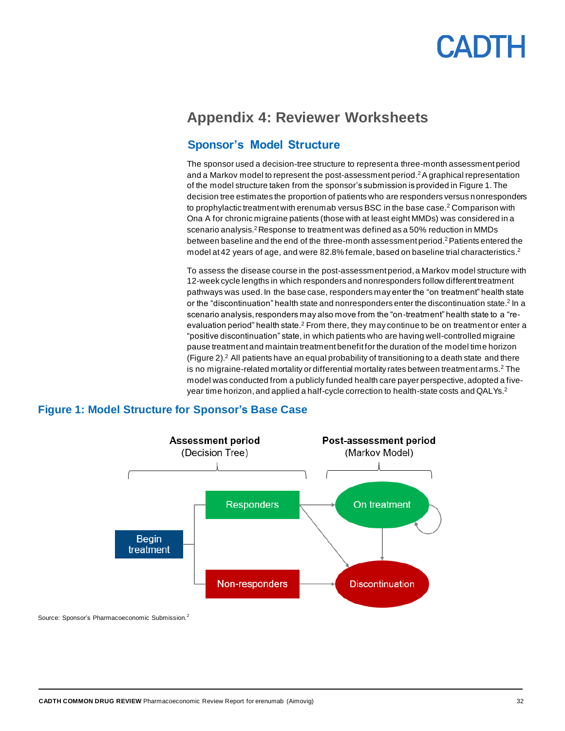## Appendix 4: Reviewer Worksheets

### Sponsor's Model Structure

The sponsor used a decision-tree structure to represent a three-month assessment period and a Markov model to represent the post-assessment period.[2] A graphical representation of the model structure taken from the sponsor's submission is provided in Figure 1. The decision tree estimates the proportion of patients who are responders versus nonresponders to prophylactic treatment with erenumab versus BSC in the base case.[2] Comparison with Ona A for chronic migraine patients (those with at least eight MMDs) was considered in a scenario analysis.[2] Response to treatment was defined as a 50% reduction in MMDs between baseline and the end of the three-month assessment period.[2] Patients entered the model at 42 years of age, and were 82.8% female, based on baseline trial characteristics.[2]

To assess the disease course in the post-assessment period, a Markov model structure with 12-week cycle lengths in which responders and nonresponders follow different treatment pathways was used. In the base case, responders may enter the "on treatment" health state or the "discontinuation" health state and nonresponders enter the discontinuation state.[2] In a scenario analysis, responders may also move from the "on-treatment" health state to a "re-evaluation period" health state.[2] From there, they may continue to be on treatment or enter a "positive discontinuation" state, in which patients who are having well-controlled migraine pause treatment and maintain treatment benefit for the duration of the model time horizon (Figure 2).[2] All patients have an equal probability of transitioning to a death state and there is no migraine-related mortality or differential mortality rates between treatment arms.[2] The model was conducted from a publicly funded health care payer perspective, adopted a five-year time horizon, and applied a half-cycle correction to health-state costs and QALYs.[2]

### Figure 1: Model Structure for Sponsor's Base Case

**Assessment period** (Decision Tree)

**Post-assessment period** (Markov Model)

Begin treatment → Responders → On treatment (loops to itself) → Discontinuation

Begin treatment → Responders → Discontinuation

Begin treatment → Non-responders → Discontinuation

Source: Sponsor's Pharmacoeconomic Submission.[2]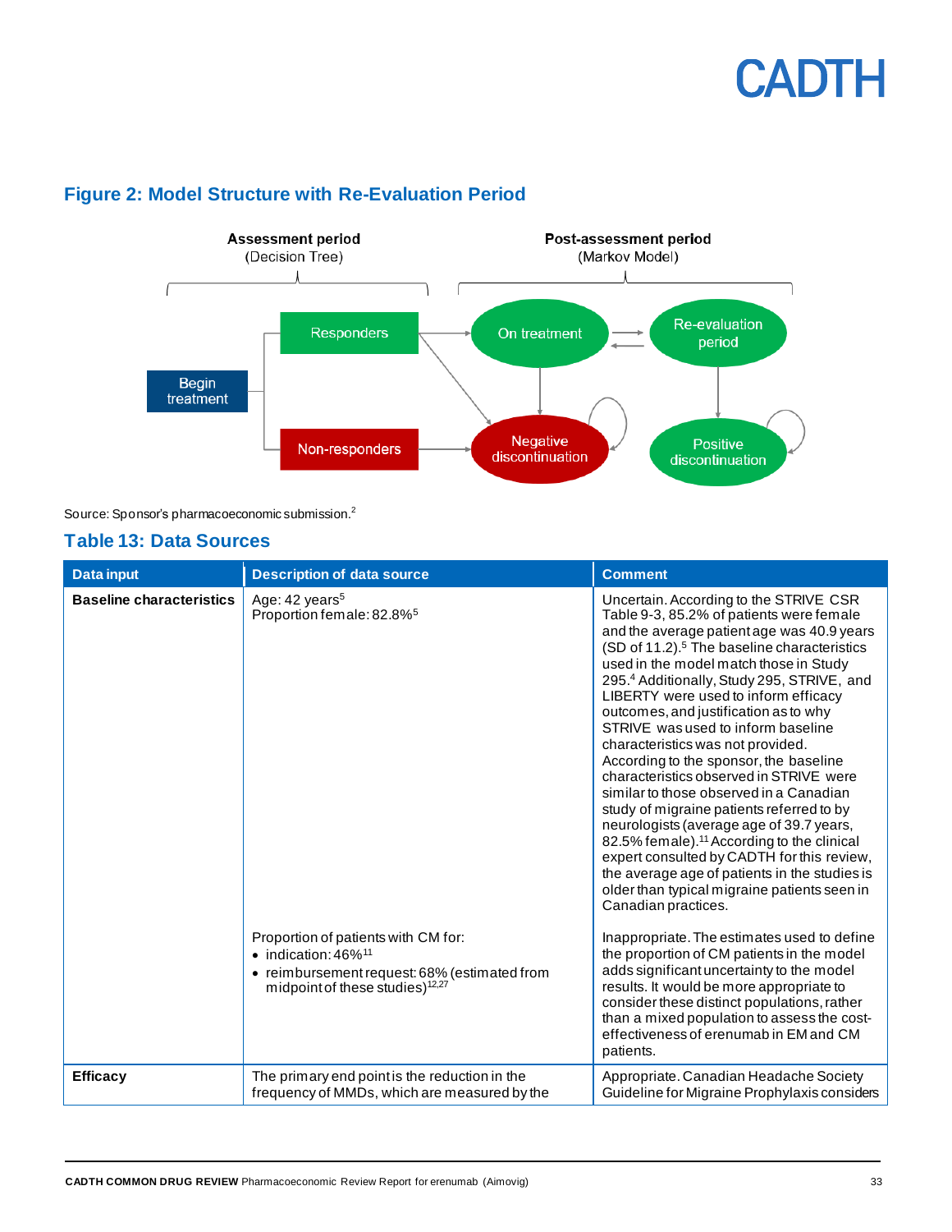## Figure 2: Model Structure with Re-Evaluation Period

Assessment period (Decision Tree)

Post-assessment period (Markov Model)

Begin treatment

Responders

Non-responders

On treatment

Re-evaluation period

Negative discontinuation

Positive discontinuation

Source: Sponsor's pharmacoeconomic submission.[2]

## Table 13: Data Sources

| Data input | Description of data source | Comment |
|---|---|---|
| **Baseline characteristics** | Age: 42 years[5]<br>Proportion female: 82.8%[5] | Uncertain. According to the STRIVE CSR Table 9-3, 85.2% of patients were female and the average patient age was 40.9 years (SD of 11.2).[5] The baseline characteristics used in the model match those in Study 295.[4] Additionally, Study 295, STRIVE, and LIBERTY were used to inform efficacy outcomes, and justification as to why STRIVE was used to inform baseline characteristics was not provided. According to the sponsor, the baseline characteristics observed in STRIVE were similar to those observed in a Canadian study of migraine patients referred to by neurologists (average age of 39.7 years, 82.5% female).[11] According to the clinical expert consulted by CADTH for this review, the average age of patients in the studies is older than typical migraine patients seen in Canadian practices. |
| | Proportion of patients with CM for:<br>• indication: 46%[11]<br>• reimbursement request: 68% (estimated from midpoint of these studies)[12,27] | Inappropriate. The estimates used to define the proportion of CM patients in the model adds significant uncertainty to the model results. It would be more appropriate to consider these distinct populations, rather than a mixed population to assess the cost-effectiveness of erenumab in EM and CM patients. |
| **Efficacy** | The primary end point is the reduction in the frequency of MMDs, which are measured by the | Appropriate. Canadian Headache Society Guideline for Migraine Prophylaxis considers |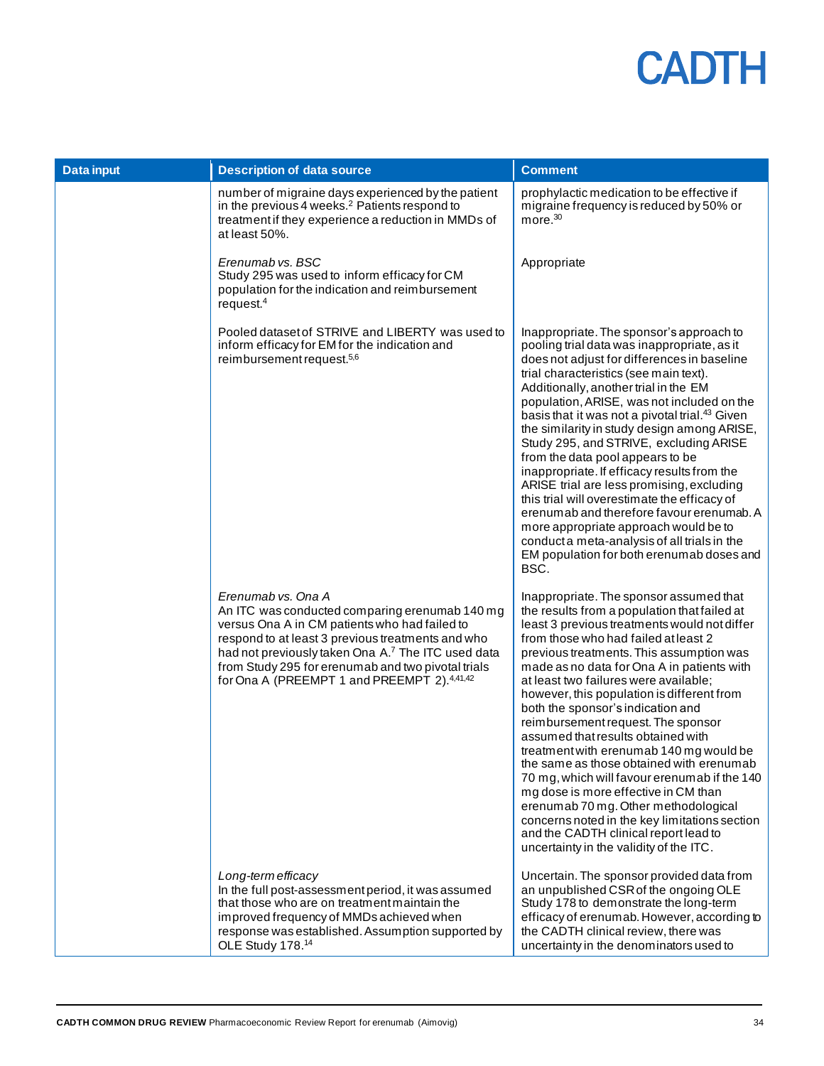| Data input | Description of data source | Comment |
|---|---|---|
| | number of migraine days experienced by the patient in the previous 4 weeks.[2] Patients respond to treatment if they experience a reduction in MMDs of at least 50%. | prophylactic medication to be effective if migraine frequency is reduced by 50% or more.[30] |
| | *Erenumab vs. BSC*<br>Study 295 was used to inform efficacy for CM population for the indication and reimbursement request.[4] | Appropriate |
| | Pooled dataset of STRIVE and LIBERTY was used to inform efficacy for EM for the indication and reimbursement request.[5,6] | Inappropriate. The sponsor's approach to pooling trial data was inappropriate, as it does not adjust for differences in baseline trial characteristics (see main text). Additionally, another trial in the EM population, ARISE, was not included on the basis that it was not a pivotal trial.[43] Given the similarity in study design among ARISE, Study 295, and STRIVE, excluding ARISE from the data pool appears to be inappropriate. If efficacy results from the ARISE trial are less promising, excluding this trial will overestimate the efficacy of erenumab and therefore favour erenumab. A more appropriate approach would be to conduct a meta-analysis of all trials in the EM population for both erenumab doses and BSC. |
| | *Erenumab vs. Ona A*<br>An ITC was conducted comparing erenumab 140 mg versus Ona A in CM patients who had failed to respond to at least 3 previous treatments and who had not previously taken Ona A.[7] The ITC used data from Study 295 for erenumab and two pivotal trials for Ona A (PREEMPT 1 and PREEMPT 2).[4,41,42] | Inappropriate. The sponsor assumed that the results from a population that failed at least 3 previous treatments would not differ from those who had failed at least 2 previous treatments. This assumption was made as no data for Ona A in patients with at least two failures were available; however, this population is different from both the sponsor's indication and reimbursement request. The sponsor assumed that results obtained with treatment with erenumab 140 mg would be the same as those obtained with erenumab 70 mg, which will favour erenumab if the 140 mg dose is more effective in CM than erenumab 70 mg. Other methodological concerns noted in the key limitations section and the CADTH clinical report lead to uncertainty in the validity of the ITC. |
| | *Long-term efficacy*<br>In the full post-assessment period, it was assumed that those who are on treatment maintain the improved frequency of MMDs achieved when response was established. Assumption supported by OLE Study 178.[14] | Uncertain. The sponsor provided data from an unpublished CSR of the ongoing OLE Study 178 to demonstrate the long-term efficacy of erenumab. However, according to the CADTH clinical review, there was uncertainty in the denominators used to |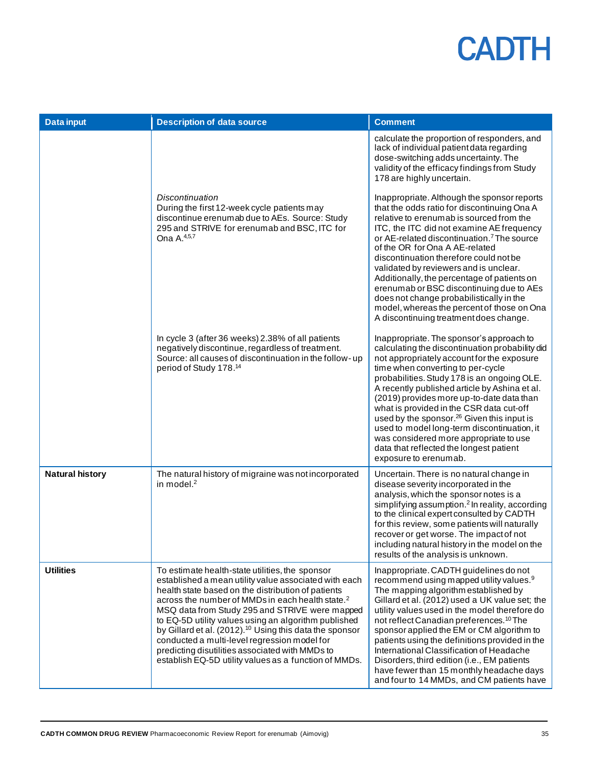| Data input | Description of data source | Comment |
|---|---|---|
| | | calculate the proportion of responders, and lack of individual patient data regarding dose-switching adds uncertainty. The validity of the efficacy findings from Study 178 are highly uncertain. |
| | *Discontinuation*<br>During the first 12-week cycle patients may discontinue erenumab due to AEs. Source: Study 295 and STRIVE for erenumab and BSC, ITC for Ona A.[4,5,7] | Inappropriate. Although the sponsor reports that the odds ratio for discontinuing Ona A relative to erenumab is sourced from the ITC, the ITC did not examine AE frequency or AE-related discontinuation.[7] The source of the OR for Ona A AE-related discontinuation therefore could not be validated by reviewers and is unclear. Additionally, the percentage of patients on erenumab or BSC discontinuing due to AEs does not change probabilistically in the model, whereas the percent of those on Ona A discontinuing treatment does change. |
| | In cycle 3 (after 36 weeks) 2.38% of all patients negatively discontinue, regardless of treatment. Source: all causes of discontinuation in the follow-up period of Study 178.[14] | Inappropriate. The sponsor's approach to calculating the discontinuation probability did not appropriately account for the exposure time when converting to per-cycle probabilities. Study 178 is an ongoing OLE. A recently published article by Ashina et al. (2019) provides more up-to-date data than what is provided in the CSR data cut-off used by the sponsor.[26] Given this input is used to model long-term discontinuation, it was considered more appropriate to use data that reflected the longest patient exposure to erenumab. |
| **Natural history** | The natural history of migraine was not incorporated in model.[2] | Uncertain. There is no natural change in disease severity incorporated in the analysis, which the sponsor notes is a simplifying assumption.[2] In reality, according to the clinical expert consulted by CADTH for this review, some patients will naturally recover or get worse. The impact of not including natural history in the model on the results of the analysis is unknown. |
| **Utilities** | To estimate health-state utilities, the sponsor established a mean utility value associated with each health state based on the distribution of patients across the number of MMDs in each health state.[2] MSQ data from Study 295 and STRIVE were mapped to EQ-5D utility values using an algorithm published by Gillard et al. (2012).[10] Using this data the sponsor conducted a multi-level regression model for predicting disutilities associated with MMDs to establish EQ-5D utility values as a function of MMDs. | Inappropriate. CADTH guidelines do not recommend using mapped utility values.[9] The mapping algorithm established by Gillard et al. (2012) used a UK value set; the utility values used in the model therefore do not reflect Canadian preferences.[10] The sponsor applied the EM or CM algorithm to patients using the definitions provided in the International Classification of Headache Disorders, third edition (i.e., EM patients have fewer than 15 monthly headache days and four to 14 MMDs, and CM patients have |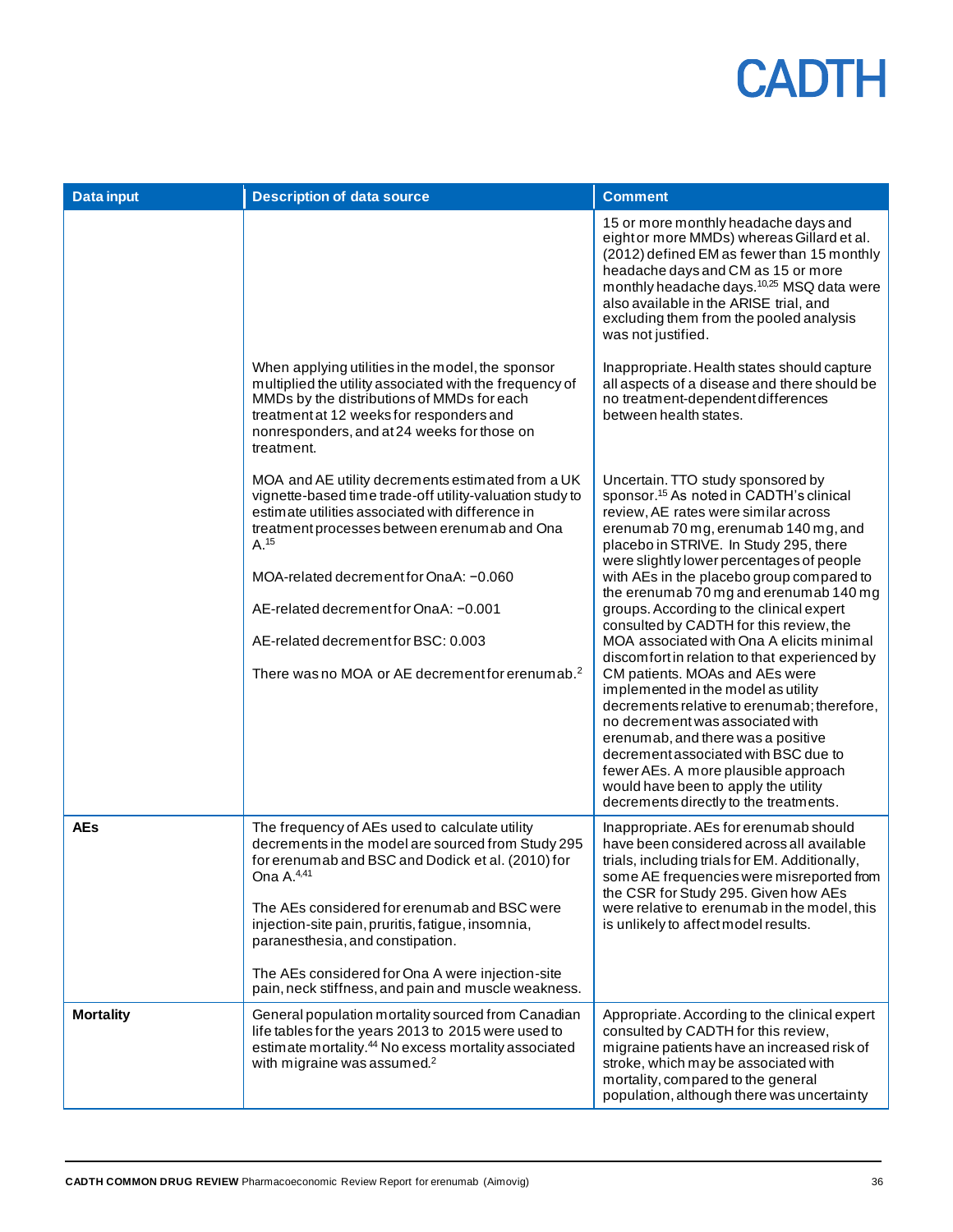| Data input | Description of data source | Comment |
| --- | --- | --- |
| | | 15 or more monthly headache days and eight or more MMDs) whereas Gillard et al. (2012) defined EM as fewer than 15 monthly headache days and CM as 15 or more monthly headache days.[10,25] MSQ data were also available in the ARISE trial, and excluding them from the pooled analysis was not justified. |
| | When applying utilities in the model, the sponsor multiplied the utility associated with the frequency of MMDs by the distributions of MMDs for each treatment at 12 weeks for responders and nonresponders, and at 24 weeks for those on treatment. | Inappropriate. Health states should capture all aspects of a disease and there should be no treatment-dependent differences between health states. |
| | MOA and AE utility decrements estimated from a UK vignette-based time trade-off utility-valuation study to estimate utilities associated with difference in treatment processes between erenumab and Ona A.[15]<br><br>MOA-related decrement for OnaA: −0.060<br><br>AE-related decrement for OnaA: −0.001<br><br>AE-related decrement for BSC: 0.003<br><br>There was no MOA or AE decrement for erenumab.[2] | Uncertain. TTO study sponsored by sponsor.[15] As noted in CADTH's clinical review, AE rates were similar across erenumab 70 mg, erenumab 140 mg, and placebo in STRIVE. In Study 295, there were slightly lower percentages of people with AEs in the placebo group compared to the erenumab 70 mg and erenumab 140 mg groups. According to the clinical expert consulted by CADTH for this review, the MOA associated with Ona A elicits minimal discomfort in relation to that experienced by CM patients. MOAs and AEs were implemented in the model as utility decrements relative to erenumab; therefore, no decrement was associated with erenumab, and there was a positive decrement associated with BSC due to fewer AEs. A more plausible approach would have been to apply the utility decrements directly to the treatments. |
| **AEs** | The frequency of AEs used to calculate utility decrements in the model are sourced from Study 295 for erenumab and BSC and Dodick et al. (2010) for Ona A.[4,41]<br><br>The AEs considered for erenumab and BSC were injection-site pain, pruritis, fatigue, insomnia, paranesthesia, and constipation.<br><br>The AEs considered for Ona A were injection-site pain, neck stiffness, and pain and muscle weakness. | Inappropriate. AEs for erenumab should have been considered across all available trials, including trials for EM. Additionally, some AE frequencies were misreported from the CSR for Study 295. Given how AEs were relative to erenumab in the model, this is unlikely to affect model results. |
| **Mortality** | General population mortality sourced from Canadian life tables for the years 2013 to 2015 were used to estimate mortality.[44] No excess mortality associated with migraine was assumed.[2] | Appropriate. According to the clinical expert consulted by CADTH for this review, migraine patients have an increased risk of stroke, which may be associated with mortality, compared to the general population, although there was uncertainty |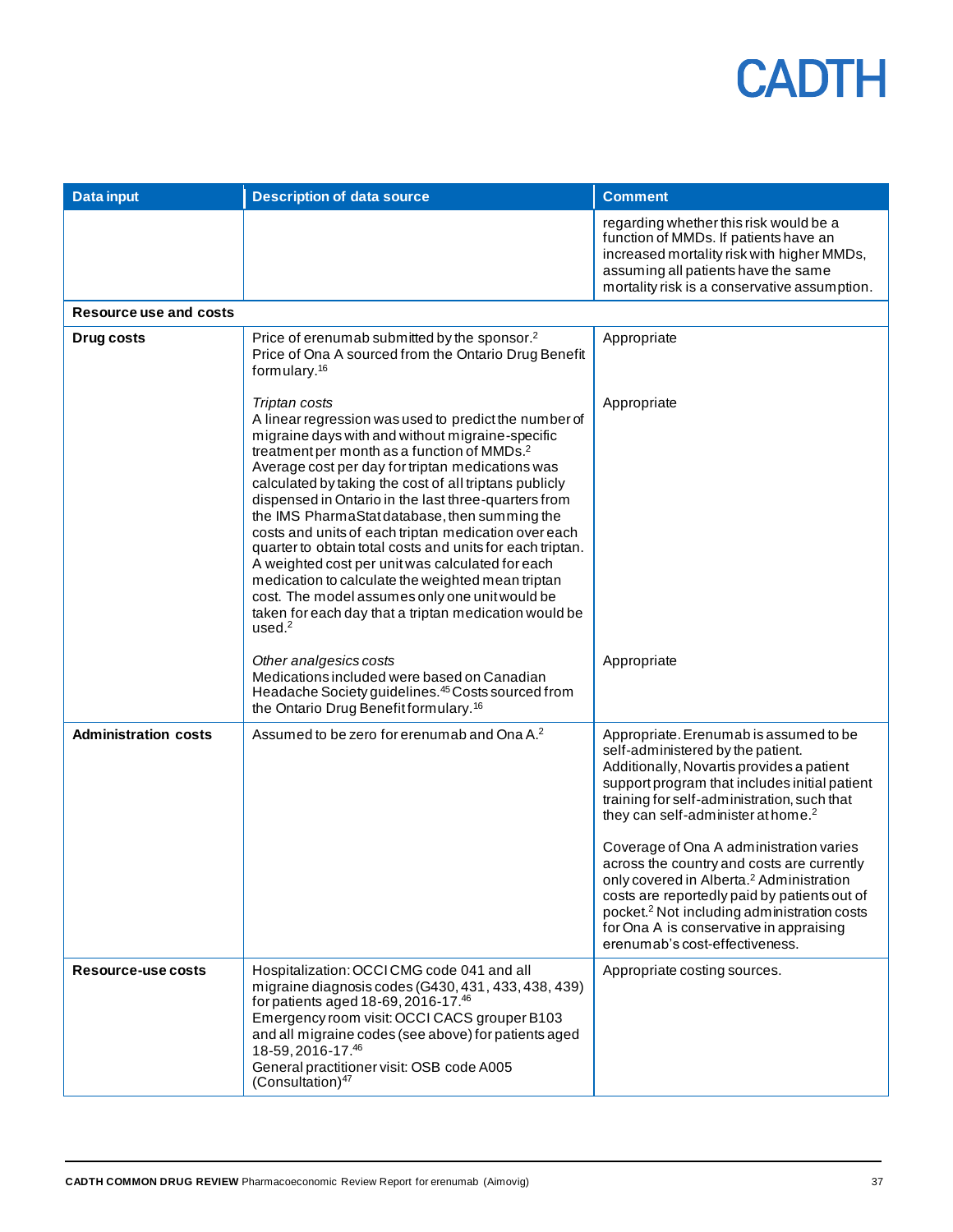| Data input | Description of data source | Comment |
|---|---|---|
| | | regarding whether this risk would be a function of MMDs. If patients have an increased mortality risk with higher MMDs, assuming all patients have the same mortality risk is a conservative assumption. |
| **Resource use and costs** | | |
| **Drug costs** | Price of erenumab submitted by the sponsor.[2]<br>Price of Ona A sourced from the Ontario Drug Benefit formulary.[16] | Appropriate |
| | *Triptan costs*<br>A linear regression was used to predict the number of migraine days with and without migraine-specific treatment per month as a function of MMDs.[2]<br>Average cost per day for triptan medications was calculated by taking the cost of all triptans publicly dispensed in Ontario in the last three-quarters from the IMS PharmaStat database, then summing the costs and units of each triptan medication over each quarter to obtain total costs and units for each triptan. A weighted cost per unit was calculated for each medication to calculate the weighted mean triptan cost. The model assumes only one unit would be taken for each day that a triptan medication would be used.[2] | Appropriate |
| | *Other analgesics costs*<br>Medications included were based on Canadian Headache Society guidelines.[45] Costs sourced from the Ontario Drug Benefit formulary.[16] | Appropriate |
| **Administration costs** | Assumed to be zero for erenumab and Ona A.[2] | Appropriate. Erenumab is assumed to be self-administered by the patient. Additionally, Novartis provides a patient support program that includes initial patient training for self-administration, such that they can self-administer at home.[2]<br><br>Coverage of Ona A administration varies across the country and costs are currently only covered in Alberta.[2] Administration costs are reportedly paid by patients out of pocket.[2] Not including administration costs for Ona A is conservative in appraising erenumab's cost-effectiveness. |
| **Resource-use costs** | Hospitalization: OCCI CMG code 041 and all migraine diagnosis codes (G430, 431, 433, 438, 439) for patients aged 18-69, 2016-17.[46]<br>Emergency room visit: OCCI CACS grouper B103 and all migraine codes (see above) for patients aged 18-59, 2016-17.[46]<br>General practitioner visit: OSB code A005 (Consultation)[47] | Appropriate costing sources. |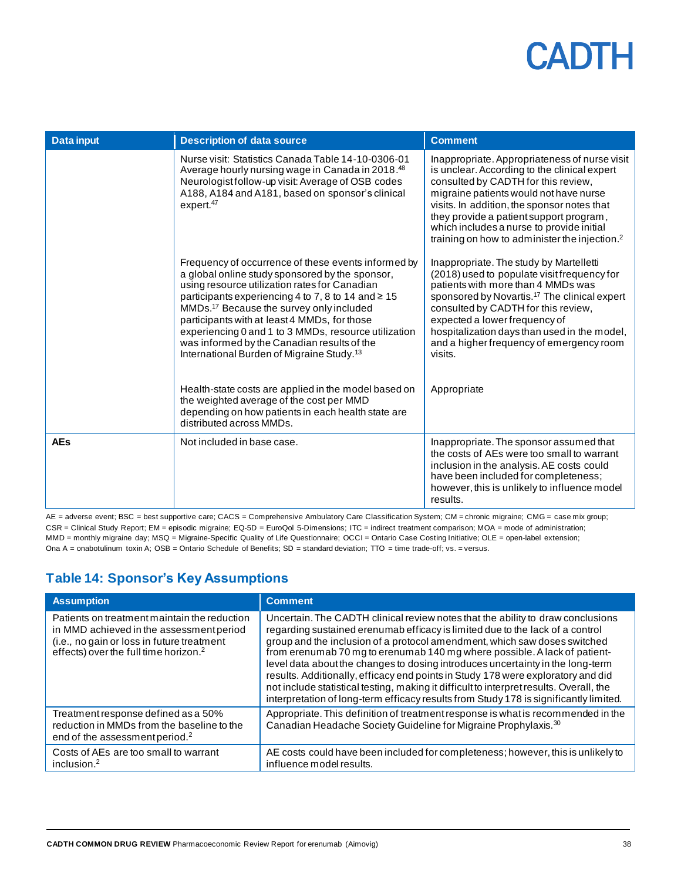| Data input | Description of data source | Comment |
|---|---|---|
| | Nurse visit: Statistics Canada Table 14-10-0306-01 Average hourly nursing wage in Canada in 2018.[48] Neurologist follow-up visit: Average of OSB codes A188, A184 and A181, based on sponsor's clinical expert.[47] | Inappropriate. Appropriateness of nurse visit is unclear. According to the clinical expert consulted by CADTH for this review, migraine patients would not have nurse visits. In addition, the sponsor notes that they provide a patient support program, which includes a nurse to provide initial training on how to administer the injection.[2] |
| | Frequency of occurrence of these events informed by a global online study sponsored by the sponsor, using resource utilization rates for Canadian participants experiencing 4 to 7, 8 to 14 and ≥ 15 MMDs.[17] Because the survey only included participants with at least 4 MMDs, for those experiencing 0 and 1 to 3 MMDs, resource utilization was informed by the Canadian results of the International Burden of Migraine Study.[13] | Inappropriate. The study by Martelletti (2018) used to populate visit frequency for patients with more than 4 MMDs was sponsored by Novartis.[17] The clinical expert consulted by CADTH for this review, expected a lower frequency of hospitalization days than used in the model, and a higher frequency of emergency room visits. |
| | Health-state costs are applied in the model based on the weighted average of the cost per MMD depending on how patients in each health state are distributed across MMDs. | Appropriate |
| **AEs** | Not included in base case. | Inappropriate. The sponsor assumed that the costs of AEs were too small to warrant inclusion in the analysis. AE costs could have been included for completeness; however, this is unlikely to influence model results. |

AE = adverse event; BSC = best supportive care; CACS = Comprehensive Ambulatory Care Classification System; CM = chronic migraine; CMG = case mix group; CSR = Clinical Study Report; EM = episodic migraine; EQ-5D = EuroQol 5-Dimensions; ITC = indirect treatment comparison; MOA = mode of administration; MMD = monthly migraine day; MSQ = Migraine-Specific Quality of Life Questionnaire; OCCI = Ontario Case Costing Initiative; OLE = open-label extension; Ona A = onabotulinum toxin A; OSB = Ontario Schedule of Benefits; SD = standard deviation; TTO = time trade-off; vs. = versus.

## Table 14: Sponsor's Key Assumptions

| Assumption | Comment |
|---|---|
| Patients on treatment maintain the reduction in MMD achieved in the assessment period (i.e., no gain or loss in future treatment effects) over the full time horizon.[2] | Uncertain. The CADTH clinical review notes that the ability to draw conclusions regarding sustained erenumab efficacy is limited due to the lack of a control group and the inclusion of a protocol amendment, which saw doses switched from erenumab 70 mg to erenumab 140 mg where possible. A lack of patient-level data about the changes to dosing introduces uncertainty in the long-term results. Additionally, efficacy end points in Study 178 were exploratory and did not include statistical testing, making it difficult to interpret results. Overall, the interpretation of long-term efficacy results from Study 178 is significantly limited. |
| Treatment response defined as a 50% reduction in MMDs from the baseline to the end of the assessment period.[2] | Appropriate. This definition of treatment response is what is recommended in the Canadian Headache Society Guideline for Migraine Prophylaxis.[30] |
| Costs of AEs are too small to warrant inclusion.[2] | AE costs could have been included for completeness; however, this is unlikely to influence model results. |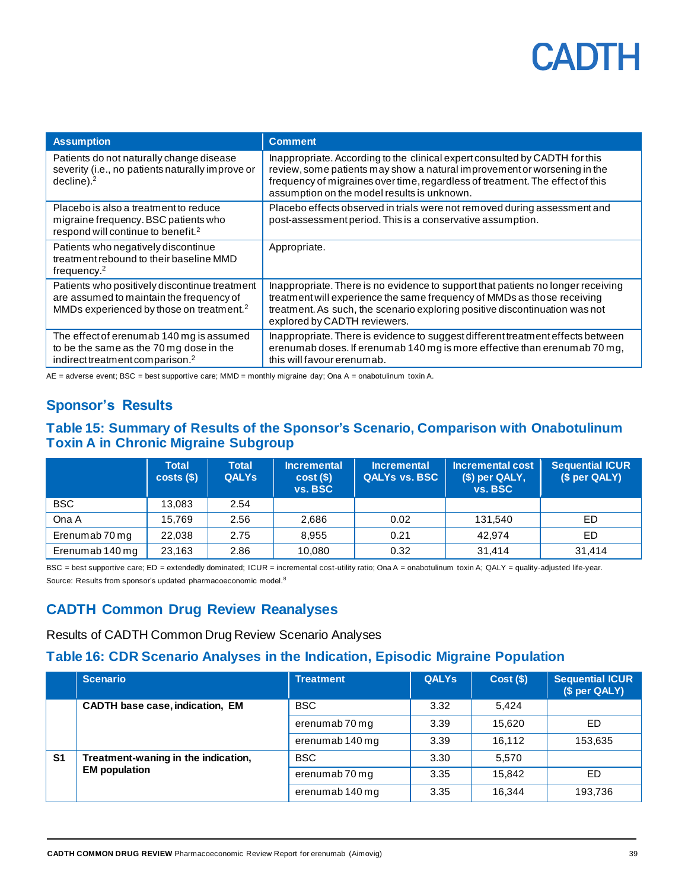| Assumption | Comment |
| --- | --- |
| Patients do not naturally change disease severity (i.e., no patients naturally improve or decline).[2] | Inappropriate. According to the clinical expert consulted by CADTH for this review, some patients may show a natural improvement or worsening in the frequency of migraines over time, regardless of treatment. The effect of this assumption on the model results is unknown. |
| Placebo is also a treatment to reduce migraine frequency. BSC patients who respond will continue to benefit.[2] | Placebo effects observed in trials were not removed during assessment and post-assessment period. This is a conservative assumption. |
| Patients who negatively discontinue treatment rebound to their baseline MMD frequency.[2] | Appropriate. |
| Patients who positively discontinue treatment are assumed to maintain the frequency of MMDs experienced by those on treatment.[2] | Inappropriate. There is no evidence to support that patients no longer receiving treatment will experience the same frequency of MMDs as those receiving treatment. As such, the scenario exploring positive discontinuation was not explored by CADTH reviewers. |
| The effect of erenumab 140 mg is assumed to be the same as the 70 mg dose in the indirect treatment comparison.[2] | Inappropriate. There is evidence to suggest different treatment effects between erenumab doses. If erenumab 140 mg is more effective than erenumab 70 mg, this will favour erenumab. |

AE = adverse event; BSC = best supportive care; MMD = monthly migraine day; Ona A = onabotulinum toxin A.

## Sponsor's Results

### Table 15: Summary of Results of the Sponsor's Scenario, Comparison with Onabotulinum Toxin A in Chronic Migraine Subgroup

| | Total costs ($) | Total QALYs | Incremental cost ($) vs. BSC | Incremental QALYs vs. BSC | Incremental cost ($) per QALY, vs. BSC | Sequential ICUR ($ per QALY) |
| --- | --- | --- | --- | --- | --- | --- |
| BSC | 13,083 | 2.54 | | | | |
| Ona A | 15,769 | 2.56 | 2,686 | 0.02 | 131,540 | ED |
| Erenumab 70 mg | 22,038 | 2.75 | 8,955 | 0.21 | 42,974 | ED |
| Erenumab 140 mg | 23,163 | 2.86 | 10,080 | 0.32 | 31,414 | 31,414 |

BSC = best supportive care; ED = extendedly dominated; ICUR = incremental cost-utility ratio; Ona A = onabotulinum toxin A; QALY = quality-adjusted life-year.

Source: Results from sponsor's updated pharmacoeconomic model.[8]

## CADTH Common Drug Review Reanalyses

Results of CADTH Common Drug Review Scenario Analyses

### Table 16: CDR Scenario Analyses in the Indication, Episodic Migraine Population

| | Scenario | Treatment | QALYs | Cost ($) | Sequential ICUR ($ per QALY) |
| --- | --- | --- | --- | --- | --- |
| | **CADTH base case, indication, EM** | BSC | 3.32 | 5,424 | |
| | | erenumab 70 mg | 3.39 | 15,620 | ED |
| | | erenumab 140 mg | 3.39 | 16,112 | 153,635 |
| **S1** | **Treatment-waning in the indication, EM population** | BSC | 3.30 | 5,570 | |
| | | erenumab 70 mg | 3.35 | 15,842 | ED |
| | | erenumab 140 mg | 3.35 | 16,344 | 193,736 |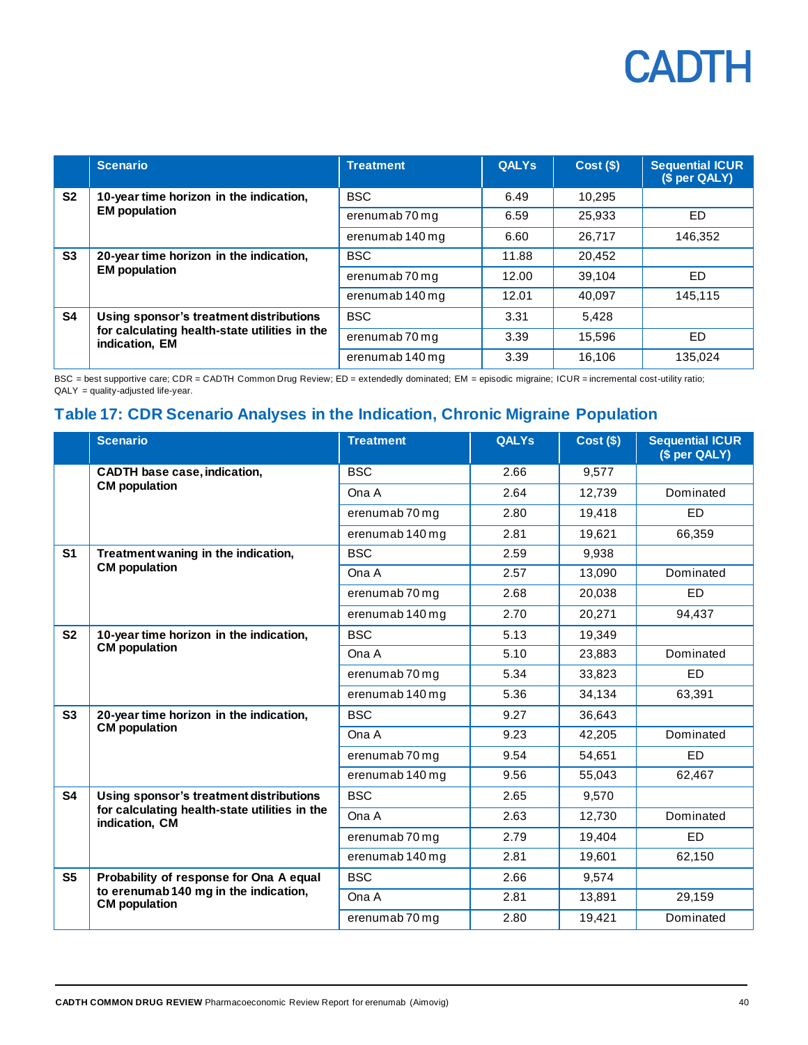| | Scenario | Treatment | QALYs | Cost ($) | Sequential ICUR ($ per QALY) |
|---|---|---|---|---|---|
| S2 | **10-year time horizon in the indication, EM population** | BSC | 6.49 | 10,295 | |
| | | erenumab 70 mg | 6.59 | 25,933 | ED |
| | | erenumab 140 mg | 6.60 | 26,717 | 146,352 |
| S3 | **20-year time horizon in the indication, EM population** | BSC | 11.88 | 20,452 | |
| | | erenumab 70 mg | 12.00 | 39,104 | ED |
| | | erenumab 140 mg | 12.01 | 40,097 | 145,115 |
| S4 | **Using sponsor's treatment distributions for calculating health-state utilities in the indication, EM** | BSC | 3.31 | 5,428 | |
| | | erenumab 70 mg | 3.39 | 15,596 | ED |
| | | erenumab 140 mg | 3.39 | 16,106 | 135,024 |

BSC = best supportive care; CDR = CADTH Common Drug Review; ED = extendedly dominated; EM = episodic migraine; ICUR = incremental cost-utility ratio; QALY = quality-adjusted life-year.

## Table 17: CDR Scenario Analyses in the Indication, Chronic Migraine Population

| | Scenario | Treatment | QALYs | Cost ($) | Sequential ICUR ($ per QALY) |
|---|---|---|---|---|---|
| | **CADTH base case, indication, CM population** | BSC | 2.66 | 9,577 | |
| | | Ona A | 2.64 | 12,739 | Dominated |
| | | erenumab 70 mg | 2.80 | 19,418 | ED |
| | | erenumab 140 mg | 2.81 | 19,621 | 66,359 |
| S1 | **Treatment waning in the indication, CM population** | BSC | 2.59 | 9,938 | |
| | | Ona A | 2.57 | 13,090 | Dominated |
| | | erenumab 70 mg | 2.68 | 20,038 | ED |
| | | erenumab 140 mg | 2.70 | 20,271 | 94,437 |
| S2 | **10-year time horizon in the indication, CM population** | BSC | 5.13 | 19,349 | |
| | | Ona A | 5.10 | 23,883 | Dominated |
| | | erenumab 70 mg | 5.34 | 33,823 | ED |
| | | erenumab 140 mg | 5.36 | 34,134 | 63,391 |
| S3 | **20-year time horizon in the indication, CM population** | BSC | 9.27 | 36,643 | |
| | | Ona A | 9.23 | 42,205 | Dominated |
| | | erenumab 70 mg | 9.54 | 54,651 | ED |
| | | erenumab 140 mg | 9.56 | 55,043 | 62,467 |
| S4 | **Using sponsor's treatment distributions for calculating health-state utilities in the indication, CM** | BSC | 2.65 | 9,570 | |
| | | Ona A | 2.63 | 12,730 | Dominated |
| | | erenumab 70 mg | 2.79 | 19,404 | ED |
| | | erenumab 140 mg | 2.81 | 19,601 | 62,150 |
| S5 | **Probability of response for Ona A equal to erenumab 140 mg in the indication, CM population** | BSC | 2.66 | 9,574 | |
| | | Ona A | 2.81 | 13,891 | 29,159 |
| | | erenumab 70 mg | 2.80 | 19,421 | Dominated |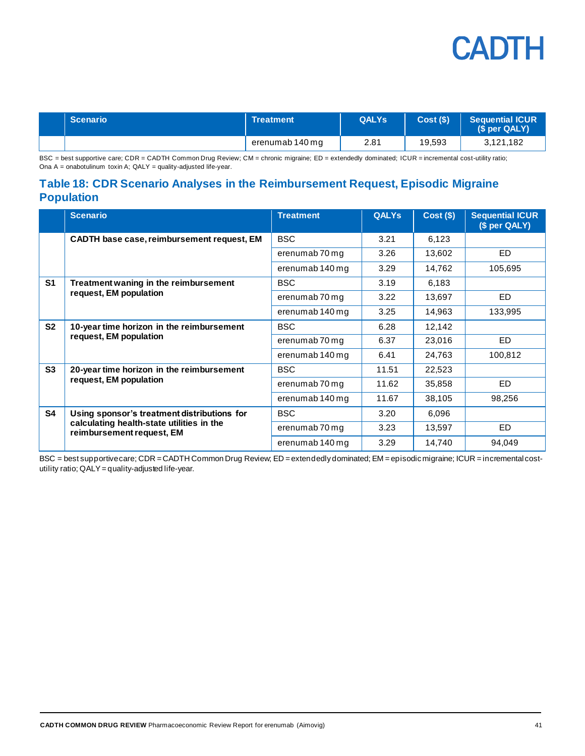|  | Scenario | Treatment | QALYs | Cost ($) | Sequential ICUR ($ per QALY) |
|---|---|---|---|---|---|
|  |  | erenumab 140 mg | 2.81 | 19,593 | 3,121,182 |

BSC = best supportive care; CDR = CADTH Common Drug Review; CM = chronic migraine; ED = extendedly dominated; ICUR = incremental cost-utility ratio; Ona A = onabotulinum toxin A; QALY = quality-adjusted life-year.

## Table 18: CDR Scenario Analyses in the Reimbursement Request, Episodic Migraine Population

|  | Scenario | Treatment | QALYs | Cost ($) | Sequential ICUR ($ per QALY) |
|---|---|---|---|---|---|
|  | **CADTH base case, reimbursement request, EM** | BSC | 3.21 | 6,123 |  |
|  |  | erenumab 70 mg | 3.26 | 13,602 | ED |
|  |  | erenumab 140 mg | 3.29 | 14,762 | 105,695 |
| **S1** | **Treatment waning in the reimbursement request, EM population** | BSC | 3.19 | 6,183 |  |
|  |  | erenumab 70 mg | 3.22 | 13,697 | ED |
|  |  | erenumab 140 mg | 3.25 | 14,963 | 133,995 |
| **S2** | **10-year time horizon in the reimbursement request, EM population** | BSC | 6.28 | 12,142 |  |
|  |  | erenumab 70 mg | 6.37 | 23,016 | ED |
|  |  | erenumab 140 mg | 6.41 | 24,763 | 100,812 |
| **S3** | **20-year time horizon in the reimbursement request, EM population** | BSC | 11.51 | 22,523 |  |
|  |  | erenumab 70 mg | 11.62 | 35,858 | ED |
|  |  | erenumab 140 mg | 11.67 | 38,105 | 98,256 |
| **S4** | **Using sponsor's treatment distributions for calculating health-state utilities in the reimbursement request, EM** | BSC | 3.20 | 6,096 |  |
|  |  | erenumab 70 mg | 3.23 | 13,597 | ED |
|  |  | erenumab 140 mg | 3.29 | 14,740 | 94,049 |

BSC = best supportive care; CDR = CADTH Common Drug Review; ED = extendedly dominated; EM = episodic migraine; ICUR = incremental cost-utility ratio; QALY = quality-adjusted life-year.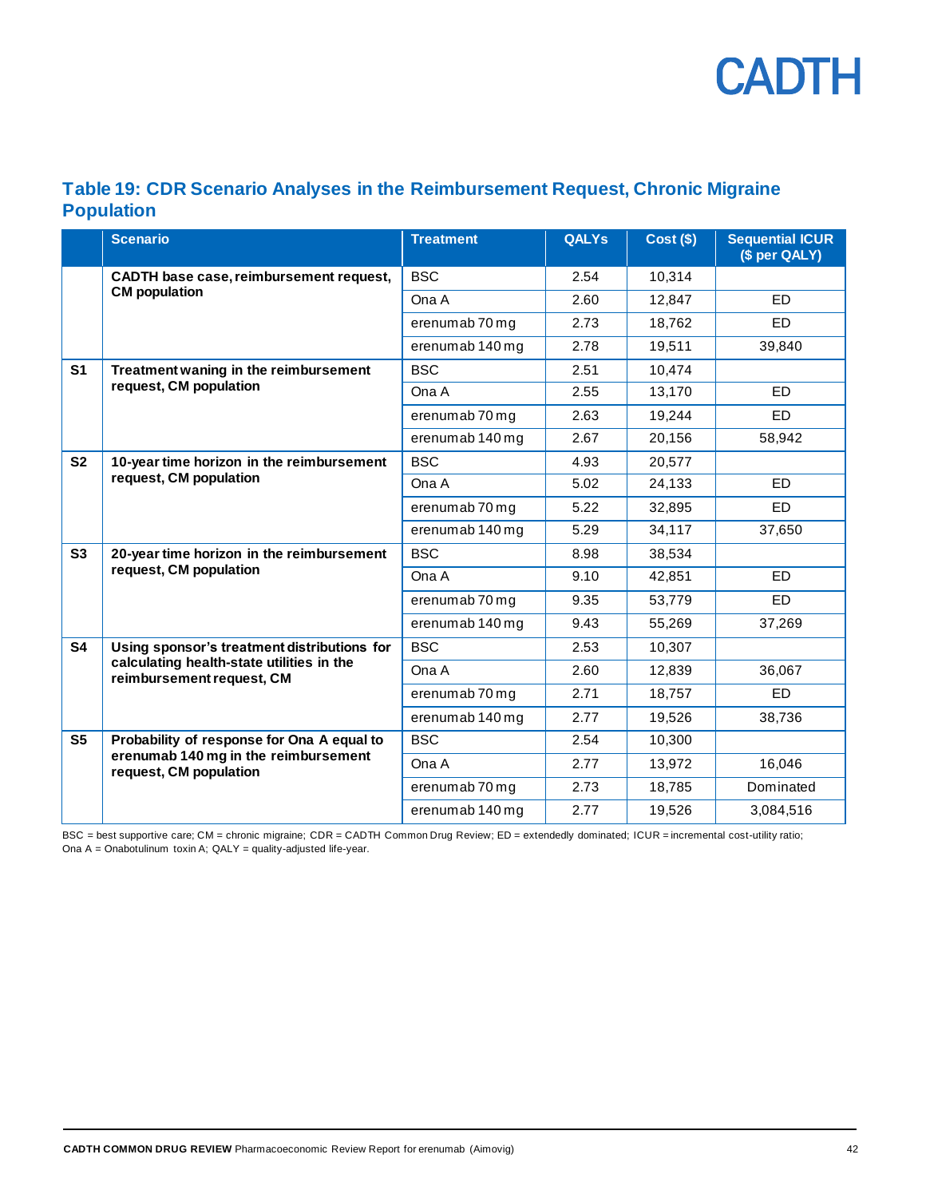### Table 19: CDR Scenario Analyses in the Reimbursement Request, Chronic Migraine Population

| | Scenario | Treatment | QALYs | Cost ($) | Sequential ICUR ($ per QALY) |
|---|---|---|---|---|---|
| | **CADTH base case, reimbursement request, CM population** | BSC | 2.54 | 10,314 | |
| | | Ona A | 2.60 | 12,847 | ED |
| | | erenumab 70 mg | 2.73 | 18,762 | ED |
| | | erenumab 140 mg | 2.78 | 19,511 | 39,840 |
| **S1** | **Treatment waning in the reimbursement request, CM population** | BSC | 2.51 | 10,474 | |
| | | Ona A | 2.55 | 13,170 | ED |
| | | erenumab 70 mg | 2.63 | 19,244 | ED |
| | | erenumab 140 mg | 2.67 | 20,156 | 58,942 |
| **S2** | **10-year time horizon in the reimbursement request, CM population** | BSC | 4.93 | 20,577 | |
| | | Ona A | 5.02 | 24,133 | ED |
| | | erenumab 70 mg | 5.22 | 32,895 | ED |
| | | erenumab 140 mg | 5.29 | 34,117 | 37,650 |
| **S3** | **20-year time horizon in the reimbursement request, CM population** | BSC | 8.98 | 38,534 | |
| | | Ona A | 9.10 | 42,851 | ED |
| | | erenumab 70 mg | 9.35 | 53,779 | ED |
| | | erenumab 140 mg | 9.43 | 55,269 | 37,269 |
| **S4** | **Using sponsor's treatment distributions for calculating health-state utilities in the reimbursement request, CM** | BSC | 2.53 | 10,307 | |
| | | Ona A | 2.60 | 12,839 | 36,067 |
| | | erenumab 70 mg | 2.71 | 18,757 | ED |
| | | erenumab 140 mg | 2.77 | 19,526 | 38,736 |
| **S5** | **Probability of response for Ona A equal to erenumab 140 mg in the reimbursement request, CM population** | BSC | 2.54 | 10,300 | |
| | | Ona A | 2.77 | 13,972 | 16,046 |
| | | erenumab 70 mg | 2.73 | 18,785 | Dominated |
| | | erenumab 140 mg | 2.77 | 19,526 | 3,084,516 |

BSC = best supportive care; CM = chronic migraine; CDR = CADTH Common Drug Review; ED = extendedly dominated; ICUR = incremental cost-utility ratio; Ona A = Onabotulinum toxin A; QALY = quality-adjusted life-year.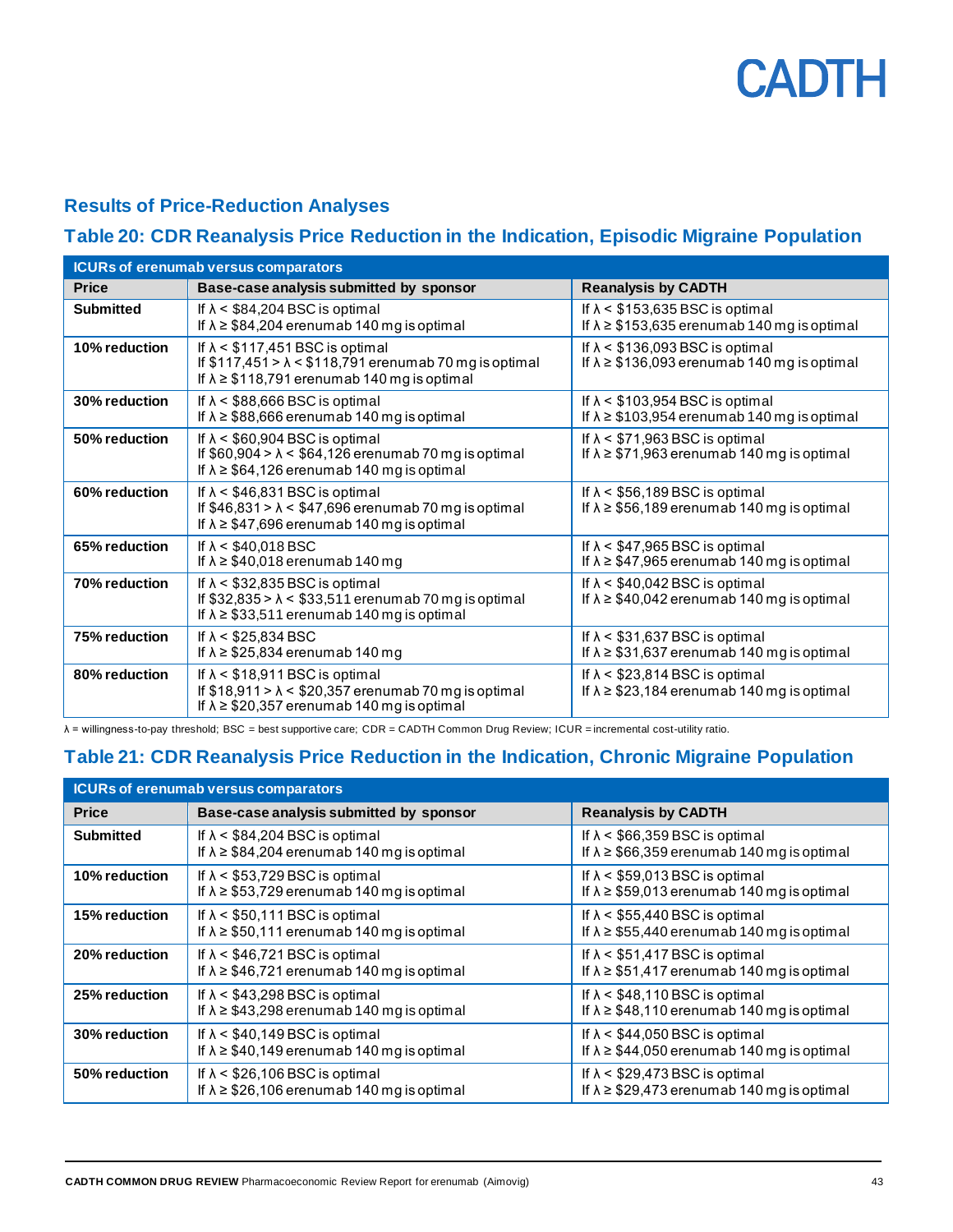## Results of Price-Reduction Analyses

### Table 20: CDR Reanalysis Price Reduction in the Indication, Episodic Migraine Population

| ICURs of erenumab versus comparators | | |
|---|---|---|
| **Price** | **Base-case analysis submitted by sponsor** | **Reanalysis by CADTH** |
| **Submitted** | If λ < \$84,204 BSC is optimal<br>If λ ≥ \$84,204 erenumab 140 mg is optimal | If λ < \$153,635 BSC is optimal<br>If λ ≥ \$153,635 erenumab 140 mg is optimal |
| **10% reduction** | If λ < \$117,451 BSC is optimal<br>If \$117,451 > λ < \$118,791 erenumab 70 mg is optimal<br>If λ ≥ \$118,791 erenumab 140 mg is optimal | If λ < \$136,093 BSC is optimal<br>If λ ≥ \$136,093 erenumab 140 mg is optimal |
| **30% reduction** | If λ < \$88,666 BSC is optimal<br>If λ ≥ \$88,666 erenumab 140 mg is optimal | If λ < \$103,954 BSC is optimal<br>If λ ≥ \$103,954 erenumab 140 mg is optimal |
| **50% reduction** | If λ < \$60,904 BSC is optimal<br>If \$60,904 > λ < \$64,126 erenumab 70 mg is optimal<br>If λ ≥ \$64,126 erenumab 140 mg is optimal | If λ < \$71,963 BSC is optimal<br>If λ ≥ \$71,963 erenumab 140 mg is optimal |
| **60% reduction** | If λ < \$46,831 BSC is optimal<br>If \$46,831 > λ < \$47,696 erenumab 70 mg is optimal<br>If λ ≥ \$47,696 erenumab 140 mg is optimal | If λ < \$56,189 BSC is optimal<br>If λ ≥ \$56,189 erenumab 140 mg is optimal |
| **65% reduction** | If λ < \$40,018 BSC<br>If λ ≥ \$40,018 erenumab 140 mg | If λ < \$47,965 BSC is optimal<br>If λ ≥ \$47,965 erenumab 140 mg is optimal |
| **70% reduction** | If λ < \$32,835 BSC is optimal<br>If \$32,835 > λ < \$33,511 erenumab 70 mg is optimal<br>If λ ≥ \$33,511 erenumab 140 mg is optimal | If λ < \$40,042 BSC is optimal<br>If λ ≥ \$40,042 erenumab 140 mg is optimal |
| **75% reduction** | If λ < \$25,834 BSC<br>If λ ≥ \$25,834 erenumab 140 mg | If λ < \$31,637 BSC is optimal<br>If λ ≥ \$31,637 erenumab 140 mg is optimal |
| **80% reduction** | If λ < \$18,911 BSC is optimal<br>If \$18,911 > λ < \$20,357 erenumab 70 mg is optimal<br>If λ ≥ \$20,357 erenumab 140 mg is optimal | If λ < \$23,814 BSC is optimal<br>If λ ≥ \$23,184 erenumab 140 mg is optimal |

λ = willingness-to-pay threshold; BSC = best supportive care; CDR = CADTH Common Drug Review; ICUR = incremental cost-utility ratio.

### Table 21: CDR Reanalysis Price Reduction in the Indication, Chronic Migraine Population

| ICURs of erenumab versus comparators | | |
|---|---|---|
| **Price** | **Base-case analysis submitted by sponsor** | **Reanalysis by CADTH** |
| **Submitted** | If λ < \$84,204 BSC is optimal<br>If λ ≥ \$84,204 erenumab 140 mg is optimal | If λ < \$66,359 BSC is optimal<br>If λ ≥ \$66,359 erenumab 140 mg is optimal |
| **10% reduction** | If λ < \$53,729 BSC is optimal<br>If λ ≥ \$53,729 erenumab 140 mg is optimal | If λ < \$59,013 BSC is optimal<br>If λ ≥ \$59,013 erenumab 140 mg is optimal |
| **15% reduction** | If λ < \$50,111 BSC is optimal<br>If λ ≥ \$50,111 erenumab 140 mg is optimal | If λ < \$55,440 BSC is optimal<br>If λ ≥ \$55,440 erenumab 140 mg is optimal |
| **20% reduction** | If λ < \$46,721 BSC is optimal<br>If λ ≥ \$46,721 erenumab 140 mg is optimal | If λ < \$51,417 BSC is optimal<br>If λ ≥ \$51,417 erenumab 140 mg is optimal |
| **25% reduction** | If λ < \$43,298 BSC is optimal<br>If λ ≥ \$43,298 erenumab 140 mg is optimal | If λ < \$48,110 BSC is optimal<br>If λ ≥ \$48,110 erenumab 140 mg is optimal |
| **30% reduction** | If λ < \$40,149 BSC is optimal<br>If λ ≥ \$40,149 erenumab 140 mg is optimal | If λ < \$44,050 BSC is optimal<br>If λ ≥ \$44,050 erenumab 140 mg is optimal |
| **50% reduction** | If λ < \$26,106 BSC is optimal<br>If λ ≥ \$26,106 erenumab 140 mg is optimal | If λ < \$29,473 BSC is optimal<br>If λ ≥ \$29,473 erenumab 140 mg is optimal |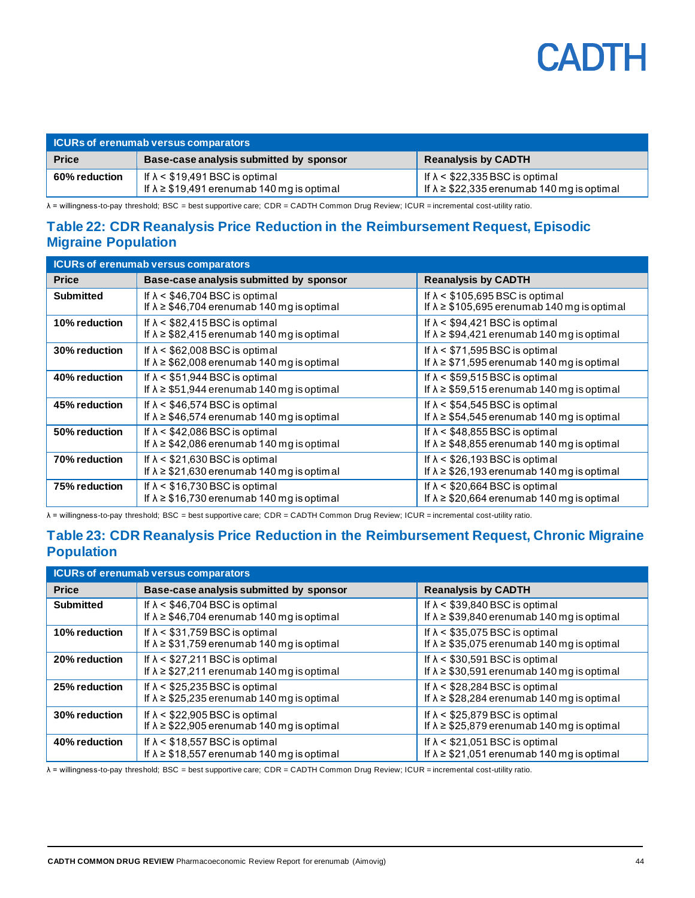| ICURs of erenumab versus comparators | | |
|---|---|---|
| **Price** | **Base-case analysis submitted by sponsor** | **Reanalysis by CADTH** |
| **60% reduction** | If λ < $19,491 BSC is optimal<br>If λ ≥ $19,491 erenumab 140 mg is optimal | If λ < $22,335 BSC is optimal<br>If λ ≥ $22,335 erenumab 140 mg is optimal |

λ = willingness-to-pay threshold; BSC = best supportive care; CDR = CADTH Common Drug Review; ICUR = incremental cost-utility ratio.

## Table 22: CDR Reanalysis Price Reduction in the Reimbursement Request, Episodic Migraine Population

| ICURs of erenumab versus comparators | | |
|---|---|---|
| **Price** | **Base-case analysis submitted by sponsor** | **Reanalysis by CADTH** |
| **Submitted** | If λ < $46,704 BSC is optimal<br>If λ ≥ $46,704 erenumab 140 mg is optimal | If λ < $105,695 BSC is optimal<br>If λ ≥ $105,695 erenumab 140 mg is optimal |
| **10% reduction** | If λ < $82,415 BSC is optimal<br>If λ ≥ $82,415 erenumab 140 mg is optimal | If λ < $94,421 BSC is optimal<br>If λ ≥ $94,421 erenumab 140 mg is optimal |
| **30% reduction** | If λ < $62,008 BSC is optimal<br>If λ ≥ $62,008 erenumab 140 mg is optimal | If λ < $71,595 BSC is optimal<br>If λ ≥ $71,595 erenumab 140 mg is optimal |
| **40% reduction** | If λ < $51,944 BSC is optimal<br>If λ ≥ $51,944 erenumab 140 mg is optimal | If λ < $59,515 BSC is optimal<br>If λ ≥ $59,515 erenumab 140 mg is optimal |
| **45% reduction** | If λ < $46,574 BSC is optimal<br>If λ ≥ $46,574 erenumab 140 mg is optimal | If λ < $54,545 BSC is optimal<br>If λ ≥ $54,545 erenumab 140 mg is optimal |
| **50% reduction** | If λ < $42,086 BSC is optimal<br>If λ ≥ $42,086 erenumab 140 mg is optimal | If λ < $48,855 BSC is optimal<br>If λ ≥ $48,855 erenumab 140 mg is optimal |
| **70% reduction** | If λ < $21,630 BSC is optimal<br>If λ ≥ $21,630 erenumab 140 mg is optimal | If λ < $26,193 BSC is optimal<br>If λ ≥ $26,193 erenumab 140 mg is optimal |
| **75% reduction** | If λ < $16,730 BSC is optimal<br>If λ ≥ $16,730 erenumab 140 mg is optimal | If λ < $20,664 BSC is optimal<br>If λ ≥ $20,664 erenumab 140 mg is optimal |

λ = willingness-to-pay threshold; BSC = best supportive care; CDR = CADTH Common Drug Review; ICUR = incremental cost-utility ratio.

## Table 23: CDR Reanalysis Price Reduction in the Reimbursement Request, Chronic Migraine Population

| ICURs of erenumab versus comparators | | |
|---|---|---|
| **Price** | **Base-case analysis submitted by sponsor** | **Reanalysis by CADTH** |
| **Submitted** | If λ < $46,704 BSC is optimal<br>If λ ≥ $46,704 erenumab 140 mg is optimal | If λ < $39,840 BSC is optimal<br>If λ ≥ $39,840 erenumab 140 mg is optimal |
| **10% reduction** | If λ < $31,759 BSC is optimal<br>If λ ≥ $31,759 erenumab 140 mg is optimal | If λ < $35,075 BSC is optimal<br>If λ ≥ $35,075 erenumab 140 mg is optimal |
| **20% reduction** | If λ < $27,211 BSC is optimal<br>If λ ≥ $27,211 erenumab 140 mg is optimal | If λ < $30,591 BSC is optimal<br>If λ ≥ $30,591 erenumab 140 mg is optimal |
| **25% reduction** | If λ < $25,235 BSC is optimal<br>If λ ≥ $25,235 erenumab 140 mg is optimal | If λ < $28,284 BSC is optimal<br>If λ ≥ $28,284 erenumab 140 mg is optimal |
| **30% reduction** | If λ < $22,905 BSC is optimal<br>If λ ≥ $22,905 erenumab 140 mg is optimal | If λ < $25,879 BSC is optimal<br>If λ ≥ $25,879 erenumab 140 mg is optimal |
| **40% reduction** | If λ < $18,557 BSC is optimal<br>If λ ≥ $18,557 erenumab 140 mg is optimal | If λ < $21,051 BSC is optimal<br>If λ ≥ $21,051 erenumab 140 mg is optimal |

λ = willingness-to-pay threshold; BSC = best supportive care; CDR = CADTH Common Drug Review; ICUR = incremental cost-utility ratio.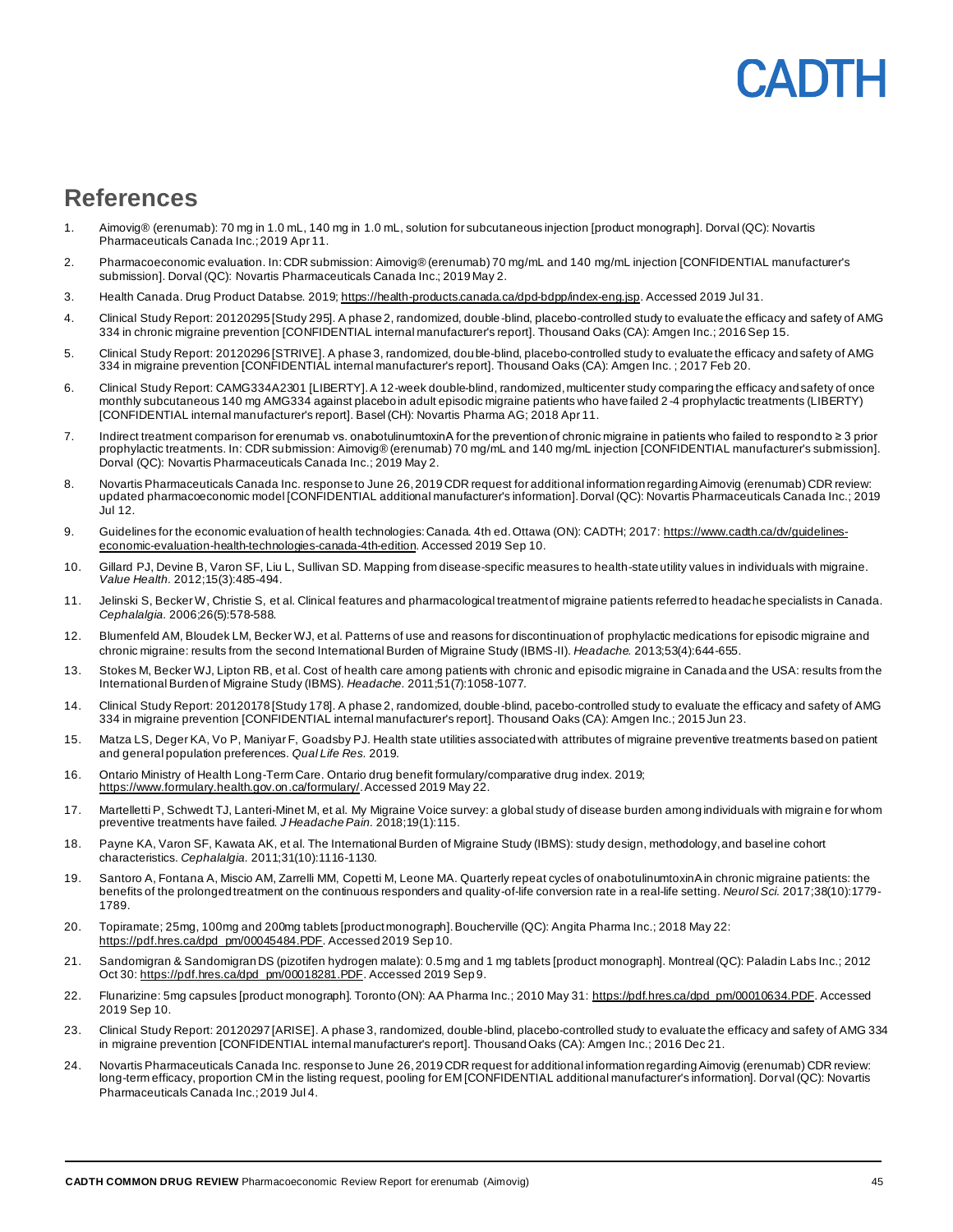## References

1. Aimovig® (erenumab): 70 mg in 1.0 mL, 140 mg in 1.0 mL, solution for subcutaneous injection [product monograph]. Dorval (QC): Novartis Pharmaceuticals Canada Inc.; 2019 Apr 11.
2. Pharmacoeconomic evaluation. In: CDR submission: Aimovig® (erenumab) 70 mg/mL and 140 mg/mL injection [CONFIDENTIAL manufacturer's submission]. Dorval (QC): Novartis Pharmaceuticals Canada Inc.; 2019 May 2.
3. Health Canada. Drug Product Databse. 2019; https://health-products.canada.ca/dpd-bdpp/index-eng.jsp. Accessed 2019 Jul 31.
4. Clinical Study Report: 20120295 [Study 295]. A phase 2, randomized, double-blind, placebo-controlled study to evaluate the efficacy and safety of AMG 334 in chronic migraine prevention [CONFIDENTIAL internal manufacturer's report]. Thousand Oaks (CA): Amgen Inc.; 2016 Sep 15.
5. Clinical Study Report: 20120296 [STRIVE]. A phase 3, randomized, double-blind, placebo-controlled study to evaluate the efficacy and safety of AMG 334 in migraine prevention [CONFIDENTIAL internal manufacturer's report]. Thousand Oaks (CA): Amgen Inc. ; 2017 Feb 20.
6. Clinical Study Report: CAMG334A2301 [LIBERTY]. A 12-week double-blind, randomized, multicenter study comparing the efficacy and safety of once monthly subcutaneous 140 mg AMG334 against placebo in adult episodic migraine patients who have failed 2-4 prophylactic treatments (LIBERTY) [CONFIDENTIAL internal manufacturer's report]. Basel (CH): Novartis Pharma AG; 2018 Apr 11.
7. Indirect treatment comparison for erenumab vs. onabotulinumtoxinA for the prevention of chronic migraine in patients who failed to respond to ≥ 3 prior prophylactic treatments. In: CDR submission: Aimovig® (erenumab) 70 mg/mL and 140 mg/mL injection [CONFIDENTIAL manufacturer's submission]. Dorval (QC): Novartis Pharmaceuticals Canada Inc.; 2019 May 2.
8. Novartis Pharmaceuticals Canada Inc. response to June 26, 2019 CDR request for additional information regarding Aimovig (erenumab) CDR review: updated pharmacoeconomic model [CONFIDENTIAL additional manufacturer's information]. Dorval (QC): Novartis Pharmaceuticals Canada Inc.; 2019 Jul 12.
9. Guidelines for the economic evaluation of health technologies: Canada. 4th ed. Ottawa (ON): CADTH; 2017: https://www.cadth.ca/dv/guidelines-economic-evaluation-health-technologies-canada-4th-edition. Accessed 2019 Sep 10.
10. Gillard PJ, Devine B, Varon SF, Liu L, Sullivan SD. Mapping from disease-specific measures to health-state utility values in individuals with migraine. *Value Health.* 2012;15(3):485-494.
11. Jelinski S, Becker W, Christie S, et al. Clinical features and pharmacological treatment of migraine patients referred to headache specialists in Canada. *Cephalalgia.* 2006;26(5):578-588.
12. Blumenfeld AM, Bloudek LM, Becker WJ, et al. Patterns of use and reasons for discontinuation of prophylactic medications for episodic migraine and chronic migraine: results from the second International Burden of Migraine Study (IBMS-II). *Headache.* 2013;53(4):644-655.
13. Stokes M, Becker WJ, Lipton RB, et al. Cost of health care among patients with chronic and episodic migraine in Canada and the USA: results from the International Burden of Migraine Study (IBMS). *Headache.* 2011;51(7):1058-1077.
14. Clinical Study Report: 20120178 [Study 178]. A phase 2, randomized, double-blind, pacebo-controlled study to evaluate the efficacy and safety of AMG 334 in migraine prevention [CONFIDENTIAL internal manufacturer's report]. Thousand Oaks (CA): Amgen Inc.; 2015 Jun 23.
15. Matza LS, Deger KA, Vo P, Maniyar F, Goadsby PJ. Health state utilities associated with attributes of migraine preventive treatments based on patient and general population preferences. *Qual Life Res.* 2019.
16. Ontario Ministry of Health Long-Term Care. Ontario drug benefit formulary/comparative drug index. 2019; https://www.formulary.health.gov.on.ca/formulary/. Accessed 2019 May 22.
17. Martelletti P, Schwedt TJ, Lanteri-Minet M, et al. My Migraine Voice survey: a global study of disease burden among individuals with migraine for whom preventive treatments have failed. *J Headache Pain.* 2018;19(1):115.
18. Payne KA, Varon SF, Kawata AK, et al. The International Burden of Migraine Study (IBMS): study design, methodology, and baseline cohort characteristics. *Cephalalgia.* 2011;31(10):1116-1130.
19. Santoro A, Fontana A, Miscio AM, Zarrelli MM, Copetti M, Leone MA. Quarterly repeat cycles of onabotulinumtoxinA in chronic migraine patients: the benefits of the prolonged treatment on the continuous responders and quality-of-life conversion rate in a real-life setting. *Neurol Sci.* 2017;38(10):1779-1789.
20. Topiramate; 25mg, 100mg and 200mg tablets [product monograph]. Boucherville (QC): Angita Pharma Inc.; 2018 May 22: https://pdf.hres.ca/dpd_pm/00045484.PDF. Accessed 2019 Sep 10.
21. Sandomigran & Sandomigran DS (pizotifen hydrogen malate): 0.5 mg and 1 mg tablets [product monograph]. Montreal (QC): Paladin Labs Inc.; 2012 Oct 30: https://pdf.hres.ca/dpd_pm/00018281.PDF. Accessed 2019 Sep 9.
22. Flunarizine: 5mg capsules [product monograph]. Toronto (ON): AA Pharma Inc.; 2010 May 31: https://pdf.hres.ca/dpd_pm/00010634.PDF. Accessed 2019 Sep 10.
23. Clinical Study Report: 20120297 [ARISE]. A phase 3, randomized, double-blind, placebo-controlled study to evaluate the efficacy and safety of AMG 334 in migraine prevention [CONFIDENTIAL internal manufacturer's report]. Thousand Oaks (CA): Amgen Inc.; 2016 Dec 21.
24. Novartis Pharmaceuticals Canada Inc. response to June 26, 2019 CDR request for additional information regarding Aimovig (erenumab) CDR review: long-term efficacy, proportion CM in the listing request, pooling for EM [CONFIDENTIAL additional manufacturer's information]. Dorval (QC): Novartis Pharmaceuticals Canada Inc.; 2019 Jul 4.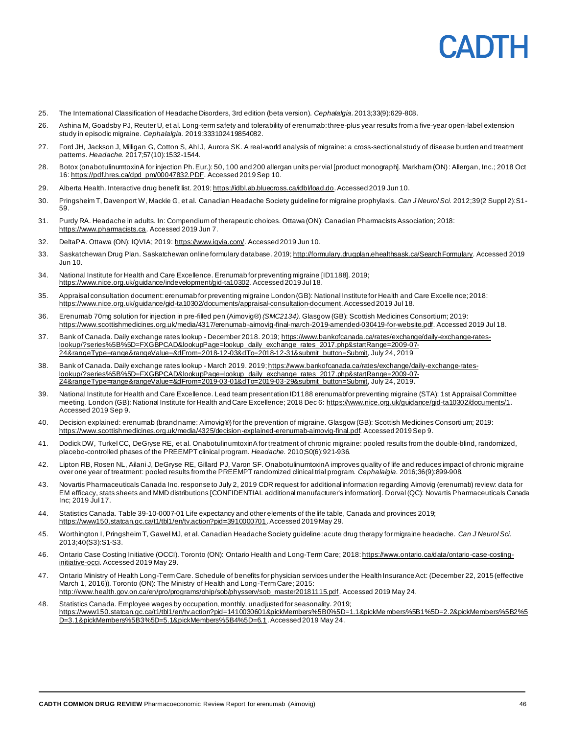25. The International Classification of Headache Disorders, 3rd edition (beta version). *Cephalalgia.* 2013;33(9):629-808.

26. Ashina M, Goadsby PJ, Reuter U, et al. Long-term safety and tolerability of erenumab: three-plus year results from a five-year open-label extension study in episodic migraine. *Cephalalgia.* 2019:333102419854082.

27. Ford JH, Jackson J, Milligan G, Cotton S, Ahl J, Aurora SK. A real-world analysis of migraine: a cross-sectional study of disease burden and treatment patterns. *Headache.* 2017;57(10):1532-1544.

28. Botox (onabotulinumtoxinA for injection Ph. Eur.): 50, 100 and 200 allergan units per vial [product monograph]. Markham (ON): Allergan, Inc.; 2018 Oct 16: https://pdf.hres.ca/dpd_pm/00047832.PDF. Accessed 2019 Sep 10.

29. Alberta Health. Interactive drug benefit list. 2019; https://idbl.ab.bluecross.ca/idbl/load.do. Accessed 2019 Jun 10.

30. Pringsheim T, Davenport W, Mackie G, et al. Canadian Headache Society guideline for migraine prophylaxis. *Can J Neurol Sci.* 2012;39(2 Suppl 2):S1-59.

31. Purdy RA. Headache in adults. In: Compendium of therapeutic choices. Ottawa (ON): Canadian Pharmacists Association; 2018: https://www.pharmacists.ca. Accessed 2019 Jun 7.

32. DeltaPA. Ottawa (ON): IQVIA; 2019: https://www.iqvia.com/. Accessed 2019 Jun 10.

33. Saskatchewan Drug Plan. Saskatchewan online formulary database. 2019; http://formulary.drugplan.ehealthsask.ca/SearchFormulary. Accessed 2019 Jun 10.

34. National Institute for Health and Care Excellence. Erenumab for preventing migraine [ID1188]. 2019; https://www.nice.org.uk/guidance/indevelopment/gid-ta10302. Accessed 2019 Jul 18.

35. Appraisal consultation document: erenumab for preventing migraine London (GB): National Institute for Health and Care Excellence; 2018: https://www.nice.org.uk/guidance/gid-ta10302/documents/appraisal-consultation-document. Accessed 2019 Jul 18.

36. Erenumab 70mg solution for injection in pre-filled pen (Aimovig®) *(SMC2134).* Glasgow (GB): Scottish Medicines Consortium; 2019: https://www.scottishmedicines.org.uk/media/4317/erenumab-aimovig-final-march-2019-amended-030419-for-website.pdf. Accessed 2019 Jul 18.

37. Bank of Canada. Daily exchange rates lookup - December 2018. 2019; https://www.bankofcanada.ca/rates/exchange/daily-exchange-rates-lookup/?series%5B%5D=FXGBPCAD&lookupPage=lookup_daily_exchange_rates_2017.php&startRange=2009-07-24&rangeType=range&rangeValue=&dFrom=2018-12-03&dTo=2018-12-31&submit_button=Submit, July 24, 2019

38. Bank of Canada. Daily exchange rates lookup - March 2019. 2019; https://www.bankofcanada.ca/rates/exchange/daily-exchange-rates-lookup/?series%5B%5D=FXGBPCAD&lookupPage=lookup_daily_exchange_rates_2017.php&startRange=2009-07-24&rangeType=range&rangeValue=&dFrom=2019-03-01&dTo=2019-03-29&submit_button=Submit, July 24, 2019.

39. National Institute for Health and Care Excellence. Lead team presentation ID1188 erenumabfor preventing migraine (STA): 1st Appraisal Committee meeting. London (GB): National Institute for Health and Care Excellence; 2018 Dec 6: https://www.nice.org.uk/guidance/gid-ta10302/documents/1. Accessed 2019 Sep 9.

40. Decision explained: erenumab (brand name: Aimovig®) for the prevention of migraine. Glasgow (GB): Scottish Medicines Consortium; 2019: https://www.scottishmedicines.org.uk/media/4325/decision-explained-erenumab-aimovig-final.pdf. Accessed 2019 Sep 9.

41. Dodick DW, Turkel CC, DeGryse RE, et al. OnabotulinumtoxinA for treatment of chronic migraine: pooled results from the double-blind, randomized, placebo-controlled phases of the PREEMPT clinical program. *Headache.* 2010;50(6):921-936.

42. Lipton RB, Rosen NL, Ailani J, DeGryse RE, Gillard PJ, Varon SF. OnabotulinumtoxinA improves quality of life and reduces impact of chronic migraine over one year of treatment: pooled results from the PREEMPT randomized clinical trial program. *Cephalalgia.* 2016;36(9):899-908.

43. Novartis Pharmaceuticals Canada Inc. response to July 2, 2019 CDR request for additional information regarding Aimovig (erenumab) review: data for EM efficacy, stats sheets and MMD distributions [CONFIDENTIAL additional manufacturer's information]. Dorval (QC): Novartis Pharmaceuticals Canada Inc; 2019 Jul 17.

44. Statistics Canada. Table 39-10-0007-01 Life expectancy and other elements of the life table, Canada and provinces 2019; https://www150.statcan.gc.ca/t1/tbl1/en/tv.action?pid=3910000701. Accessed 2019 May 29.

45. Worthington I, Pringsheim T, Gawel MJ, et al. Canadian Headache Society guideline: acute drug therapy for migraine headache. *Can J Neurol Sci.* 2013;40(S3):S1-S3.

46. Ontario Case Costing Initiative (OCCI). Toronto (ON): Ontario Health and Long-Term Care; 2018: https://www.ontario.ca/data/ontario-case-costing-initiative-occi. Accessed 2019 May 29.

47. Ontario Ministry of Health Long-Term Care. Schedule of benefits for physician services under the Health Insurance Act: (December 22, 2015 (effective March 1, 2016)). Toronto (ON): The Ministry of Health and Long-Term Care; 2015: http://www.health.gov.on.ca/en/pro/programs/ohip/sob/physserv/sob_master20181115.pdf. Accessed 2019 May 24.

48. Statistics Canada. Employee wages by occupation, monthly, unadjusted for seasonality. 2019; https://www150.statcan.gc.ca/t1/tbl1/en/tv.action?pid=1410030601&pickMembers%5B0%5D=1.1&pickMembers%5B1%5D=2.2&pickMembers%5B2%5D=3.1&pickMembers%5B3%5D=5.1&pickMembers%5B4%5D=6.1. Accessed 2019 May 24.